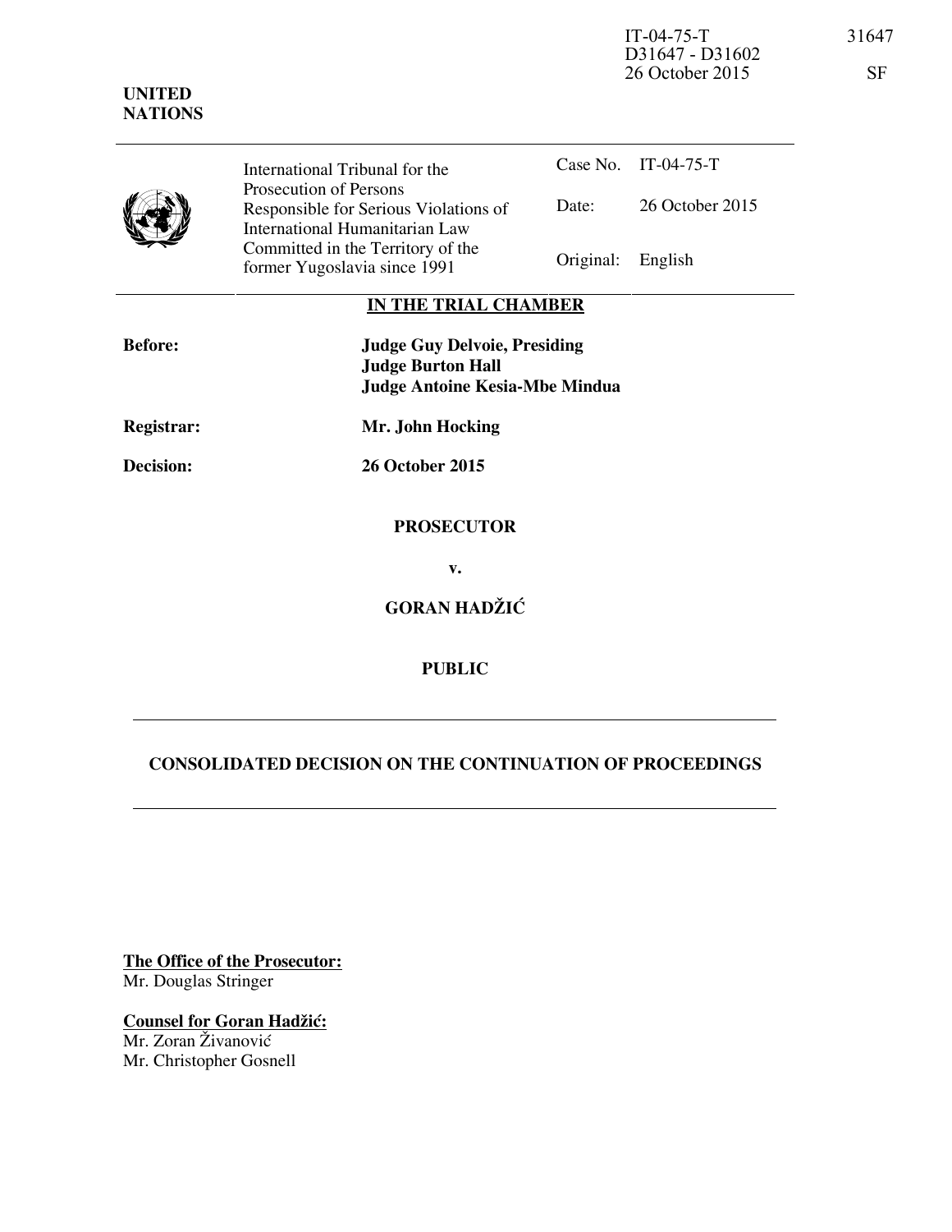IT-04-75-T 31647
D31647 - D31602
26 October 2015 SF

**UNITED NATIONS**

| International Tribunal for the Prosecution of Persons Responsible for Serious Violations of International Humanitarian Law Committed in the Territory of the former Yugoslavia since 1991 | Case No. | IT-04-75-T |
|---|---|---|
| | Date: | 26 October 2015 |
| | Original: | English |

**IN THE TRIAL CHAMBER**

**Before:** **Judge Guy Delvoie, Presiding**
**Judge Burton Hall**
**Judge Antoine Kesia-Mbe Mindua**

**Registrar:** **Mr. John Hocking**

**Decision:** **26 October 2015**

**PROSECUTOR**

**v.**

**GORAN HADŽIĆ**

**PUBLIC**

---

**CONSOLIDATED DECISION ON THE CONTINUATION OF PROCEEDINGS**

---

**The Office of the Prosecutor:**
Mr. Douglas Stringer

**Counsel for Goran Hadžić:**
Mr. Zoran Živanović
Mr. Christopher Gosnell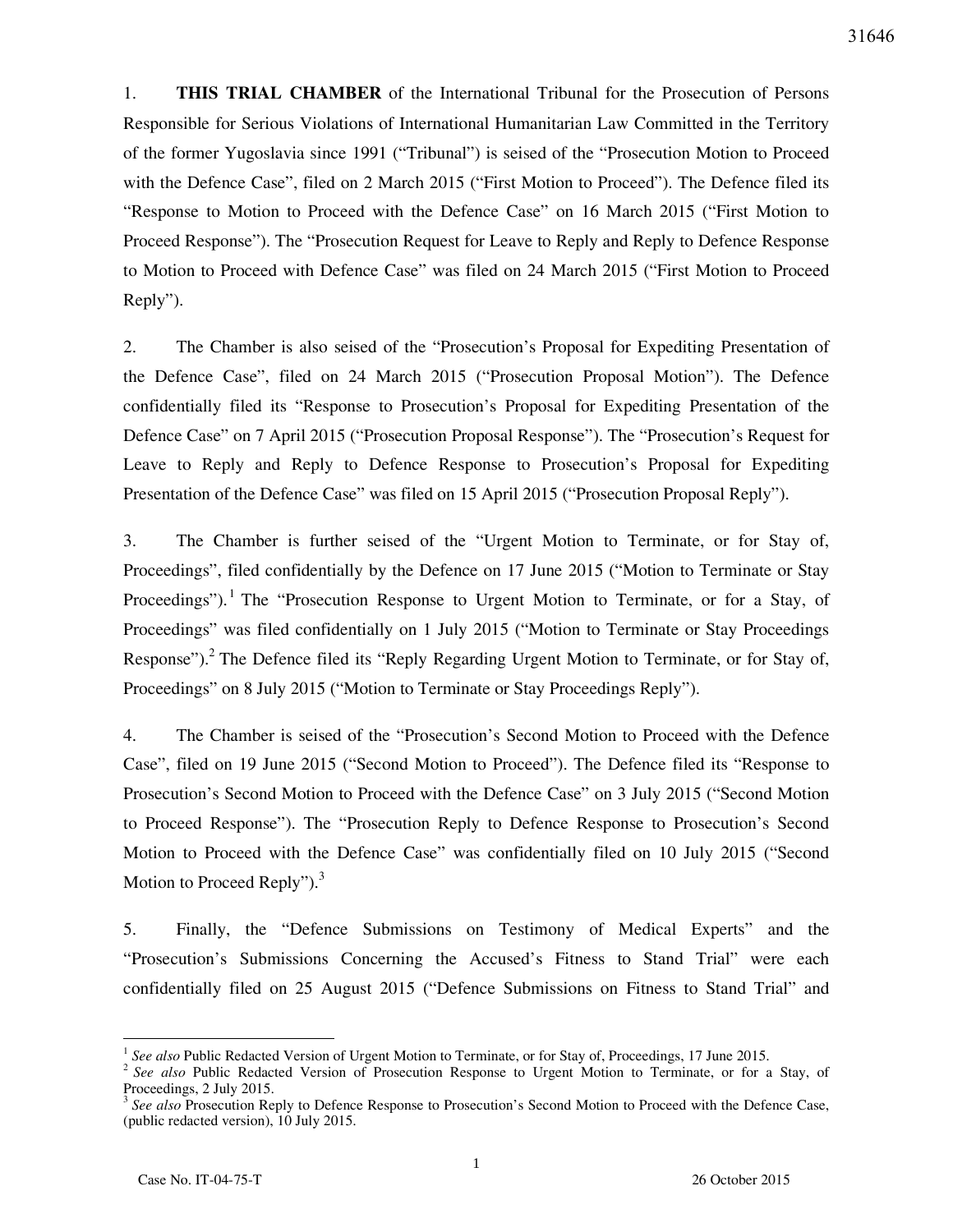1. **THIS TRIAL CHAMBER** of the International Tribunal for the Prosecution of Persons Responsible for Serious Violations of International Humanitarian Law Committed in the Territory of the former Yugoslavia since 1991 ("Tribunal") is seised of the "Prosecution Motion to Proceed with the Defence Case", filed on 2 March 2015 ("First Motion to Proceed"). The Defence filed its "Response to Motion to Proceed with the Defence Case" on 16 March 2015 ("First Motion to Proceed Response"). The "Prosecution Request for Leave to Reply and Reply to Defence Response to Motion to Proceed with Defence Case" was filed on 24 March 2015 ("First Motion to Proceed Reply").

2. The Chamber is also seised of the "Prosecution's Proposal for Expediting Presentation of the Defence Case", filed on 24 March 2015 ("Prosecution Proposal Motion"). The Defence confidentially filed its "Response to Prosecution's Proposal for Expediting Presentation of the Defence Case" on 7 April 2015 ("Prosecution Proposal Response"). The "Prosecution's Request for Leave to Reply and Reply to Defence Response to Prosecution's Proposal for Expediting Presentation of the Defence Case" was filed on 15 April 2015 ("Prosecution Proposal Reply").

3. The Chamber is further seised of the "Urgent Motion to Terminate, or for Stay of, Proceedings", filed confidentially by the Defence on 17 June 2015 ("Motion to Terminate or Stay Proceedings").[1] The "Prosecution Response to Urgent Motion to Terminate, or for a Stay, of Proceedings" was filed confidentially on 1 July 2015 ("Motion to Terminate or Stay Proceedings Response").[2] The Defence filed its "Reply Regarding Urgent Motion to Terminate, or for Stay of, Proceedings" on 8 July 2015 ("Motion to Terminate or Stay Proceedings Reply").

4. The Chamber is seised of the "Prosecution's Second Motion to Proceed with the Defence Case", filed on 19 June 2015 ("Second Motion to Proceed"). The Defence filed its "Response to Prosecution's Second Motion to Proceed with the Defence Case" on 3 July 2015 ("Second Motion to Proceed Response"). The "Prosecution Reply to Defence Response to Prosecution's Second Motion to Proceed with the Defence Case" was confidentially filed on 10 July 2015 ("Second Motion to Proceed Reply").[3]

5. Finally, the "Defence Submissions on Testimony of Medical Experts" and the "Prosecution's Submissions Concerning the Accused's Fitness to Stand Trial" were each confidentially filed on 25 August 2015 ("Defence Submissions on Fitness to Stand Trial" and

---

[1] *See also* Public Redacted Version of Urgent Motion to Terminate, or for Stay of, Proceedings, 17 June 2015.

[2] *See also* Public Redacted Version of Prosecution Response to Urgent Motion to Terminate, or for a Stay, of Proceedings, 2 July 2015.

[3] *See also* Prosecution Reply to Defence Response to Prosecution's Second Motion to Proceed with the Defence Case, (public redacted version), 10 July 2015.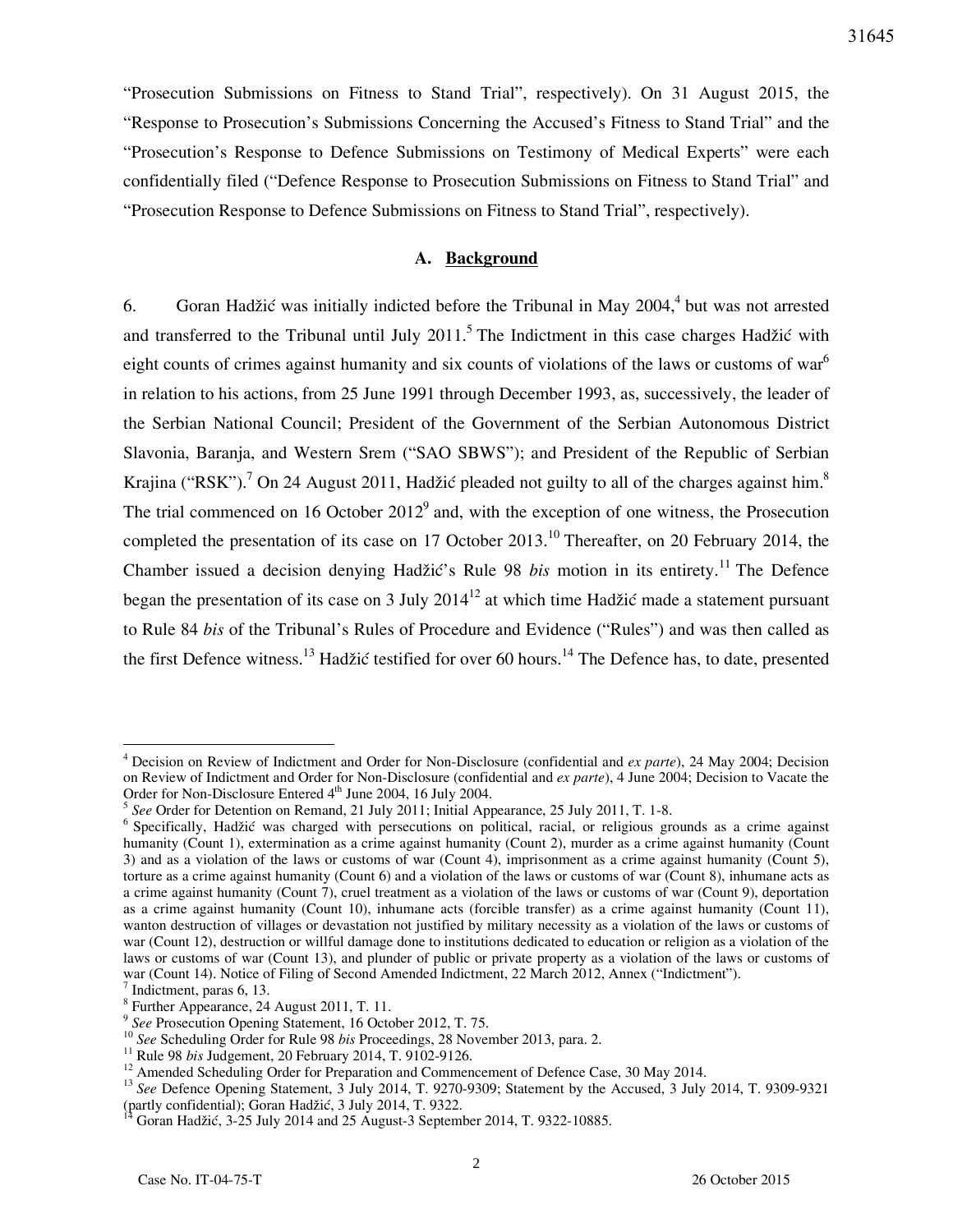"Prosecution Submissions on Fitness to Stand Trial", respectively). On 31 August 2015, the "Response to Prosecution's Submissions Concerning the Accused's Fitness to Stand Trial" and the "Prosecution's Response to Defence Submissions on Testimony of Medical Experts" were each confidentially filed ("Defence Response to Prosecution Submissions on Fitness to Stand Trial" and "Prosecution Response to Defence Submissions on Fitness to Stand Trial", respectively).

## A. Background

6. Goran Hadžić was initially indicted before the Tribunal in May 2004,[4] but was not arrested and transferred to the Tribunal until July 2011.[5] The Indictment in this case charges Hadžić with eight counts of crimes against humanity and six counts of violations of the laws or customs of war[6] in relation to his actions, from 25 June 1991 through December 1993, as, successively, the leader of the Serbian National Council; President of the Government of the Serbian Autonomous District Slavonia, Baranja, and Western Srem ("SAO SBWS"); and President of the Republic of Serbian Krajina ("RSK").[7] On 24 August 2011, Hadžić pleaded not guilty to all of the charges against him.[8] The trial commenced on 16 October 2012[9] and, with the exception of one witness, the Prosecution completed the presentation of its case on 17 October 2013.[10] Thereafter, on 20 February 2014, the Chamber issued a decision denying Hadžić's Rule 98 *bis* motion in its entirety.[11] The Defence began the presentation of its case on 3 July 2014[12] at which time Hadžić made a statement pursuant to Rule 84 *bis* of the Tribunal's Rules of Procedure and Evidence ("Rules") and was then called as the first Defence witness.[13] Hadžić testified for over 60 hours.[14] The Defence has, to date, presented

---

[4] Decision on Review of Indictment and Order for Non-Disclosure (confidential and *ex parte*), 24 May 2004; Decision on Review of Indictment and Order for Non-Disclosure (confidential and *ex parte*), 4 June 2004; Decision to Vacate the Order for Non-Disclosure Entered 4th June 2004, 16 July 2004.

[5] *See* Order for Detention on Remand, 21 July 2011; Initial Appearance, 25 July 2011, T. 1-8.

[6] Specifically, Hadžić was charged with persecutions on political, racial, or religious grounds as a crime against humanity (Count 1), extermination as a crime against humanity (Count 2), murder as a crime against humanity (Count 3) and as a violation of the laws or customs of war (Count 4), imprisonment as a crime against humanity (Count 5), torture as a crime against humanity (Count 6) and a violation of the laws or customs of war (Count 8), inhumane acts as a crime against humanity (Count 7), cruel treatment as a violation of the laws or customs of war (Count 9), deportation as a crime against humanity (Count 10), inhumane acts (forcible transfer) as a crime against humanity (Count 11), wanton destruction of villages or devastation not justified by military necessity as a violation of the laws or customs of war (Count 12), destruction or willful damage done to institutions dedicated to education or religion as a violation of the laws or customs of war (Count 13), and plunder of public or private property as a violation of the laws or customs of war (Count 14). Notice of Filing of Second Amended Indictment, 22 March 2012, Annex ("Indictment").

[7] Indictment, paras 6, 13.

[8] Further Appearance, 24 August 2011, T. 11.

[9] *See* Prosecution Opening Statement, 16 October 2012, T. 75.

[10] *See* Scheduling Order for Rule 98 *bis* Proceedings, 28 November 2013, para. 2.

[11] Rule 98 *bis* Judgement, 20 February 2014, T. 9102-9126.

[12] Amended Scheduling Order for Preparation and Commencement of Defence Case, 30 May 2014.

[13] *See* Defence Opening Statement, 3 July 2014, T. 9270-9309; Statement by the Accused, 3 July 2014, T. 9309-9321 (partly confidential); Goran Hadžić, 3 July 2014, T. 9322.

[14] Goran Hadžić, 3-25 July 2014 and 25 August-3 September 2014, T. 9322-10885.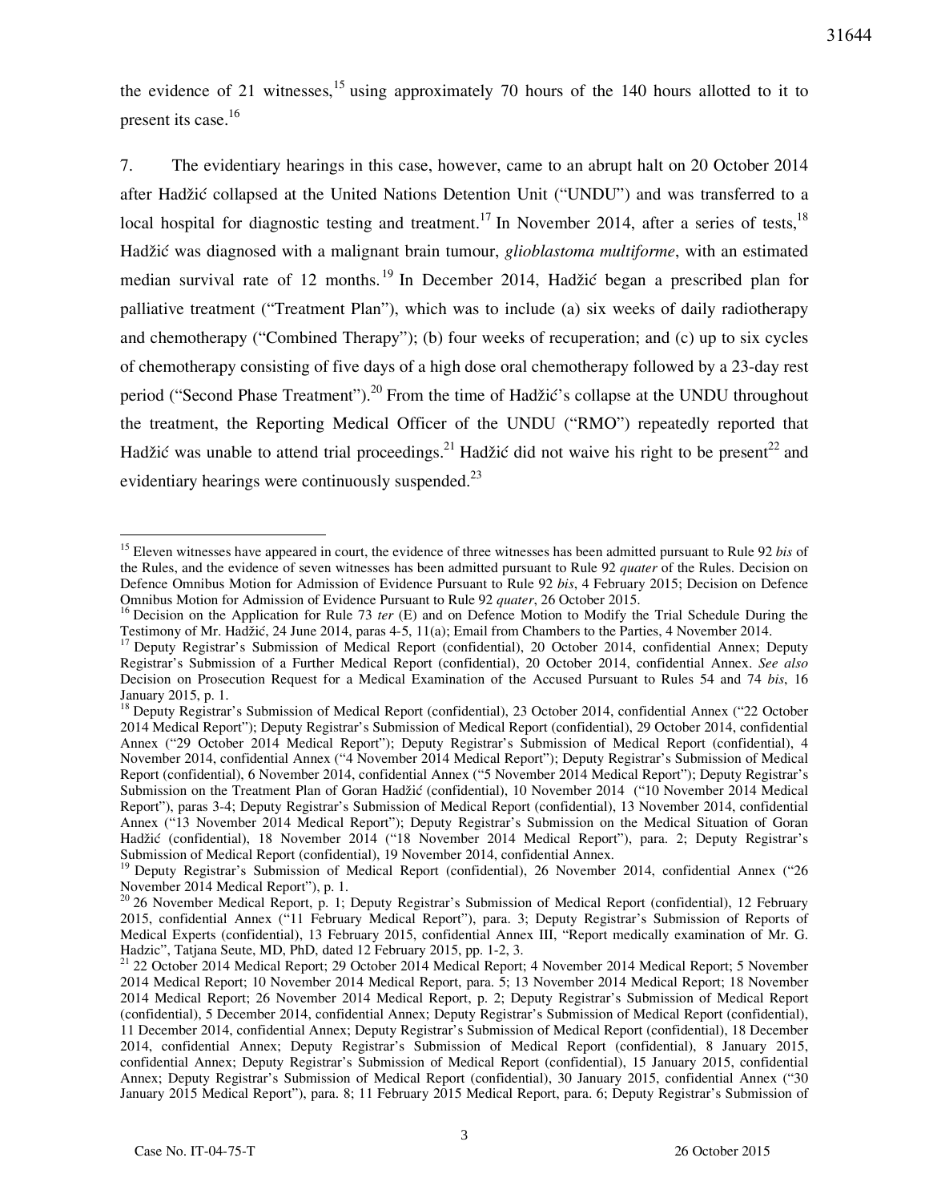the evidence of 21 witnesses,[15] using approximately 70 hours of the 140 hours allotted to it to present its case.[16]

7. The evidentiary hearings in this case, however, came to an abrupt halt on 20 October 2014 after Hadžić collapsed at the United Nations Detention Unit ("UNDU") and was transferred to a local hospital for diagnostic testing and treatment.[17] In November 2014, after a series of tests,[18] Hadžić was diagnosed with a malignant brain tumour, *glioblastoma multiforme*, with an estimated median survival rate of 12 months.[19] In December 2014, Hadžić began a prescribed plan for palliative treatment ("Treatment Plan"), which was to include (a) six weeks of daily radiotherapy and chemotherapy ("Combined Therapy"); (b) four weeks of recuperation; and (c) up to six cycles of chemotherapy consisting of five days of a high dose oral chemotherapy followed by a 23-day rest period ("Second Phase Treatment").[20] From the time of Hadžić's collapse at the UNDU throughout the treatment, the Reporting Medical Officer of the UNDU ("RMO") repeatedly reported that Hadžić was unable to attend trial proceedings.[21] Hadžić did not waive his right to be present[22] and evidentiary hearings were continuously suspended.[23]

---

[15] Eleven witnesses have appeared in court, the evidence of three witnesses has been admitted pursuant to Rule 92 *bis* of the Rules, and the evidence of seven witnesses has been admitted pursuant to Rule 92 *quater* of the Rules. Decision on Defence Omnibus Motion for Admission of Evidence Pursuant to Rule 92 *bis*, 4 February 2015; Decision on Defence Omnibus Motion for Admission of Evidence Pursuant to Rule 92 *quater*, 26 October 2015.

[16] Decision on the Application for Rule 73 *ter* (E) and on Defence Motion to Modify the Trial Schedule During the Testimony of Mr. Hadžić, 24 June 2014, paras 4-5, 11(a); Email from Chambers to the Parties, 4 November 2014.

[17] Deputy Registrar's Submission of Medical Report (confidential), 20 October 2014, confidential Annex; Deputy Registrar's Submission of a Further Medical Report (confidential), 20 October 2014, confidential Annex. *See also* Decision on Prosecution Request for a Medical Examination of the Accused Pursuant to Rules 54 and 74 *bis*, 16 January 2015, p. 1.

[18] Deputy Registrar's Submission of Medical Report (confidential), 23 October 2014, confidential Annex ("22 October 2014 Medical Report"); Deputy Registrar's Submission of Medical Report (confidential), 29 October 2014, confidential Annex ("29 October 2014 Medical Report"); Deputy Registrar's Submission of Medical Report (confidential), 4 November 2014, confidential Annex ("4 November 2014 Medical Report"); Deputy Registrar's Submission of Medical Report (confidential), 6 November 2014, confidential Annex ("5 November 2014 Medical Report"); Deputy Registrar's Submission on the Treatment Plan of Goran Hadžić (confidential), 10 November 2014 ("10 November 2014 Medical Report"), paras 3-4; Deputy Registrar's Submission of Medical Report (confidential), 13 November 2014, confidential Annex ("13 November 2014 Medical Report"); Deputy Registrar's Submission on the Medical Situation of Goran Hadžić (confidential), 18 November 2014 ("18 November 2014 Medical Report"), para. 2; Deputy Registrar's Submission of Medical Report (confidential), 19 November 2014, confidential Annex.

[19] Deputy Registrar's Submission of Medical Report (confidential), 26 November 2014, confidential Annex ("26 November 2014 Medical Report"), p. 1.

[20] 26 November Medical Report, p. 1; Deputy Registrar's Submission of Medical Report (confidential), 12 February 2015, confidential Annex ("11 February Medical Report"), para. 3; Deputy Registrar's Submission of Reports of Medical Experts (confidential), 13 February 2015, confidential Annex III, "Report medically examination of Mr. G. Hadzic", Tatjana Seute, MD, PhD, dated 12 February 2015, pp. 1-2, 3.

[21] 22 October 2014 Medical Report; 29 October 2014 Medical Report; 4 November 2014 Medical Report; 5 November 2014 Medical Report; 10 November 2014 Medical Report, para. 5; 13 November 2014 Medical Report; 18 November 2014 Medical Report; 26 November 2014 Medical Report, p. 2; Deputy Registrar's Submission of Medical Report (confidential), 5 December 2014, confidential Annex; Deputy Registrar's Submission of Medical Report (confidential), 11 December 2014, confidential Annex; Deputy Registrar's Submission of Medical Report (confidential), 18 December 2014, confidential Annex; Deputy Registrar's Submission of Medical Report (confidential), 8 January 2015, confidential Annex; Deputy Registrar's Submission of Medical Report (confidential), 15 January 2015, confidential Annex; Deputy Registrar's Submission of Medical Report (confidential), 30 January 2015, confidential Annex ("30 January 2015 Medical Report"), para. 8; 11 February 2015 Medical Report, para. 6; Deputy Registrar's Submission of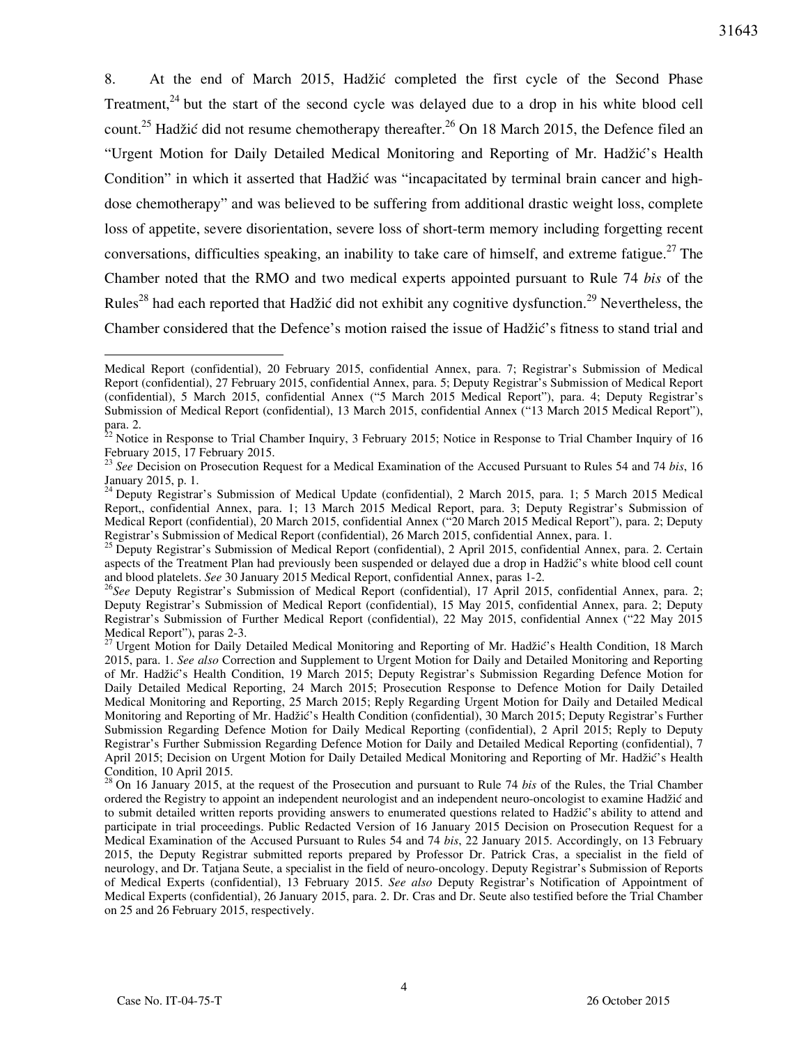8. At the end of March 2015, Hadžić completed the first cycle of the Second Phase Treatment,[24] but the start of the second cycle was delayed due to a drop in his white blood cell count.[25] Hadžić did not resume chemotherapy thereafter.[26] On 18 March 2015, the Defence filed an "Urgent Motion for Daily Detailed Medical Monitoring and Reporting of Mr. Hadžić's Health Condition" in which it asserted that Hadžić was "incapacitated by terminal brain cancer and high-dose chemotherapy" and was believed to be suffering from additional drastic weight loss, complete loss of appetite, severe disorientation, severe loss of short-term memory including forgetting recent conversations, difficulties speaking, an inability to take care of himself, and extreme fatigue.[27] The Chamber noted that the RMO and two medical experts appointed pursuant to Rule 74 *bis* of the Rules[28] had each reported that Hadžić did not exhibit any cognitive dysfunction.[29] Nevertheless, the Chamber considered that the Defence's motion raised the issue of Hadžić's fitness to stand trial and

---

Medical Report (confidential), 20 February 2015, confidential Annex, para. 7; Registrar's Submission of Medical Report (confidential), 27 February 2015, confidential Annex, para. 5; Deputy Registrar's Submission of Medical Report (confidential), 5 March 2015, confidential Annex ("5 March 2015 Medical Report"), para. 4; Deputy Registrar's Submission of Medical Report (confidential), 13 March 2015, confidential Annex ("13 March 2015 Medical Report"), para. 2.

[22] Notice in Response to Trial Chamber Inquiry, 3 February 2015; Notice in Response to Trial Chamber Inquiry of 16 February 2015, 17 February 2015.

[23] *See* Decision on Prosecution Request for a Medical Examination of the Accused Pursuant to Rules 54 and 74 *bis*, 16 January 2015, p. 1.

[24] Deputy Registrar's Submission of Medical Update (confidential), 2 March 2015, para. 1; 5 March 2015 Medical Report,, confidential Annex, para. 1; 13 March 2015 Medical Report, para. 3; Deputy Registrar's Submission of Medical Report (confidential), 20 March 2015, confidential Annex ("20 March 2015 Medical Report"), para. 2; Deputy Registrar's Submission of Medical Report (confidential), 26 March 2015, confidential Annex, para. 1.

[25] Deputy Registrar's Submission of Medical Report (confidential), 2 April 2015, confidential Annex, para. 2. Certain aspects of the Treatment Plan had previously been suspended or delayed due a drop in Hadžić's white blood cell count and blood platelets. *See* 30 January 2015 Medical Report, confidential Annex, paras 1-2.

[26] *See* Deputy Registrar's Submission of Medical Report (confidential), 17 April 2015, confidential Annex, para. 2; Deputy Registrar's Submission of Medical Report (confidential), 15 May 2015, confidential Annex, para. 2; Deputy Registrar's Submission of Further Medical Report (confidential), 22 May 2015, confidential Annex ("22 May 2015 Medical Report"), paras 2-3.

[27] Urgent Motion for Daily Detailed Medical Monitoring and Reporting of Mr. Hadžić's Health Condition, 18 March 2015, para. 1. *See also* Correction and Supplement to Urgent Motion for Daily and Detailed Monitoring and Reporting of Mr. Hadžić's Health Condition, 19 March 2015; Deputy Registrar's Submission Regarding Defence Motion for Daily Detailed Medical Reporting, 24 March 2015; Prosecution Response to Defence Motion for Daily Detailed Medical Monitoring and Reporting, 25 March 2015; Reply Regarding Urgent Motion for Daily and Detailed Medical Monitoring and Reporting of Mr. Hadžić's Health Condition (confidential), 30 March 2015; Deputy Registrar's Further Submission Regarding Defence Motion for Daily Medical Reporting (confidential), 2 April 2015; Reply to Deputy Registrar's Further Submission Regarding Defence Motion for Daily and Detailed Medical Reporting (confidential), 7 April 2015; Decision on Urgent Motion for Daily Detailed Medical Monitoring and Reporting of Mr. Hadžić's Health Condition, 10 April 2015.

[28] On 16 January 2015, at the request of the Prosecution and pursuant to Rule 74 *bis* of the Rules, the Trial Chamber ordered the Registry to appoint an independent neurologist and an independent neuro-oncologist to examine Hadžić and to submit detailed written reports providing answers to enumerated questions related to Hadžić's ability to attend and participate in trial proceedings. Public Redacted Version of 16 January 2015 Decision on Prosecution Request for a Medical Examination of the Accused Pursuant to Rules 54 and 74 *bis*, 22 January 2015. Accordingly, on 13 February 2015, the Deputy Registrar submitted reports prepared by Professor Dr. Patrick Cras, a specialist in the field of neurology, and Dr. Tatjana Seute, a specialist in the field of neuro-oncology. Deputy Registrar's Submission of Reports of Medical Experts (confidential), 13 February 2015. *See also* Deputy Registrar's Notification of Appointment of Medical Experts (confidential), 26 January 2015, para. 2. Dr. Cras and Dr. Seute also testified before the Trial Chamber on 25 and 26 February 2015, respectively.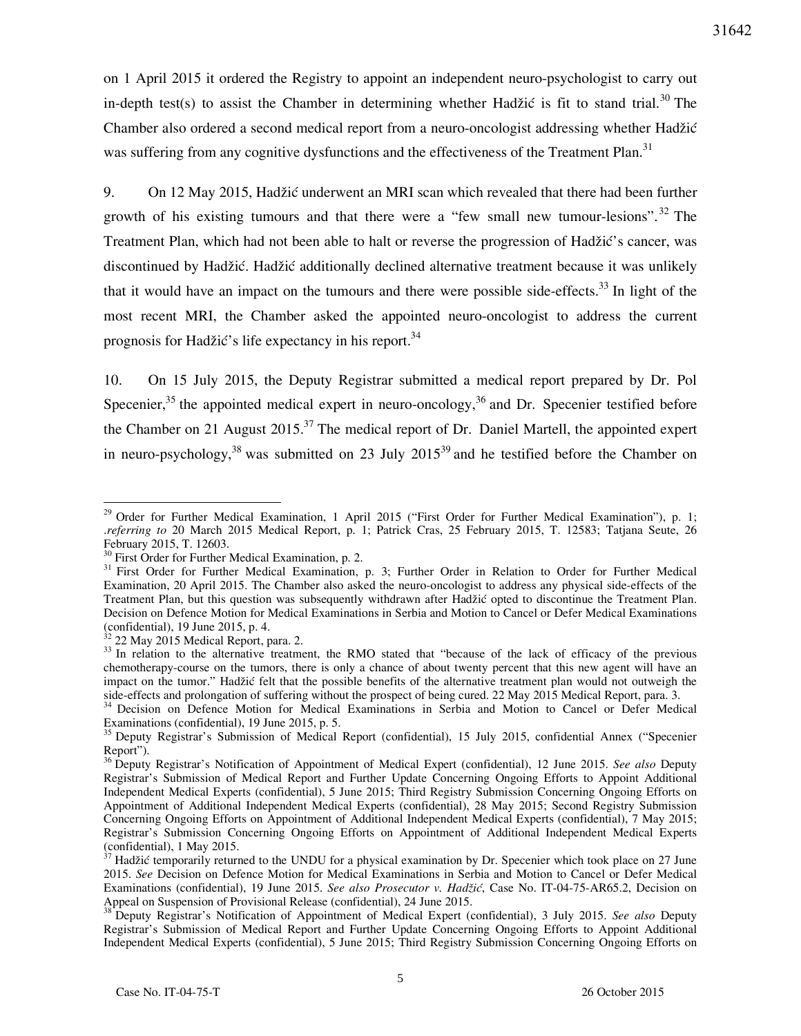on 1 April 2015 it ordered the Registry to appoint an independent neuro-psychologist to carry out in-depth test(s) to assist the Chamber in determining whether Hadžić is fit to stand trial.[30] The Chamber also ordered a second medical report from a neuro-oncologist addressing whether Hadžić was suffering from any cognitive dysfunctions and the effectiveness of the Treatment Plan.[31]

9. On 12 May 2015, Hadžić underwent an MRI scan which revealed that there had been further growth of his existing tumours and that there were a "few small new tumour-lesions".[32] The Treatment Plan, which had not been able to halt or reverse the progression of Hadžić's cancer, was discontinued by Hadžić. Hadžić additionally declined alternative treatment because it was unlikely that it would have an impact on the tumours and there were possible side-effects.[33] In light of the most recent MRI, the Chamber asked the appointed neuro-oncologist to address the current prognosis for Hadžić's life expectancy in his report.[34]

10. On 15 July 2015, the Deputy Registrar submitted a medical report prepared by Dr. Pol Specenier,[35] the appointed medical expert in neuro-oncology,[36] and Dr. Specenier testified before the Chamber on 21 August 2015.[37] The medical report of Dr. Daniel Martell, the appointed expert in neuro-psychology,[38] was submitted on 23 July 2015[39] and he testified before the Chamber on

---

[29] Order for Further Medical Examination, 1 April 2015 ("First Order for Further Medical Examination"), p. 1; *.referring to* 20 March 2015 Medical Report, p. 1; Patrick Cras, 25 February 2015, T. 12583; Tatjana Seute, 26 February 2015, T. 12603.

[30] First Order for Further Medical Examination, p. 2.

[31] First Order for Further Medical Examination, p. 3; Further Order in Relation to Order for Further Medical Examination, 20 April 2015. The Chamber also asked the neuro-oncologist to address any physical side-effects of the Treatment Plan, but this question was subsequently withdrawn after Hadžić opted to discontinue the Treatment Plan. Decision on Defence Motion for Medical Examinations in Serbia and Motion to Cancel or Defer Medical Examinations (confidential), 19 June 2015, p. 4.

[32] 22 May 2015 Medical Report, para. 2.

[33] In relation to the alternative treatment, the RMO stated that "because of the lack of efficacy of the previous chemotherapy-course on the tumors, there is only a chance of about twenty percent that this new agent will have an impact on the tumor." Hadžić felt that the possible benefits of the alternative treatment plan would not outweigh the side-effects and prolongation of suffering without the prospect of being cured. 22 May 2015 Medical Report, para. 3.

[34] Decision on Defence Motion for Medical Examinations in Serbia and Motion to Cancel or Defer Medical Examinations (confidential), 19 June 2015, p. 5.

[35] Deputy Registrar's Submission of Medical Report (confidential), 15 July 2015, confidential Annex ("Specenier Report").

[36] Deputy Registrar's Notification of Appointment of Medical Expert (confidential), 12 June 2015. *See also* Deputy Registrar's Submission of Medical Report and Further Update Concerning Ongoing Efforts to Appoint Additional Independent Medical Experts (confidential), 5 June 2015; Third Registry Submission Concerning Ongoing Efforts on Appointment of Additional Independent Medical Experts (confidential), 28 May 2015; Second Registry Submission Concerning Ongoing Efforts on Appointment of Additional Independent Medical Experts (confidential), 7 May 2015; Registrar's Submission Concerning Ongoing Efforts on Appointment of Additional Independent Medical Experts (confidential), 1 May 2015.

[37] Hadžić temporarily returned to the UNDU for a physical examination by Dr. Specenier which took place on 27 June 2015. *See* Decision on Defence Motion for Medical Examinations in Serbia and Motion to Cancel or Defer Medical Examinations (confidential), 19 June 2015. *See also Prosecutor v. Hadžić*, Case No. IT-04-75-AR65.2, Decision on Appeal on Suspension of Provisional Release (confidential), 24 June 2015.

[38] Deputy Registrar's Notification of Appointment of Medical Expert (confidential), 3 July 2015. *See also* Deputy Registrar's Submission of Medical Report and Further Update Concerning Ongoing Efforts to Appoint Additional Independent Medical Experts (confidential), 5 June 2015; Third Registry Submission Concerning Ongoing Efforts on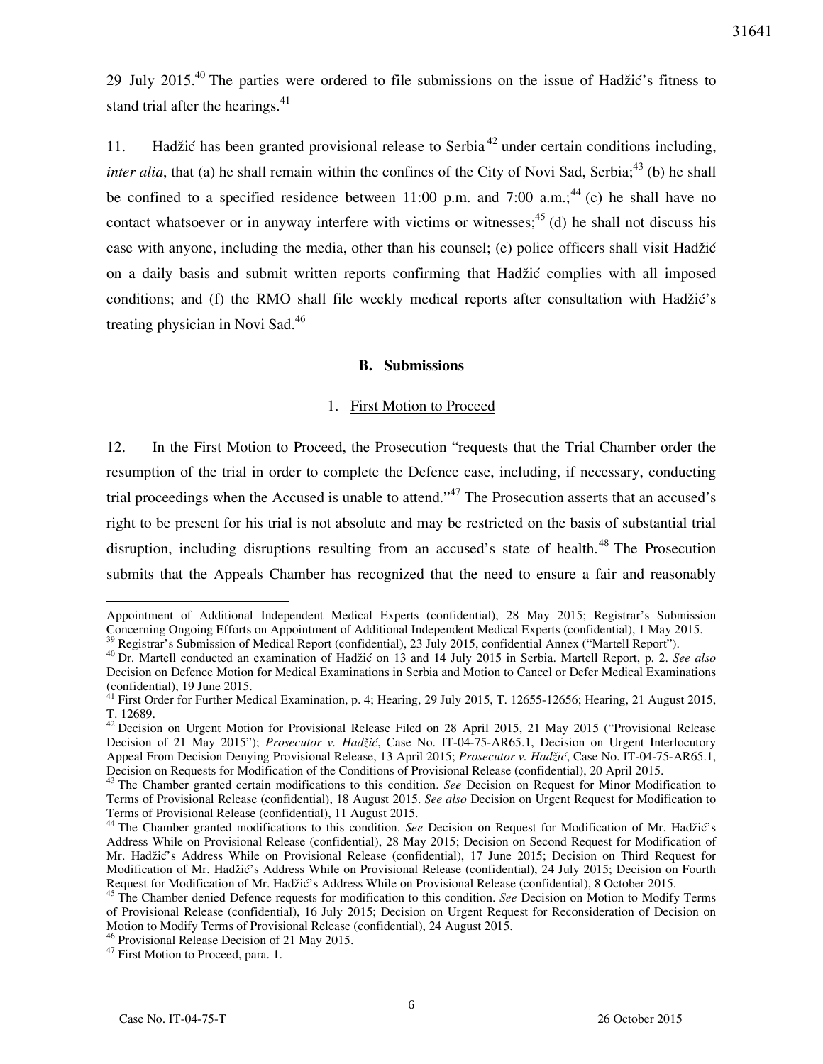29 July 2015.[40] The parties were ordered to file submissions on the issue of Hadžić's fitness to stand trial after the hearings.[41]

11. Hadžić has been granted provisional release to Serbia[42] under certain conditions including, *inter alia*, that (a) he shall remain within the confines of the City of Novi Sad, Serbia;[43] (b) he shall be confined to a specified residence between 11:00 p.m. and 7:00 a.m.;[44] (c) he shall have no contact whatsoever or in anyway interfere with victims or witnesses;[45] (d) he shall not discuss his case with anyone, including the media, other than his counsel; (e) police officers shall visit Hadžić on a daily basis and submit written reports confirming that Hadžić complies with all imposed conditions; and (f) the RMO shall file weekly medical reports after consultation with Hadžić's treating physician in Novi Sad.[46]

### B. Submissions

#### 1. First Motion to Proceed

12. In the First Motion to Proceed, the Prosecution "requests that the Trial Chamber order the resumption of the trial in order to complete the Defence case, including, if necessary, conducting trial proceedings when the Accused is unable to attend."[47] The Prosecution asserts that an accused's right to be present for his trial is not absolute and may be restricted on the basis of substantial trial disruption, including disruptions resulting from an accused's state of health.[48] The Prosecution submits that the Appeals Chamber has recognized that the need to ensure a fair and reasonably

---

Appointment of Additional Independent Medical Experts (confidential), 28 May 2015; Registrar's Submission Concerning Ongoing Efforts on Appointment of Additional Independent Medical Experts (confidential), 1 May 2015.

[39] Registrar's Submission of Medical Report (confidential), 23 July 2015, confidential Annex ("Martell Report").

[40] Dr. Martell conducted an examination of Hadžić on 13 and 14 July 2015 in Serbia. Martell Report, p. 2. *See also* Decision on Defence Motion for Medical Examinations in Serbia and Motion to Cancel or Defer Medical Examinations (confidential), 19 June 2015.

[41] First Order for Further Medical Examination, p. 4; Hearing, 29 July 2015, T. 12655-12656; Hearing, 21 August 2015, T. 12689.

[42] Decision on Urgent Motion for Provisional Release Filed on 28 April 2015, 21 May 2015 ("Provisional Release Decision of 21 May 2015"); *Prosecutor v. Hadžić*, Case No. IT-04-75-AR65.1, Decision on Urgent Interlocutory Appeal From Decision Denying Provisional Release, 13 April 2015; *Prosecutor v. Hadžić*, Case No. IT-04-75-AR65.1, Decision on Requests for Modification of the Conditions of Provisional Release (confidential), 20 April 2015.

[43] The Chamber granted certain modifications to this condition. *See* Decision on Request for Minor Modification to Terms of Provisional Release (confidential), 18 August 2015. *See also* Decision on Urgent Request for Modification to Terms of Provisional Release (confidential), 11 August 2015.

[44] The Chamber granted modifications to this condition. *See* Decision on Request for Modification of Mr. Hadžić's Address While on Provisional Release (confidential), 28 May 2015; Decision on Second Request for Modification of Mr. Hadžić's Address While on Provisional Release (confidential), 17 June 2015; Decision on Third Request for Modification of Mr. Hadžić's Address While on Provisional Release (confidential), 24 July 2015; Decision on Fourth Request for Modification of Mr. Hadžić's Address While on Provisional Release (confidential), 8 October 2015.

[45] The Chamber denied Defence requests for modification to this condition. *See* Decision on Motion to Modify Terms of Provisional Release (confidential), 16 July 2015; Decision on Urgent Request for Reconsideration of Decision on Motion to Modify Terms of Provisional Release (confidential), 24 August 2015.

[46] Provisional Release Decision of 21 May 2015.

[47] First Motion to Proceed, para. 1.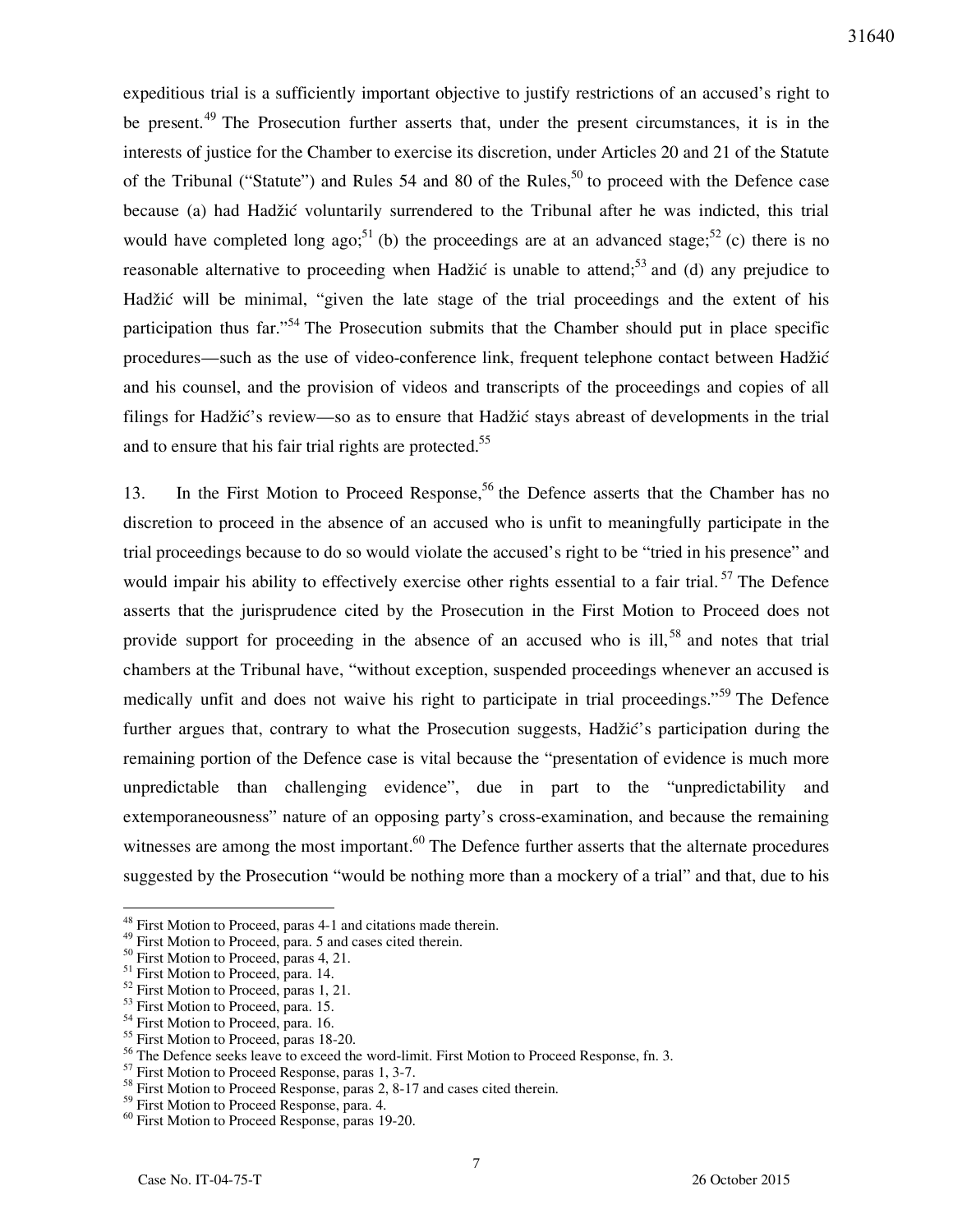expeditious trial is a sufficiently important objective to justify restrictions of an accused's right to be present.[49] The Prosecution further asserts that, under the present circumstances, it is in the interests of justice for the Chamber to exercise its discretion, under Articles 20 and 21 of the Statute of the Tribunal ("Statute") and Rules 54 and 80 of the Rules,[50] to proceed with the Defence case because (a) had Hadžić voluntarily surrendered to the Tribunal after he was indicted, this trial would have completed long ago;[51] (b) the proceedings are at an advanced stage;[52] (c) there is no reasonable alternative to proceeding when Hadžić is unable to attend;[53] and (d) any prejudice to Hadžić will be minimal, "given the late stage of the trial proceedings and the extent of his participation thus far."[54] The Prosecution submits that the Chamber should put in place specific procedures—such as the use of video-conference link, frequent telephone contact between Hadžić and his counsel, and the provision of videos and transcripts of the proceedings and copies of all filings for Hadžić's review—so as to ensure that Hadžić stays abreast of developments in the trial and to ensure that his fair trial rights are protected.[55]

13. In the First Motion to Proceed Response,[56] the Defence asserts that the Chamber has no discretion to proceed in the absence of an accused who is unfit to meaningfully participate in the trial proceedings because to do so would violate the accused's right to be "tried in his presence" and would impair his ability to effectively exercise other rights essential to a fair trial.[57] The Defence asserts that the jurisprudence cited by the Prosecution in the First Motion to Proceed does not provide support for proceeding in the absence of an accused who is ill,[58] and notes that trial chambers at the Tribunal have, "without exception, suspended proceedings whenever an accused is medically unfit and does not waive his right to participate in trial proceedings."[59] The Defence further argues that, contrary to what the Prosecution suggests, Hadžić's participation during the remaining portion of the Defence case is vital because the "presentation of evidence is much more unpredictable than challenging evidence", due in part to the "unpredictability and extemporaneousness" nature of an opposing party's cross-examination, and because the remaining witnesses are among the most important.[60] The Defence further asserts that the alternate procedures suggested by the Prosecution "would be nothing more than a mockery of a trial" and that, due to his

---

[48] First Motion to Proceed, paras 4-1 and citations made therein.
[49] First Motion to Proceed, para. 5 and cases cited therein.
[50] First Motion to Proceed, paras 4, 21.
[51] First Motion to Proceed, para. 14.
[52] First Motion to Proceed, paras 1, 21.
[53] First Motion to Proceed, para. 15.
[54] First Motion to Proceed, para. 16.
[55] First Motion to Proceed, paras 18-20.
[56] The Defence seeks leave to exceed the word-limit. First Motion to Proceed Response, fn. 3.
[57] First Motion to Proceed Response, paras 1, 3-7.
[58] First Motion to Proceed Response, paras 2, 8-17 and cases cited therein.
[59] First Motion to Proceed Response, para. 4.
[60] First Motion to Proceed Response, paras 19-20.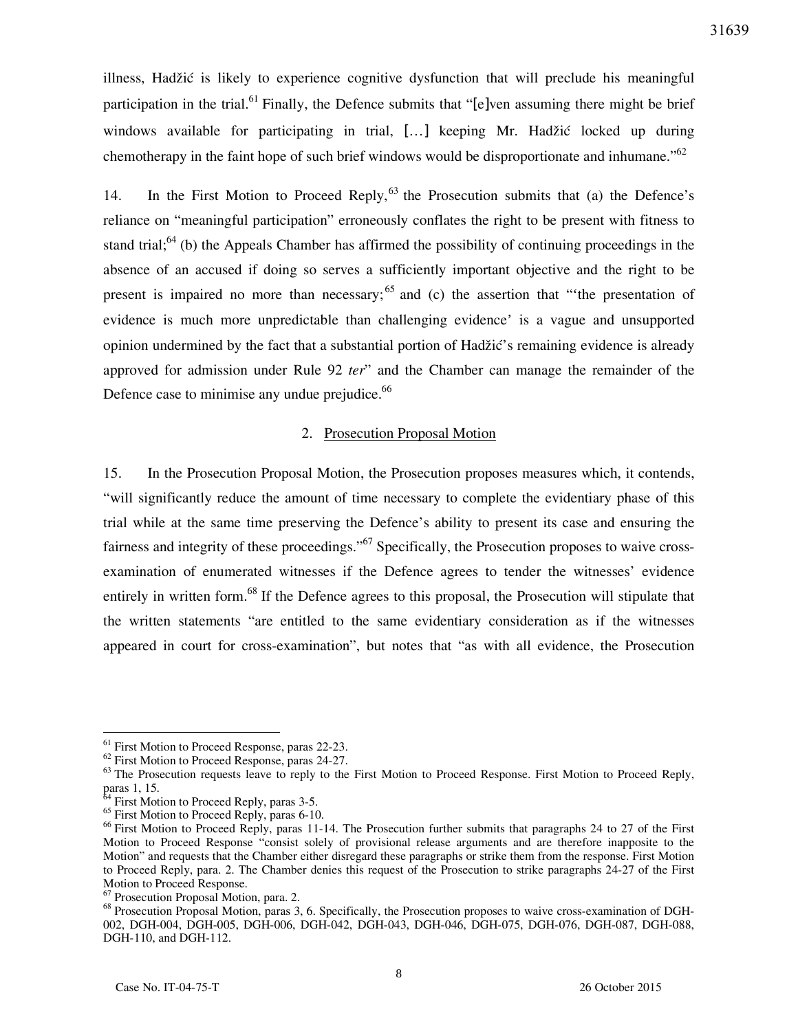illness, Hadžić is likely to experience cognitive dysfunction that will preclude his meaningful participation in the trial.[61] Finally, the Defence submits that "[e]ven assuming there might be brief windows available for participating in trial, […] keeping Mr. Hadžić locked up during chemotherapy in the faint hope of such brief windows would be disproportionate and inhumane."[62]

14. In the First Motion to Proceed Reply,[63] the Prosecution submits that (a) the Defence's reliance on "meaningful participation" erroneously conflates the right to be present with fitness to stand trial;[64] (b) the Appeals Chamber has affirmed the possibility of continuing proceedings in the absence of an accused if doing so serves a sufficiently important objective and the right to be present is impaired no more than necessary;[65] and (c) the assertion that "'the presentation of evidence is much more unpredictable than challenging evidence' is a vague and unsupported opinion undermined by the fact that a substantial portion of Hadžić's remaining evidence is already approved for admission under Rule 92 *ter*" and the Chamber can manage the remainder of the Defence case to minimise any undue prejudice.[66]

### 2. Prosecution Proposal Motion

15. In the Prosecution Proposal Motion, the Prosecution proposes measures which, it contends, "will significantly reduce the amount of time necessary to complete the evidentiary phase of this trial while at the same time preserving the Defence's ability to present its case and ensuring the fairness and integrity of these proceedings."[67] Specifically, the Prosecution proposes to waive cross-examination of enumerated witnesses if the Defence agrees to tender the witnesses' evidence entirely in written form.[68] If the Defence agrees to this proposal, the Prosecution will stipulate that the written statements "are entitled to the same evidentiary consideration as if the witnesses appeared in court for cross-examination", but notes that "as with all evidence, the Prosecution

---

[61] First Motion to Proceed Response, paras 22-23.

[62] First Motion to Proceed Response, paras 24-27.

[63] The Prosecution requests leave to reply to the First Motion to Proceed Response. First Motion to Proceed Reply, paras 1, 15.

[64] First Motion to Proceed Reply, paras 3-5.

[65] First Motion to Proceed Reply, paras 6-10.

[66] First Motion to Proceed Reply, paras 11-14. The Prosecution further submits that paragraphs 24 to 27 of the First Motion to Proceed Response "consist solely of provisional release arguments and are therefore inapposite to the Motion" and requests that the Chamber either disregard these paragraphs or strike them from the response. First Motion to Proceed Reply, para. 2. The Chamber denies this request of the Prosecution to strike paragraphs 24-27 of the First Motion to Proceed Response.

[67] Prosecution Proposal Motion, para. 2.

[68] Prosecution Proposal Motion, paras 3, 6. Specifically, the Prosecution proposes to waive cross-examination of DGH-002, DGH-004, DGH-005, DGH-006, DGH-042, DGH-043, DGH-046, DGH-075, DGH-076, DGH-087, DGH-088, DGH-110, and DGH-112.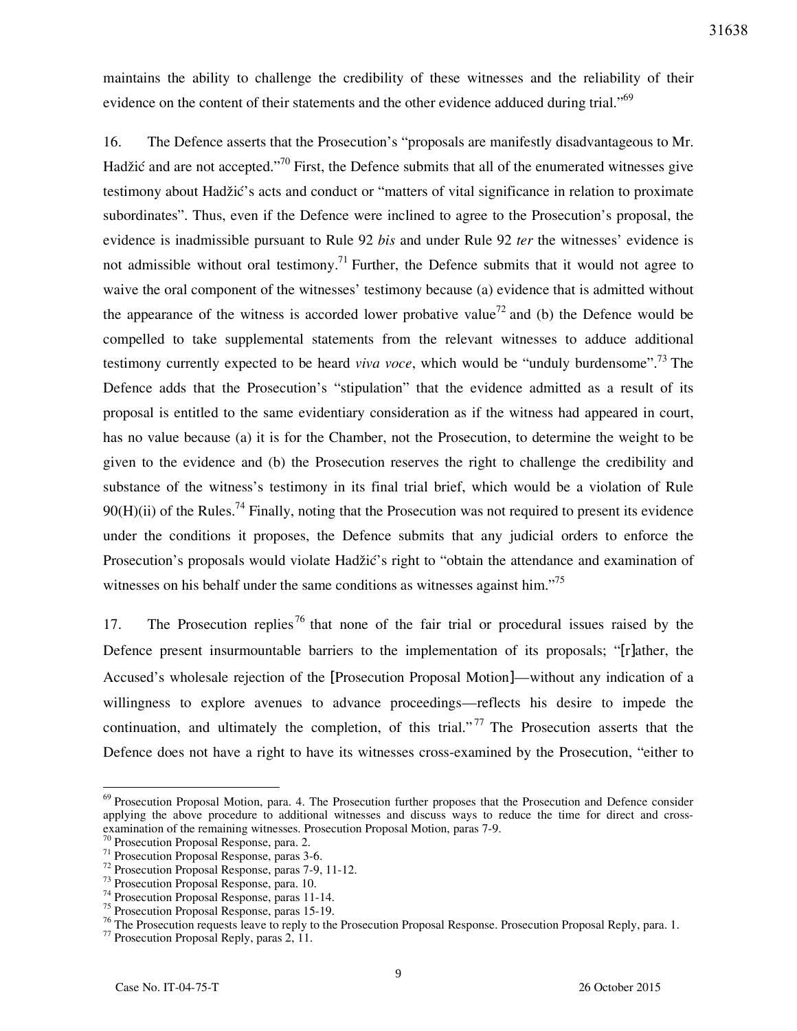maintains the ability to challenge the credibility of these witnesses and the reliability of their evidence on the content of their statements and the other evidence adduced during trial."[69]

16. The Defence asserts that the Prosecution's "proposals are manifestly disadvantageous to Mr. Hadžić and are not accepted."[70] First, the Defence submits that all of the enumerated witnesses give testimony about Hadžić's acts and conduct or "matters of vital significance in relation to proximate subordinates". Thus, even if the Defence were inclined to agree to the Prosecution's proposal, the evidence is inadmissible pursuant to Rule 92 *bis* and under Rule 92 *ter* the witnesses' evidence is not admissible without oral testimony.[71] Further, the Defence submits that it would not agree to waive the oral component of the witnesses' testimony because (a) evidence that is admitted without the appearance of the witness is accorded lower probative value[72] and (b) the Defence would be compelled to take supplemental statements from the relevant witnesses to adduce additional testimony currently expected to be heard *viva voce*, which would be "unduly burdensome".[73] The Defence adds that the Prosecution's "stipulation" that the evidence admitted as a result of its proposal is entitled to the same evidentiary consideration as if the witness had appeared in court, has no value because (a) it is for the Chamber, not the Prosecution, to determine the weight to be given to the evidence and (b) the Prosecution reserves the right to challenge the credibility and substance of the witness's testimony in its final trial brief, which would be a violation of Rule 90(H)(ii) of the Rules.[74] Finally, noting that the Prosecution was not required to present its evidence under the conditions it proposes, the Defence submits that any judicial orders to enforce the Prosecution's proposals would violate Hadžić's right to "obtain the attendance and examination of witnesses on his behalf under the same conditions as witnesses against him."[75]

17. The Prosecution replies[76] that none of the fair trial or procedural issues raised by the Defence present insurmountable barriers to the implementation of its proposals; "[r]ather, the Accused's wholesale rejection of the [Prosecution Proposal Motion]—without any indication of a willingness to explore avenues to advance proceedings—reflects his desire to impede the continuation, and ultimately the completion, of this trial."[77] The Prosecution asserts that the Defence does not have a right to have its witnesses cross-examined by the Prosecution, "either to

---

[69] Prosecution Proposal Motion, para. 4. The Prosecution further proposes that the Prosecution and Defence consider applying the above procedure to additional witnesses and discuss ways to reduce the time for direct and cross-examination of the remaining witnesses. Prosecution Proposal Motion, paras 7-9.

[70] Prosecution Proposal Response, para. 2.

[71] Prosecution Proposal Response, paras 3-6.

[72] Prosecution Proposal Response, paras 7-9, 11-12.

[73] Prosecution Proposal Response, para. 10.

[74] Prosecution Proposal Response, paras 11-14.

[75] Prosecution Proposal Response, paras 15-19.

[76] The Prosecution requests leave to reply to the Prosecution Proposal Response. Prosecution Proposal Reply, para. 1.

[77] Prosecution Proposal Reply, paras 2, 11.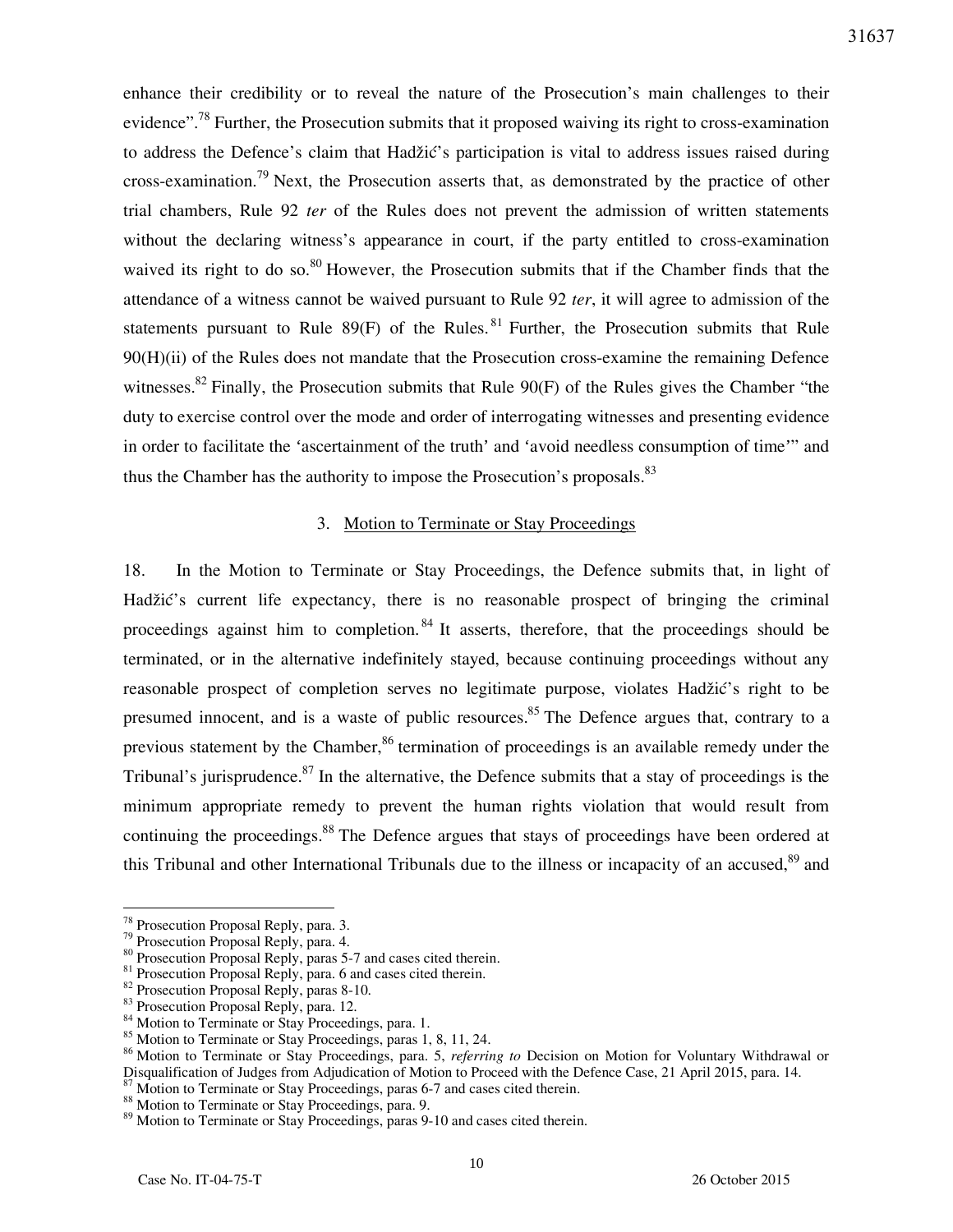enhance their credibility or to reveal the nature of the Prosecution's main challenges to their evidence".[78] Further, the Prosecution submits that it proposed waiving its right to cross-examination to address the Defence's claim that Hadžić's participation is vital to address issues raised during cross-examination.[79] Next, the Prosecution asserts that, as demonstrated by the practice of other trial chambers, Rule 92 *ter* of the Rules does not prevent the admission of written statements without the declaring witness's appearance in court, if the party entitled to cross-examination waived its right to do so.[80] However, the Prosecution submits that if the Chamber finds that the attendance of a witness cannot be waived pursuant to Rule 92 *ter*, it will agree to admission of the statements pursuant to Rule 89(F) of the Rules.[81] Further, the Prosecution submits that Rule 90(H)(ii) of the Rules does not mandate that the Prosecution cross-examine the remaining Defence witnesses.[82] Finally, the Prosecution submits that Rule 90(F) of the Rules gives the Chamber "the duty to exercise control over the mode and order of interrogating witnesses and presenting evidence in order to facilitate the 'ascertainment of the truth' and 'avoid needless consumption of time'" and thus the Chamber has the authority to impose the Prosecution's proposals.[83]

### 3. Motion to Terminate or Stay Proceedings

18. In the Motion to Terminate or Stay Proceedings, the Defence submits that, in light of Hadžić's current life expectancy, there is no reasonable prospect of bringing the criminal proceedings against him to completion.[84] It asserts, therefore, that the proceedings should be terminated, or in the alternative indefinitely stayed, because continuing proceedings without any reasonable prospect of completion serves no legitimate purpose, violates Hadžić's right to be presumed innocent, and is a waste of public resources.[85] The Defence argues that, contrary to a previous statement by the Chamber,[86] termination of proceedings is an available remedy under the Tribunal's jurisprudence.[87] In the alternative, the Defence submits that a stay of proceedings is the minimum appropriate remedy to prevent the human rights violation that would result from continuing the proceedings.[88] The Defence argues that stays of proceedings have been ordered at this Tribunal and other International Tribunals due to the illness or incapacity of an accused,[89] and

---

[78] Prosecution Proposal Reply, para. 3.
[79] Prosecution Proposal Reply, para. 4.
[80] Prosecution Proposal Reply, paras 5-7 and cases cited therein.
[81] Prosecution Proposal Reply, para. 6 and cases cited therein.
[82] Prosecution Proposal Reply, paras 8-10.
[83] Prosecution Proposal Reply, para. 12.
[84] Motion to Terminate or Stay Proceedings, para. 1.
[85] Motion to Terminate or Stay Proceedings, paras 1, 8, 11, 24.
[86] Motion to Terminate or Stay Proceedings, para. 5, *referring to* Decision on Motion for Voluntary Withdrawal or Disqualification of Judges from Adjudication of Motion to Proceed with the Defence Case, 21 April 2015, para. 14.
[87] Motion to Terminate or Stay Proceedings, paras 6-7 and cases cited therein.
[88] Motion to Terminate or Stay Proceedings, para. 9.
[89] Motion to Terminate or Stay Proceedings, paras 9-10 and cases cited therein.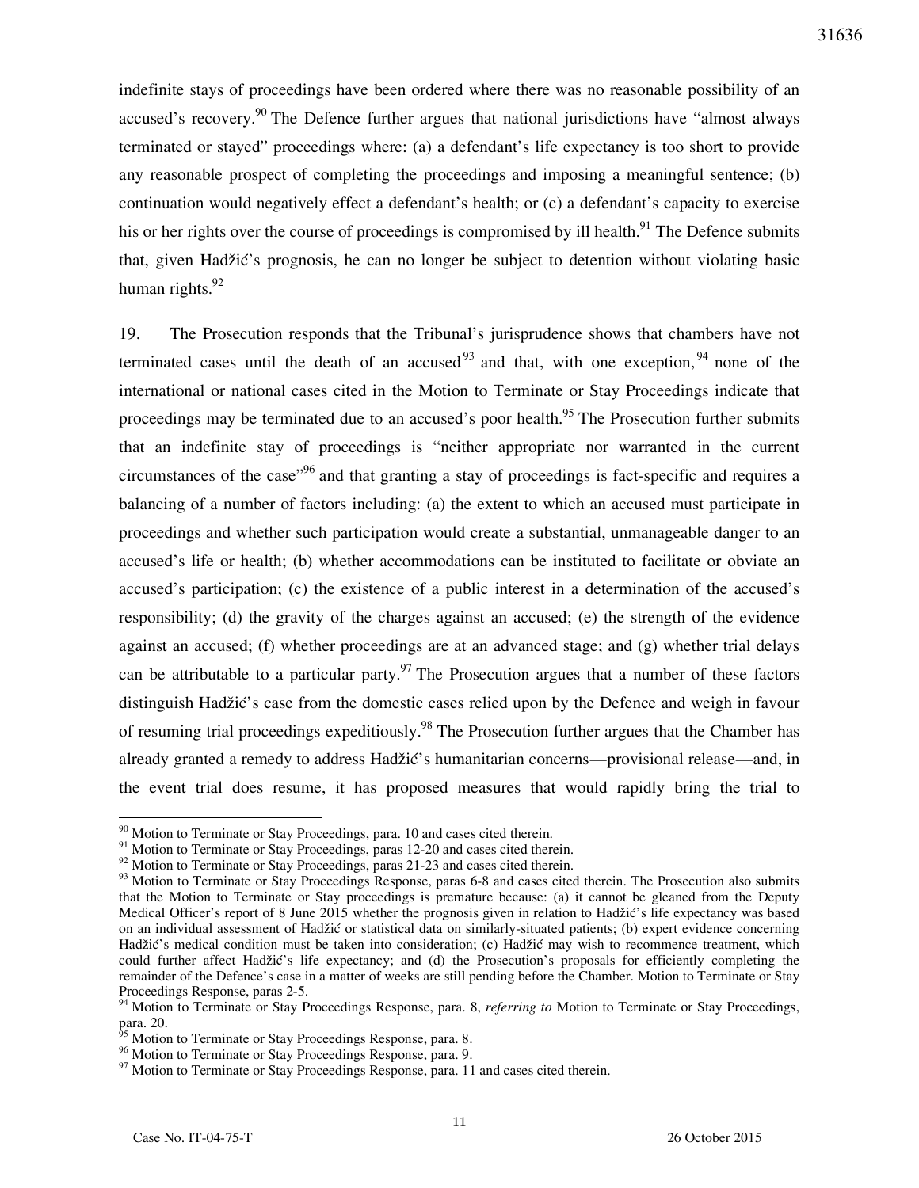indefinite stays of proceedings have been ordered where there was no reasonable possibility of an accused's recovery.[90] The Defence further argues that national jurisdictions have "almost always terminated or stayed" proceedings where: (a) a defendant's life expectancy is too short to provide any reasonable prospect of completing the proceedings and imposing a meaningful sentence; (b) continuation would negatively effect a defendant's health; or (c) a defendant's capacity to exercise his or her rights over the course of proceedings is compromised by ill health.[91] The Defence submits that, given Hadžić's prognosis, he can no longer be subject to detention without violating basic human rights.[92]

19. The Prosecution responds that the Tribunal's jurisprudence shows that chambers have not terminated cases until the death of an accused[93] and that, with one exception,[94] none of the international or national cases cited in the Motion to Terminate or Stay Proceedings indicate that proceedings may be terminated due to an accused's poor health.[95] The Prosecution further submits that an indefinite stay of proceedings is "neither appropriate nor warranted in the current circumstances of the case"[96] and that granting a stay of proceedings is fact-specific and requires a balancing of a number of factors including: (a) the extent to which an accused must participate in proceedings and whether such participation would create a substantial, unmanageable danger to an accused's life or health; (b) whether accommodations can be instituted to facilitate or obviate an accused's participation; (c) the existence of a public interest in a determination of the accused's responsibility; (d) the gravity of the charges against an accused; (e) the strength of the evidence against an accused; (f) whether proceedings are at an advanced stage; and (g) whether trial delays can be attributable to a particular party.[97] The Prosecution argues that a number of these factors distinguish Hadžić's case from the domestic cases relied upon by the Defence and weigh in favour of resuming trial proceedings expeditiously.[98] The Prosecution further argues that the Chamber has already granted a remedy to address Hadžić's humanitarian concerns—provisional release—and, in the event trial does resume, it has proposed measures that would rapidly bring the trial to

---

[90] Motion to Terminate or Stay Proceedings, para. 10 and cases cited therein.

[91] Motion to Terminate or Stay Proceedings, paras 12-20 and cases cited therein.

[92] Motion to Terminate or Stay Proceedings, paras 21-23 and cases cited therein.

[93] Motion to Terminate or Stay Proceedings Response, paras 6-8 and cases cited therein. The Prosecution also submits that the Motion to Terminate or Stay proceedings is premature because: (a) it cannot be gleaned from the Deputy Medical Officer's report of 8 June 2015 whether the prognosis given in relation to Hadžić's life expectancy was based on an individual assessment of Hadžić or statistical data on similarly-situated patients; (b) expert evidence concerning Hadžić's medical condition must be taken into consideration; (c) Hadžić may wish to recommence treatment, which could further affect Hadžić's life expectancy; and (d) the Prosecution's proposals for efficiently completing the remainder of the Defence's case in a matter of weeks are still pending before the Chamber. Motion to Terminate or Stay Proceedings Response, paras 2-5.

[94] Motion to Terminate or Stay Proceedings Response, para. 8, *referring to* Motion to Terminate or Stay Proceedings, para. 20.

[95] Motion to Terminate or Stay Proceedings Response, para. 8.

[96] Motion to Terminate or Stay Proceedings Response, para. 9.

[97] Motion to Terminate or Stay Proceedings Response, para. 11 and cases cited therein.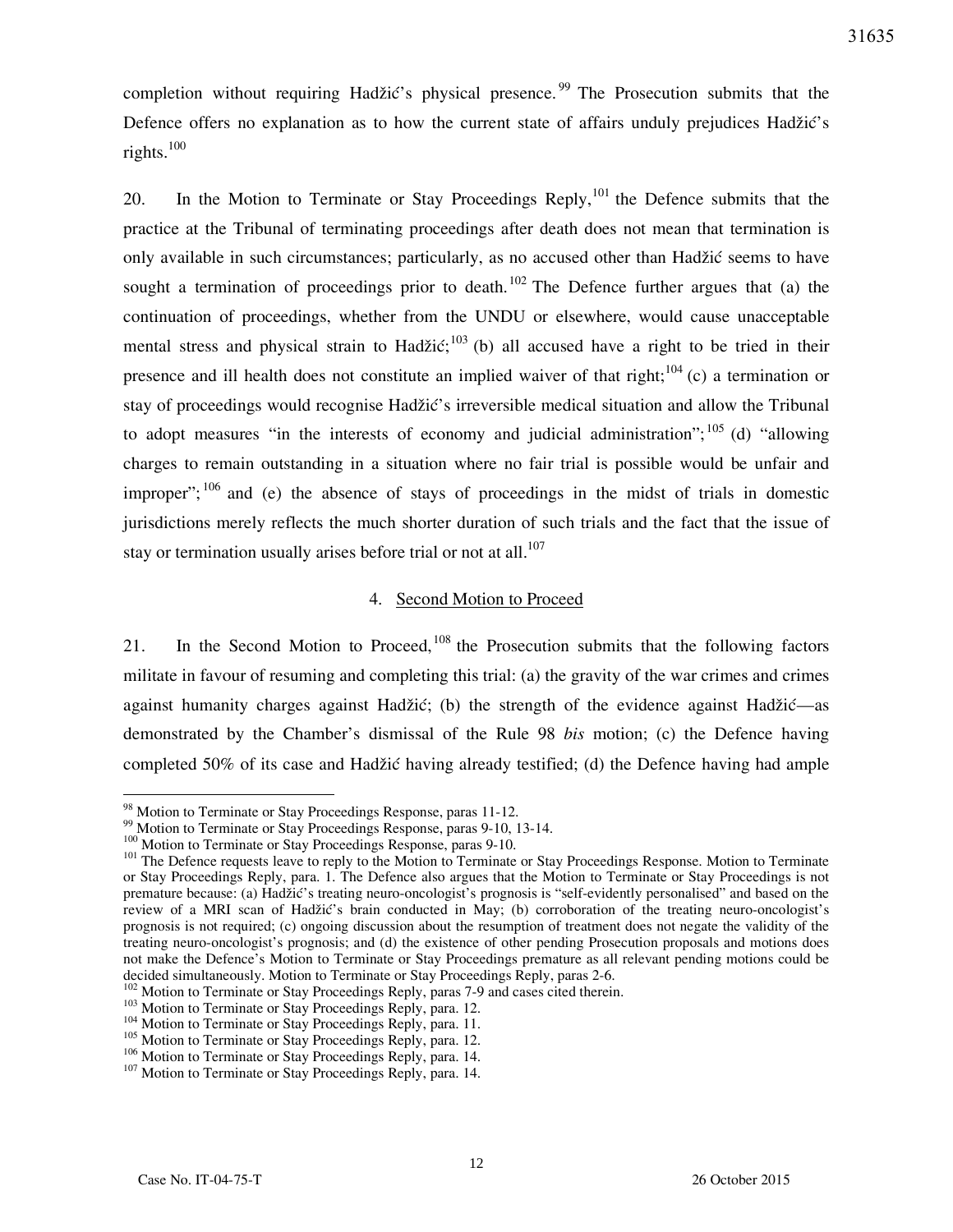completion without requiring Hadžić's physical presence.[99] The Prosecution submits that the Defence offers no explanation as to how the current state of affairs unduly prejudices Hadžić's rights.[100]

20. In the Motion to Terminate or Stay Proceedings Reply,[101] the Defence submits that the practice at the Tribunal of terminating proceedings after death does not mean that termination is only available in such circumstances; particularly, as no accused other than Hadžić seems to have sought a termination of proceedings prior to death.[102] The Defence further argues that (a) the continuation of proceedings, whether from the UNDU or elsewhere, would cause unacceptable mental stress and physical strain to Hadžić;[103] (b) all accused have a right to be tried in their presence and ill health does not constitute an implied waiver of that right;[104] (c) a termination or stay of proceedings would recognise Hadžić's irreversible medical situation and allow the Tribunal to adopt measures "in the interests of economy and judicial administration";[105] (d) "allowing charges to remain outstanding in a situation where no fair trial is possible would be unfair and improper";[106] and (e) the absence of stays of proceedings in the midst of trials in domestic jurisdictions merely reflects the much shorter duration of such trials and the fact that the issue of stay or termination usually arises before trial or not at all.[107]

4. Second Motion to Proceed

21. In the Second Motion to Proceed,[108] the Prosecution submits that the following factors militate in favour of resuming and completing this trial: (a) the gravity of the war crimes and crimes against humanity charges against Hadžić; (b) the strength of the evidence against Hadžić—as demonstrated by the Chamber's dismissal of the Rule 98 *bis* motion; (c) the Defence having completed 50% of its case and Hadžić having already testified; (d) the Defence having had ample

---

[98] Motion to Terminate or Stay Proceedings Response, paras 11-12.

[99] Motion to Terminate or Stay Proceedings Response, paras 9-10, 13-14.

[100] Motion to Terminate or Stay Proceedings Response, paras 9-10.

[101] The Defence requests leave to reply to the Motion to Terminate or Stay Proceedings Response. Motion to Terminate or Stay Proceedings Reply, para. 1. The Defence also argues that the Motion to Terminate or Stay Proceedings is not premature because: (a) Hadžić's treating neuro-oncologist's prognosis is "self-evidently personalised" and based on the review of a MRI scan of Hadžić's brain conducted in May; (b) corroboration of the treating neuro-oncologist's prognosis is not required; (c) ongoing discussion about the resumption of treatment does not negate the validity of the treating neuro-oncologist's prognosis; and (d) the existence of other pending Prosecution proposals and motions does not make the Defence's Motion to Terminate or Stay Proceedings premature as all relevant pending motions could be decided simultaneously. Motion to Terminate or Stay Proceedings Reply, paras 2-6.

[102] Motion to Terminate or Stay Proceedings Reply, paras 7-9 and cases cited therein.

[103] Motion to Terminate or Stay Proceedings Reply, para. 12.

[104] Motion to Terminate or Stay Proceedings Reply, para. 11.

[105] Motion to Terminate or Stay Proceedings Reply, para. 12.

[106] Motion to Terminate or Stay Proceedings Reply, para. 14.

[107] Motion to Terminate or Stay Proceedings Reply, para. 14.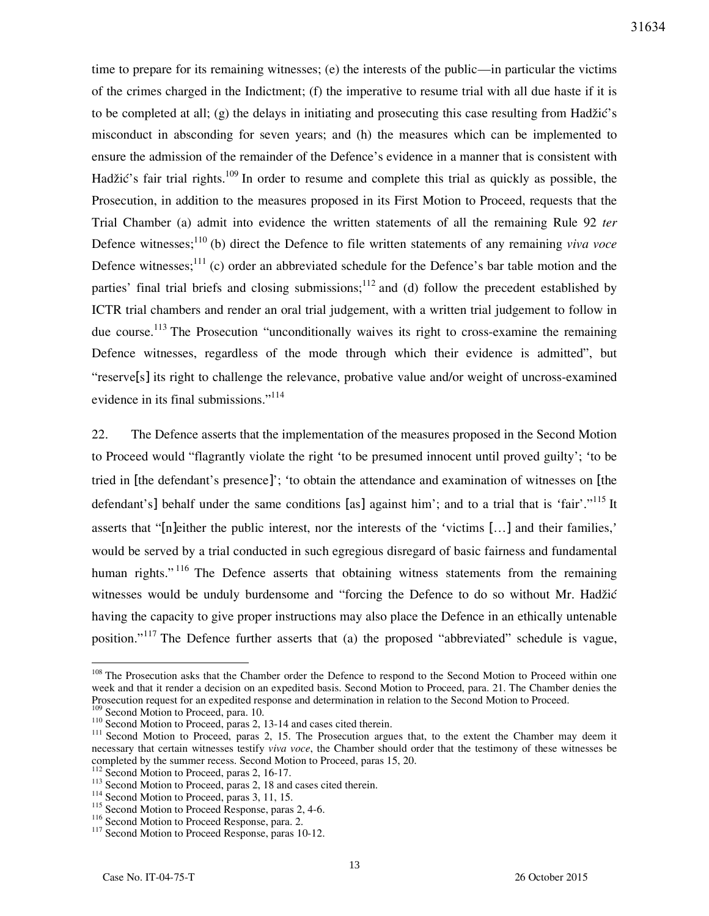time to prepare for its remaining witnesses; (e) the interests of the public—in particular the victims of the crimes charged in the Indictment; (f) the imperative to resume trial with all due haste if it is to be completed at all; (g) the delays in initiating and prosecuting this case resulting from Hadžić's misconduct in absconding for seven years; and (h) the measures which can be implemented to ensure the admission of the remainder of the Defence's evidence in a manner that is consistent with Hadžić's fair trial rights.[109] In order to resume and complete this trial as quickly as possible, the Prosecution, in addition to the measures proposed in its First Motion to Proceed, requests that the Trial Chamber (a) admit into evidence the written statements of all the remaining Rule 92 *ter* Defence witnesses;[110] (b) direct the Defence to file written statements of any remaining *viva voce* Defence witnesses;[111] (c) order an abbreviated schedule for the Defence's bar table motion and the parties' final trial briefs and closing submissions;[112] and (d) follow the precedent established by ICTR trial chambers and render an oral trial judgement, with a written trial judgement to follow in due course.[113] The Prosecution "unconditionally waives its right to cross-examine the remaining Defence witnesses, regardless of the mode through which their evidence is admitted", but "reserve[s] its right to challenge the relevance, probative value and/or weight of uncross-examined evidence in its final submissions."[114]

22. The Defence asserts that the implementation of the measures proposed in the Second Motion to Proceed would "flagrantly violate the right 'to be presumed innocent until proved guilty'; 'to be tried in [the defendant's presence]'; 'to obtain the attendance and examination of witnesses on [the defendant's] behalf under the same conditions [as] against him'; and to a trial that is 'fair'."[115] It asserts that "[n]either the public interest, nor the interests of the 'victims […] and their families,' would be served by a trial conducted in such egregious disregard of basic fairness and fundamental human rights."[116] The Defence asserts that obtaining witness statements from the remaining witnesses would be unduly burdensome and "forcing the Defence to do so without Mr. Hadžić having the capacity to give proper instructions may also place the Defence in an ethically untenable position."[117] The Defence further asserts that (a) the proposed "abbreviated" schedule is vague,

---

[108] The Prosecution asks that the Chamber order the Defence to respond to the Second Motion to Proceed within one week and that it render a decision on an expedited basis. Second Motion to Proceed, para. 21. The Chamber denies the Prosecution request for an expedited response and determination in relation to the Second Motion to Proceed.

[109] Second Motion to Proceed, para. 10.

[110] Second Motion to Proceed, paras 2, 13-14 and cases cited therein.

[111] Second Motion to Proceed, paras 2, 15. The Prosecution argues that, to the extent the Chamber may deem it necessary that certain witnesses testify *viva voce*, the Chamber should order that the testimony of these witnesses be completed by the summer recess. Second Motion to Proceed, paras 15, 20.

[112] Second Motion to Proceed, paras 2, 16-17.

[113] Second Motion to Proceed, paras 2, 18 and cases cited therein.

[114] Second Motion to Proceed, paras 3, 11, 15.

[115] Second Motion to Proceed Response, paras 2, 4-6.

[116] Second Motion to Proceed Response, para. 2.

[117] Second Motion to Proceed Response, paras 10-12.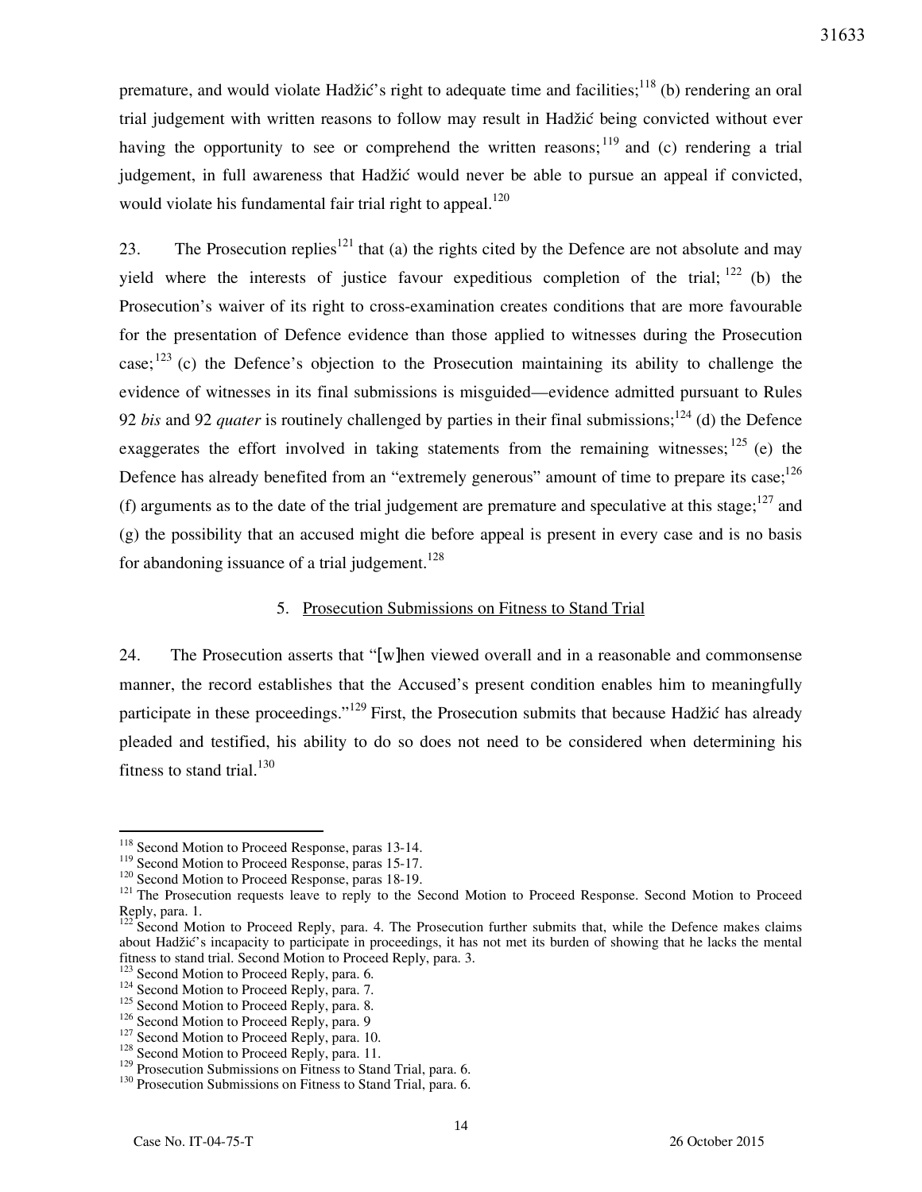premature, and would violate Hadžić's right to adequate time and facilities;[118] (b) rendering an oral trial judgement with written reasons to follow may result in Hadžić being convicted without ever having the opportunity to see or comprehend the written reasons;[119] and (c) rendering a trial judgement, in full awareness that Hadžić would never be able to pursue an appeal if convicted, would violate his fundamental fair trial right to appeal.[120]

23. The Prosecution replies[121] that (a) the rights cited by the Defence are not absolute and may yield where the interests of justice favour expeditious completion of the trial;[122] (b) the Prosecution's waiver of its right to cross-examination creates conditions that are more favourable for the presentation of Defence evidence than those applied to witnesses during the Prosecution case;[123] (c) the Defence's objection to the Prosecution maintaining its ability to challenge the evidence of witnesses in its final submissions is misguided—evidence admitted pursuant to Rules 92 *bis* and 92 *quater* is routinely challenged by parties in their final submissions;[124] (d) the Defence exaggerates the effort involved in taking statements from the remaining witnesses;[125] (e) the Defence has already benefited from an "extremely generous" amount of time to prepare its case;[126] (f) arguments as to the date of the trial judgement are premature and speculative at this stage;[127] and (g) the possibility that an accused might die before appeal is present in every case and is no basis for abandoning issuance of a trial judgement.[128]

### 5. Prosecution Submissions on Fitness to Stand Trial

24. The Prosecution asserts that "[w]hen viewed overall and in a reasonable and commonsense manner, the record establishes that the Accused's present condition enables him to meaningfully participate in these proceedings."[129] First, the Prosecution submits that because Hadžić has already pleaded and testified, his ability to do so does not need to be considered when determining his fitness to stand trial.[130]

---

[118] Second Motion to Proceed Response, paras 13-14.

[119] Second Motion to Proceed Response, paras 15-17.

[120] Second Motion to Proceed Response, paras 18-19.

[121] The Prosecution requests leave to reply to the Second Motion to Proceed Response. Second Motion to Proceed Reply, para. 1.

[122] Second Motion to Proceed Reply, para. 4. The Prosecution further submits that, while the Defence makes claims about Hadžić's incapacity to participate in proceedings, it has not met its burden of showing that he lacks the mental fitness to stand trial. Second Motion to Proceed Reply, para. 3.

[123] Second Motion to Proceed Reply, para. 6.

[124] Second Motion to Proceed Reply, para. 7.

[125] Second Motion to Proceed Reply, para. 8.

[126] Second Motion to Proceed Reply, para. 9

[127] Second Motion to Proceed Reply, para. 10.

[128] Second Motion to Proceed Reply, para. 11.

[129] Prosecution Submissions on Fitness to Stand Trial, para. 6.

[130] Prosecution Submissions on Fitness to Stand Trial, para. 6.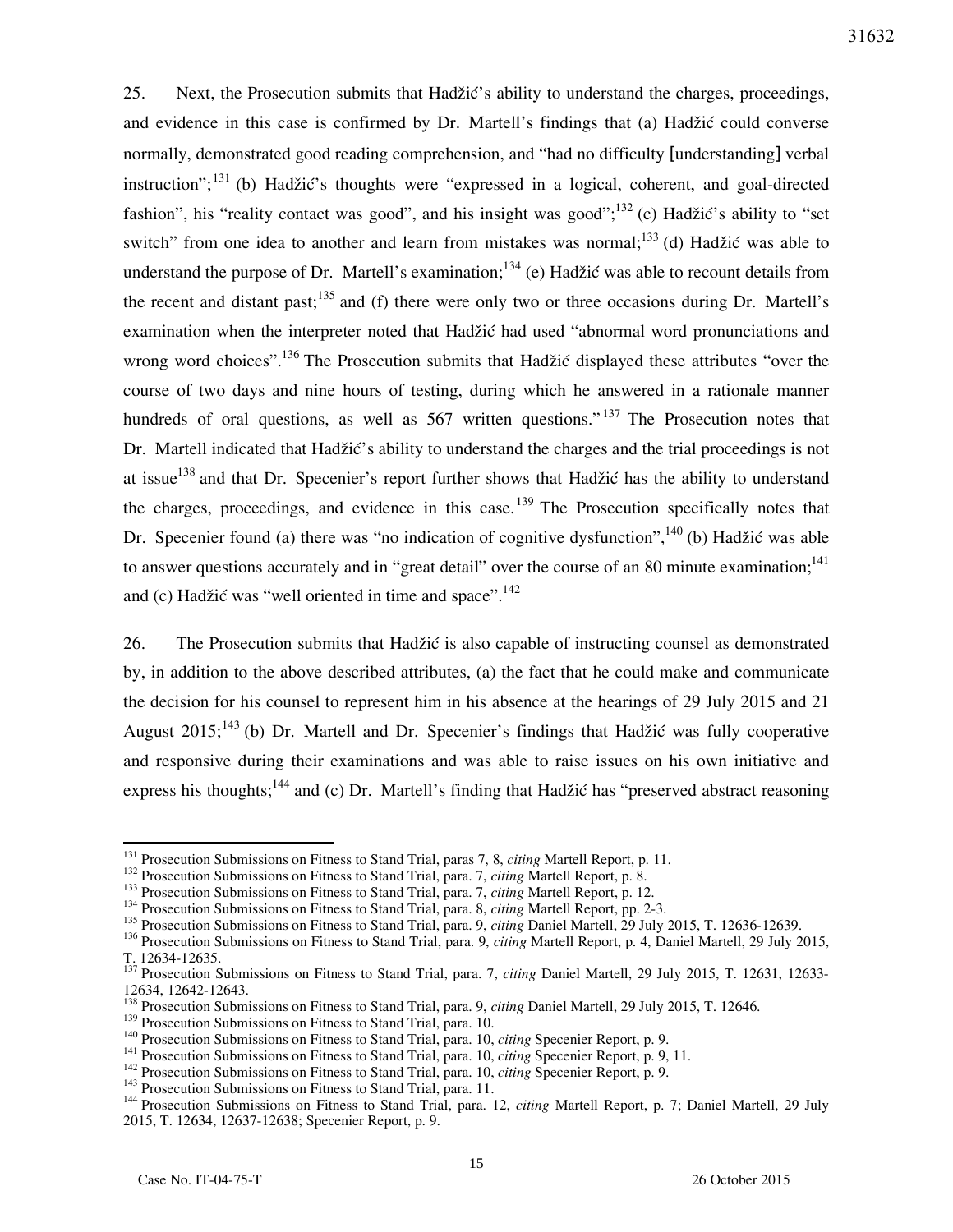25. Next, the Prosecution submits that Hadžić's ability to understand the charges, proceedings, and evidence in this case is confirmed by Dr. Martell's findings that (a) Hadžić could converse normally, demonstrated good reading comprehension, and "had no difficulty [understanding] verbal instruction";[131] (b) Hadžić's thoughts were "expressed in a logical, coherent, and goal-directed fashion", his "reality contact was good", and his insight was good";[132] (c) Hadžić's ability to "set switch" from one idea to another and learn from mistakes was normal;[133] (d) Hadžić was able to understand the purpose of Dr. Martell's examination;[134] (e) Hadžić was able to recount details from the recent and distant past;[135] and (f) there were only two or three occasions during Dr. Martell's examination when the interpreter noted that Hadžić had used "abnormal word pronunciations and wrong word choices".[136] The Prosecution submits that Hadžić displayed these attributes "over the course of two days and nine hours of testing, during which he answered in a rationale manner hundreds of oral questions, as well as 567 written questions."[137] The Prosecution notes that Dr. Martell indicated that Hadžić's ability to understand the charges and the trial proceedings is not at issue[138] and that Dr. Specenier's report further shows that Hadžić has the ability to understand the charges, proceedings, and evidence in this case.[139] The Prosecution specifically notes that Dr. Specenier found (a) there was "no indication of cognitive dysfunction",[140] (b) Hadžić was able to answer questions accurately and in "great detail" over the course of an 80 minute examination;[141] and (c) Hadžić was "well oriented in time and space".[142]

26. The Prosecution submits that Hadžić is also capable of instructing counsel as demonstrated by, in addition to the above described attributes, (a) the fact that he could make and communicate the decision for his counsel to represent him in his absence at the hearings of 29 July 2015 and 21 August 2015;[143] (b) Dr. Martell and Dr. Specenier's findings that Hadžić was fully cooperative and responsive during their examinations and was able to raise issues on his own initiative and express his thoughts;[144] and (c) Dr. Martell's finding that Hadžić has "preserved abstract reasoning

---

[131] Prosecution Submissions on Fitness to Stand Trial, paras 7, 8, *citing* Martell Report, p. 11.

[132] Prosecution Submissions on Fitness to Stand Trial, para. 7, *citing* Martell Report, p. 8.

[133] Prosecution Submissions on Fitness to Stand Trial, para. 7, *citing* Martell Report, p. 12.

[134] Prosecution Submissions on Fitness to Stand Trial, para. 8, *citing* Martell Report, pp. 2-3.

[135] Prosecution Submissions on Fitness to Stand Trial, para. 9, *citing* Daniel Martell, 29 July 2015, T. 12636-12639.

[136] Prosecution Submissions on Fitness to Stand Trial, para. 9, *citing* Martell Report, p. 4, Daniel Martell, 29 July 2015, T. 12634-12635.

[137] Prosecution Submissions on Fitness to Stand Trial, para. 7, *citing* Daniel Martell, 29 July 2015, T. 12631, 12633-12634, 12642-12643.

[138] Prosecution Submissions on Fitness to Stand Trial, para. 9, *citing* Daniel Martell, 29 July 2015, T. 12646.

[139] Prosecution Submissions on Fitness to Stand Trial, para. 10.

[140] Prosecution Submissions on Fitness to Stand Trial, para. 10, *citing* Specenier Report, p. 9.

[141] Prosecution Submissions on Fitness to Stand Trial, para. 10, *citing* Specenier Report, p. 9, 11.

[142] Prosecution Submissions on Fitness to Stand Trial, para. 10, *citing* Specenier Report, p. 9.

[143] Prosecution Submissions on Fitness to Stand Trial, para. 11.

[144] Prosecution Submissions on Fitness to Stand Trial, para. 12, *citing* Martell Report, p. 7; Daniel Martell, 29 July 2015, T. 12634, 12637-12638; Specenier Report, p. 9.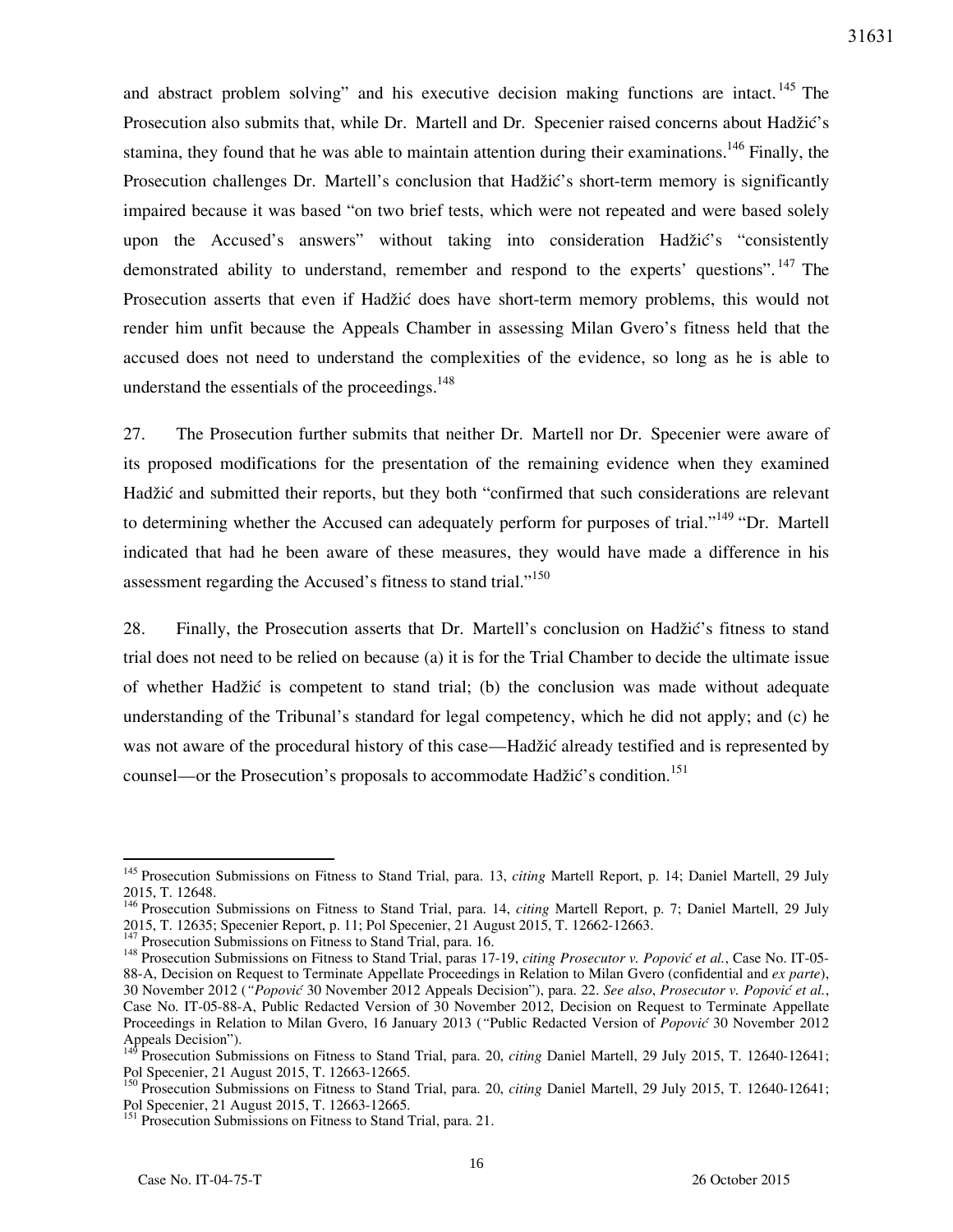and abstract problem solving" and his executive decision making functions are intact.[145] The Prosecution also submits that, while Dr. Martell and Dr. Specenier raised concerns about Hadžić's stamina, they found that he was able to maintain attention during their examinations.[146] Finally, the Prosecution challenges Dr. Martell's conclusion that Hadžić's short-term memory is significantly impaired because it was based "on two brief tests, which were not repeated and were based solely upon the Accused's answers" without taking into consideration Hadžić's "consistently demonstrated ability to understand, remember and respond to the experts' questions".[147] The Prosecution asserts that even if Hadžić does have short-term memory problems, this would not render him unfit because the Appeals Chamber in assessing Milan Gvero's fitness held that the accused does not need to understand the complexities of the evidence, so long as he is able to understand the essentials of the proceedings.[148]

27. The Prosecution further submits that neither Dr. Martell nor Dr. Specenier were aware of its proposed modifications for the presentation of the remaining evidence when they examined Hadžić and submitted their reports, but they both "confirmed that such considerations are relevant to determining whether the Accused can adequately perform for purposes of trial."[149] "Dr. Martell indicated that had he been aware of these measures, they would have made a difference in his assessment regarding the Accused's fitness to stand trial."[150]

28. Finally, the Prosecution asserts that Dr. Martell's conclusion on Hadžić's fitness to stand trial does not need to be relied on because (a) it is for the Trial Chamber to decide the ultimate issue of whether Hadžić is competent to stand trial; (b) the conclusion was made without adequate understanding of the Tribunal's standard for legal competency, which he did not apply; and (c) he was not aware of the procedural history of this case—Hadžić already testified and is represented by counsel—or the Prosecution's proposals to accommodate Hadžić's condition.[151]

---

[145] Prosecution Submissions on Fitness to Stand Trial, para. 13, *citing* Martell Report, p. 14; Daniel Martell, 29 July 2015, T. 12648.

[146] Prosecution Submissions on Fitness to Stand Trial, para. 14, *citing* Martell Report, p. 7; Daniel Martell, 29 July 2015, T. 12635; Specenier Report, p. 11; Pol Specenier, 21 August 2015, T. 12662-12663.

[147] Prosecution Submissions on Fitness to Stand Trial, para. 16.

[148] Prosecution Submissions on Fitness to Stand Trial, paras 17-19, *citing Prosecutor v. Popović et al.*, Case No. IT-05-88-A, Decision on Request to Terminate Appellate Proceedings in Relation to Milan Gvero (confidential and *ex parte*), 30 November 2012 ("*Popović* 30 November 2012 Appeals Decision"), para. 22. *See also*, *Prosecutor v. Popović et al.*, Case No. IT-05-88-A, Public Redacted Version of 30 November 2012, Decision on Request to Terminate Appellate Proceedings in Relation to Milan Gvero, 16 January 2013 ("Public Redacted Version of *Popović* 30 November 2012 Appeals Decision").

[149] Prosecution Submissions on Fitness to Stand Trial, para. 20, *citing* Daniel Martell, 29 July 2015, T. 12640-12641; Pol Specenier, 21 August 2015, T. 12663-12665.

[150] Prosecution Submissions on Fitness to Stand Trial, para. 20, *citing* Daniel Martell, 29 July 2015, T. 12640-12641; Pol Specenier, 21 August 2015, T. 12663-12665.

[151] Prosecution Submissions on Fitness to Stand Trial, para. 21.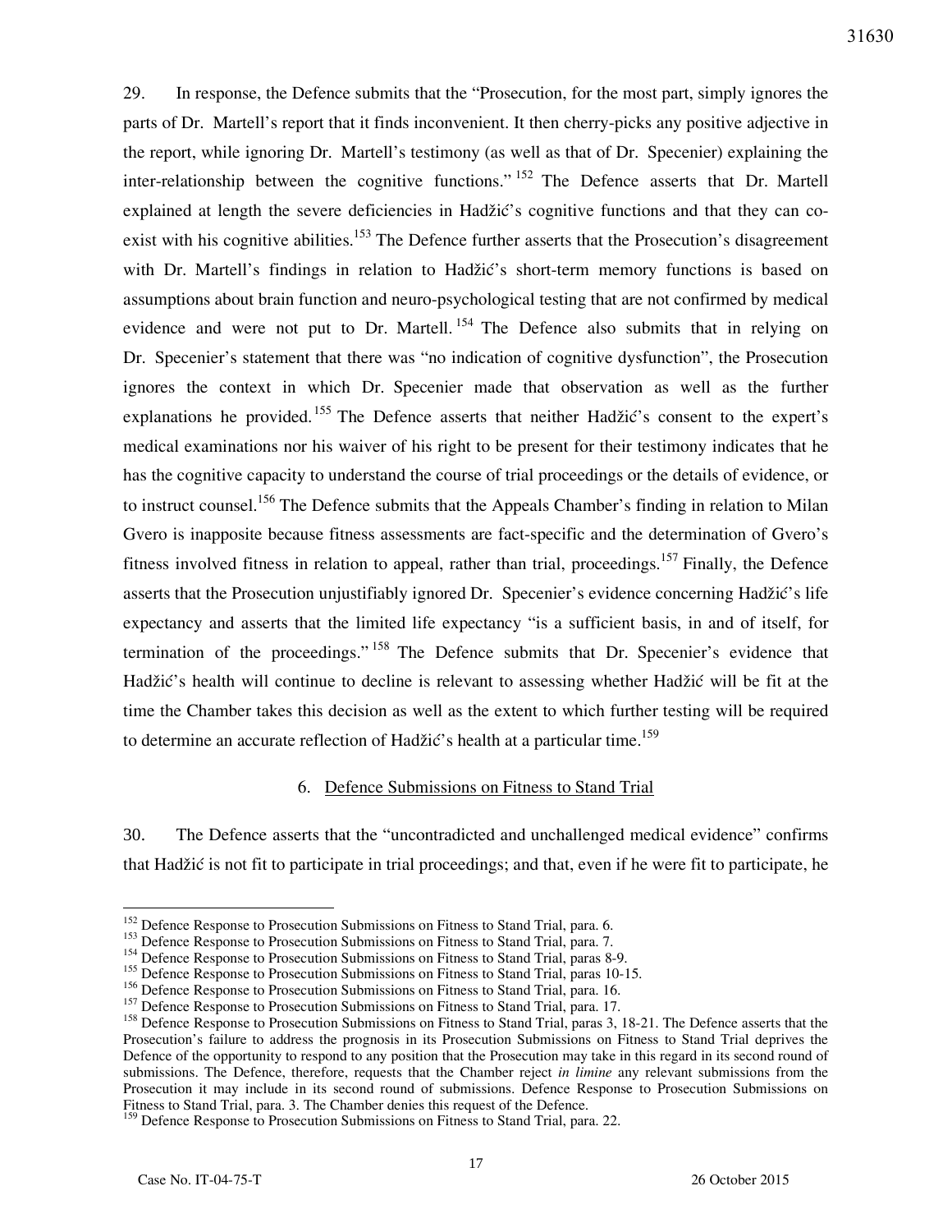29. In response, the Defence submits that the "Prosecution, for the most part, simply ignores the parts of Dr. Martell's report that it finds inconvenient. It then cherry-picks any positive adjective in the report, while ignoring Dr. Martell's testimony (as well as that of Dr. Specenier) explaining the inter-relationship between the cognitive functions."[152] The Defence asserts that Dr. Martell explained at length the severe deficiencies in Hadžić's cognitive functions and that they can co-exist with his cognitive abilities.[153] The Defence further asserts that the Prosecution's disagreement with Dr. Martell's findings in relation to Hadžić's short-term memory functions is based on assumptions about brain function and neuro-psychological testing that are not confirmed by medical evidence and were not put to Dr. Martell.[154] The Defence also submits that in relying on Dr. Specenier's statement that there was "no indication of cognitive dysfunction", the Prosecution ignores the context in which Dr. Specenier made that observation as well as the further explanations he provided.[155] The Defence asserts that neither Hadžić's consent to the expert's medical examinations nor his waiver of his right to be present for their testimony indicates that he has the cognitive capacity to understand the course of trial proceedings or the details of evidence, or to instruct counsel.[156] The Defence submits that the Appeals Chamber's finding in relation to Milan Gvero is inapposite because fitness assessments are fact-specific and the determination of Gvero's fitness involved fitness in relation to appeal, rather than trial, proceedings.[157] Finally, the Defence asserts that the Prosecution unjustifiably ignored Dr. Specenier's evidence concerning Hadžić's life expectancy and asserts that the limited life expectancy "is a sufficient basis, in and of itself, for termination of the proceedings."[158] The Defence submits that Dr. Specenier's evidence that Hadžić's health will continue to decline is relevant to assessing whether Hadžić will be fit at the time the Chamber takes this decision as well as the extent to which further testing will be required to determine an accurate reflection of Hadžić's health at a particular time.[159]

### 6. Defence Submissions on Fitness to Stand Trial

30. The Defence asserts that the "uncontradicted and unchallenged medical evidence" confirms that Hadžić is not fit to participate in trial proceedings; and that, even if he were fit to participate, he

---

[152] Defence Response to Prosecution Submissions on Fitness to Stand Trial, para. 6.

[153] Defence Response to Prosecution Submissions on Fitness to Stand Trial, para. 7.

[154] Defence Response to Prosecution Submissions on Fitness to Stand Trial, paras 8-9.

[155] Defence Response to Prosecution Submissions on Fitness to Stand Trial, paras 10-15.

[156] Defence Response to Prosecution Submissions on Fitness to Stand Trial, para. 16.

[157] Defence Response to Prosecution Submissions on Fitness to Stand Trial, para. 17.

[158] Defence Response to Prosecution Submissions on Fitness to Stand Trial, paras 3, 18-21. The Defence asserts that the Prosecution's failure to address the prognosis in its Prosecution Submissions on Fitness to Stand Trial deprives the Defence of the opportunity to respond to any position that the Prosecution may take in this regard in its second round of submissions. The Defence, therefore, requests that the Chamber reject *in limine* any relevant submissions from the Prosecution it may include in its second round of submissions. Defence Response to Prosecution Submissions on Fitness to Stand Trial, para. 3. The Chamber denies this request of the Defence.

[159] Defence Response to Prosecution Submissions on Fitness to Stand Trial, para. 22.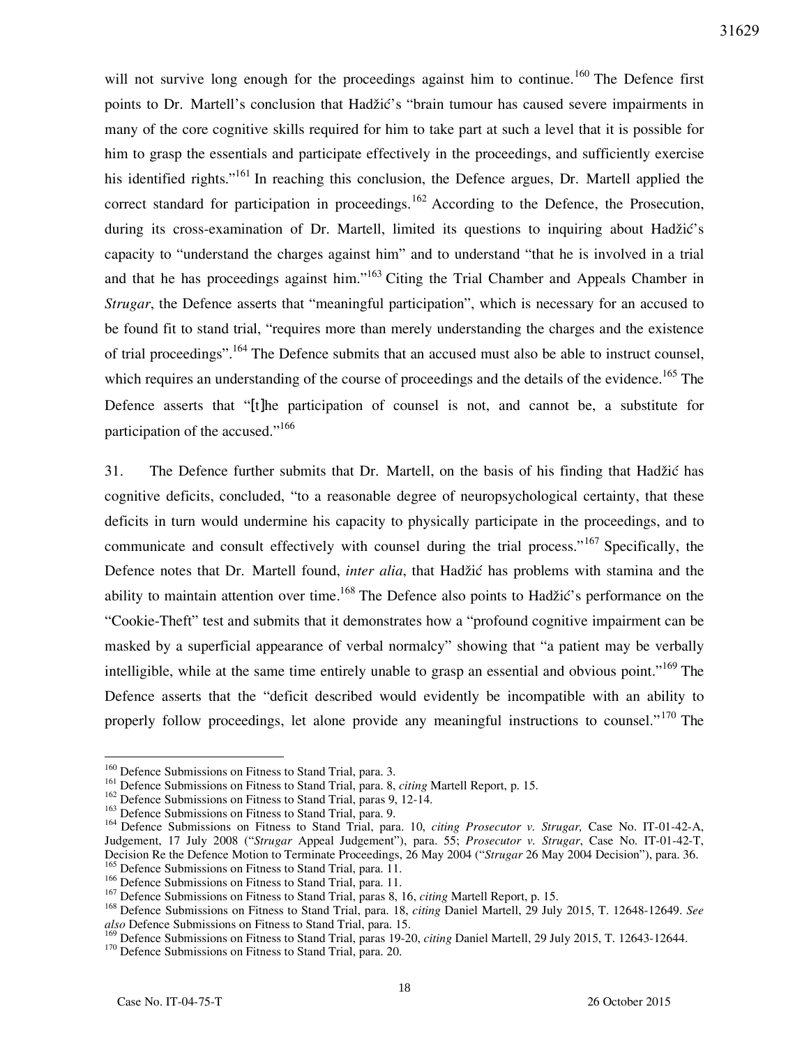will not survive long enough for the proceedings against him to continue.[160] The Defence first points to Dr. Martell's conclusion that Hadžić's "brain tumour has caused severe impairments in many of the core cognitive skills required for him to take part at such a level that it is possible for him to grasp the essentials and participate effectively in the proceedings, and sufficiently exercise his identified rights."[161] In reaching this conclusion, the Defence argues, Dr. Martell applied the correct standard for participation in proceedings.[162] According to the Defence, the Prosecution, during its cross-examination of Dr. Martell, limited its questions to inquiring about Hadžić's capacity to "understand the charges against him" and to understand "that he is involved in a trial and that he has proceedings against him."[163] Citing the Trial Chamber and Appeals Chamber in *Strugar*, the Defence asserts that "meaningful participation", which is necessary for an accused to be found fit to stand trial, "requires more than merely understanding the charges and the existence of trial proceedings".[164] The Defence submits that an accused must also be able to instruct counsel, which requires an understanding of the course of proceedings and the details of the evidence.[165] The Defence asserts that "[t]he participation of counsel is not, and cannot be, a substitute for participation of the accused."[166]

31. The Defence further submits that Dr. Martell, on the basis of his finding that Hadžić has cognitive deficits, concluded, "to a reasonable degree of neuropsychological certainty, that these deficits in turn would undermine his capacity to physically participate in the proceedings, and to communicate and consult effectively with counsel during the trial process."[167] Specifically, the Defence notes that Dr. Martell found, *inter alia*, that Hadžić has problems with stamina and the ability to maintain attention over time.[168] The Defence also points to Hadžić's performance on the "Cookie-Theft" test and submits that it demonstrates how a "profound cognitive impairment can be masked by a superficial appearance of verbal normalcy" showing that "a patient may be verbally intelligible, while at the same time entirely unable to grasp an essential and obvious point."[169] The Defence asserts that the "deficit described would evidently be incompatible with an ability to properly follow proceedings, let alone provide any meaningful instructions to counsel."[170] The

---

[160] Defence Submissions on Fitness to Stand Trial, para. 3.

[161] Defence Submissions on Fitness to Stand Trial, para. 8, *citing* Martell Report, p. 15.

[162] Defence Submissions on Fitness to Stand Trial, paras 9, 12-14.

[163] Defence Submissions on Fitness to Stand Trial, para. 9.

[164] Defence Submissions on Fitness to Stand Trial, para. 10, *citing Prosecutor v. Strugar,* Case No. IT-01-42-A, Judgement, 17 July 2008 ("*Strugar* Appeal Judgement"), para. 55; *Prosecutor v. Strugar*, Case No. IT-01-42-T, Decision Re the Defence Motion to Terminate Proceedings, 26 May 2004 ("*Strugar* 26 May 2004 Decision"), para. 36.

[165] Defence Submissions on Fitness to Stand Trial, para. 11.

[166] Defence Submissions on Fitness to Stand Trial, para. 11.

[167] Defence Submissions on Fitness to Stand Trial, paras 8, 16, *citing* Martell Report, p. 15.

[168] Defence Submissions on Fitness to Stand Trial, para. 18, *citing* Daniel Martell, 29 July 2015, T. 12648-12649. *See also* Defence Submissions on Fitness to Stand Trial, para. 15.

[169] Defence Submissions on Fitness to Stand Trial, paras 19-20, *citing* Daniel Martell, 29 July 2015, T. 12643-12644.

[170] Defence Submissions on Fitness to Stand Trial, para. 20.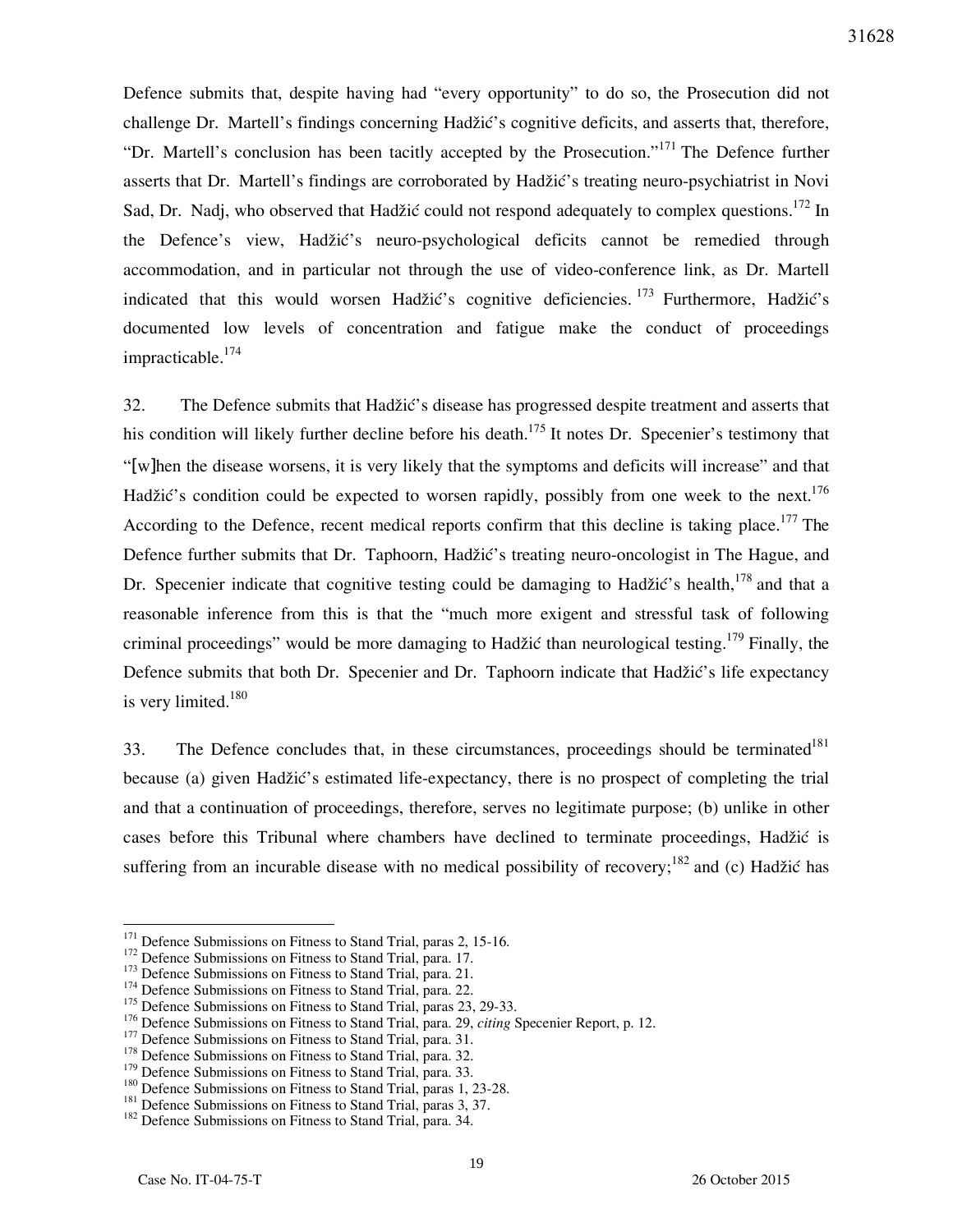Defence submits that, despite having had "every opportunity" to do so, the Prosecution did not challenge Dr. Martell's findings concerning Hadžić's cognitive deficits, and asserts that, therefore, "Dr. Martell's conclusion has been tacitly accepted by the Prosecution."[171] The Defence further asserts that Dr. Martell's findings are corroborated by Hadžić's treating neuro-psychiatrist in Novi Sad, Dr. Nadj, who observed that Hadžić could not respond adequately to complex questions.[172] In the Defence's view, Hadžić's neuro-psychological deficits cannot be remedied through accommodation, and in particular not through the use of video-conference link, as Dr. Martell indicated that this would worsen Hadžić's cognitive deficiencies.[173] Furthermore, Hadžić's documented low levels of concentration and fatigue make the conduct of proceedings impracticable.[174]

32. The Defence submits that Hadžić's disease has progressed despite treatment and asserts that his condition will likely further decline before his death.[175] It notes Dr. Specenier's testimony that "[w]hen the disease worsens, it is very likely that the symptoms and deficits will increase" and that Hadžić's condition could be expected to worsen rapidly, possibly from one week to the next.[176] According to the Defence, recent medical reports confirm that this decline is taking place.[177] The Defence further submits that Dr. Taphoorn, Hadžić's treating neuro-oncologist in The Hague, and Dr. Specenier indicate that cognitive testing could be damaging to Hadžić's health,[178] and that a reasonable inference from this is that the "much more exigent and stressful task of following criminal proceedings" would be more damaging to Hadžić than neurological testing.[179] Finally, the Defence submits that both Dr. Specenier and Dr. Taphoorn indicate that Hadžić's life expectancy is very limited.[180]

33. The Defence concludes that, in these circumstances, proceedings should be terminated[181] because (a) given Hadžić's estimated life-expectancy, there is no prospect of completing the trial and that a continuation of proceedings, therefore, serves no legitimate purpose; (b) unlike in other cases before this Tribunal where chambers have declined to terminate proceedings, Hadžić is suffering from an incurable disease with no medical possibility of recovery;[182] and (c) Hadžić has

---

[171] Defence Submissions on Fitness to Stand Trial, paras 2, 15-16.
[172] Defence Submissions on Fitness to Stand Trial, para. 17.
[173] Defence Submissions on Fitness to Stand Trial, para. 21.
[174] Defence Submissions on Fitness to Stand Trial, para. 22.
[175] Defence Submissions on Fitness to Stand Trial, paras 23, 29-33.
[176] Defence Submissions on Fitness to Stand Trial, para. 29, *citing* Specenier Report, p. 12.
[177] Defence Submissions on Fitness to Stand Trial, para. 31.
[178] Defence Submissions on Fitness to Stand Trial, para. 32.
[179] Defence Submissions on Fitness to Stand Trial, para. 33.
[180] Defence Submissions on Fitness to Stand Trial, paras 1, 23-28.
[181] Defence Submissions on Fitness to Stand Trial, paras 3, 37.
[182] Defence Submissions on Fitness to Stand Trial, para. 34.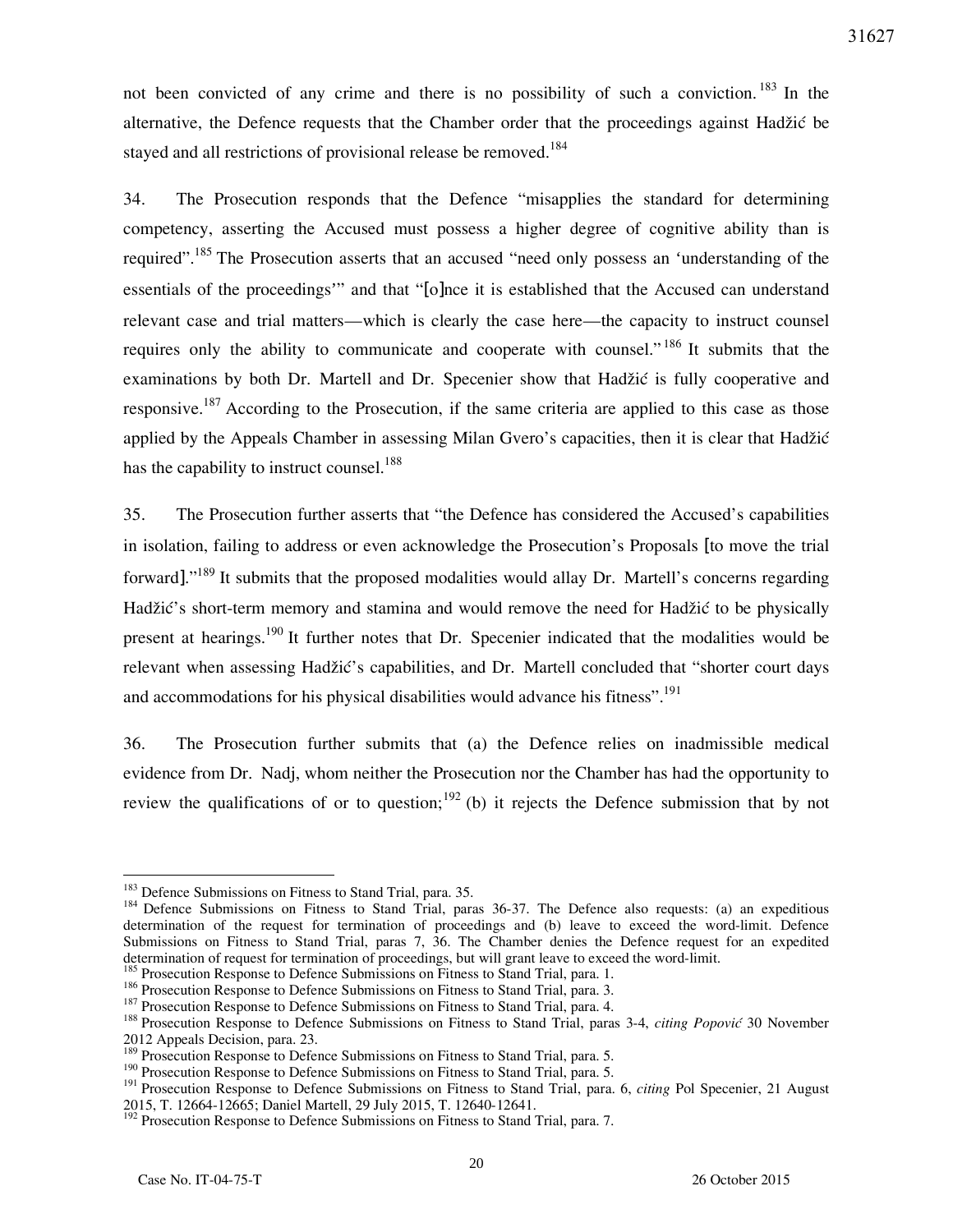not been convicted of any crime and there is no possibility of such a conviction.[183] In the alternative, the Defence requests that the Chamber order that the proceedings against Hadžić be stayed and all restrictions of provisional release be removed.[184]

34. The Prosecution responds that the Defence "misapplies the standard for determining competency, asserting the Accused must possess a higher degree of cognitive ability than is required".[185] The Prosecution asserts that an accused "need only possess an 'understanding of the essentials of the proceedings'" and that "[o]nce it is established that the Accused can understand relevant case and trial matters—which is clearly the case here—the capacity to instruct counsel requires only the ability to communicate and cooperate with counsel."[186] It submits that the examinations by both Dr. Martell and Dr. Specenier show that Hadžić is fully cooperative and responsive.[187] According to the Prosecution, if the same criteria are applied to this case as those applied by the Appeals Chamber in assessing Milan Gvero's capacities, then it is clear that Hadžić has the capability to instruct counsel.[188]

35. The Prosecution further asserts that "the Defence has considered the Accused's capabilities in isolation, failing to address or even acknowledge the Prosecution's Proposals [to move the trial forward]."[189] It submits that the proposed modalities would allay Dr. Martell's concerns regarding Hadžić's short-term memory and stamina and would remove the need for Hadžić to be physically present at hearings.[190] It further notes that Dr. Specenier indicated that the modalities would be relevant when assessing Hadžić's capabilities, and Dr. Martell concluded that "shorter court days and accommodations for his physical disabilities would advance his fitness".[191]

36. The Prosecution further submits that (a) the Defence relies on inadmissible medical evidence from Dr. Nadj, whom neither the Prosecution nor the Chamber has had the opportunity to review the qualifications of or to question;[192] (b) it rejects the Defence submission that by not

---

[183] Defence Submissions on Fitness to Stand Trial, para. 35.

[184] Defence Submissions on Fitness to Stand Trial, paras 36-37. The Defence also requests: (a) an expeditious determination of the request for termination of proceedings and (b) leave to exceed the word-limit. Defence Submissions on Fitness to Stand Trial, paras 7, 36. The Chamber denies the Defence request for an expedited determination of request for termination of proceedings, but will grant leave to exceed the word-limit.

[185] Prosecution Response to Defence Submissions on Fitness to Stand Trial, para. 1.

[186] Prosecution Response to Defence Submissions on Fitness to Stand Trial, para. 3.

[187] Prosecution Response to Defence Submissions on Fitness to Stand Trial, para. 4.

[188] Prosecution Response to Defence Submissions on Fitness to Stand Trial, paras 3-4, *citing Popović* 30 November 2012 Appeals Decision, para. 23.

[189] Prosecution Response to Defence Submissions on Fitness to Stand Trial, para. 5.

[190] Prosecution Response to Defence Submissions on Fitness to Stand Trial, para. 5.

[191] Prosecution Response to Defence Submissions on Fitness to Stand Trial, para. 6, *citing* Pol Specenier, 21 August 2015, T. 12664-12665; Daniel Martell, 29 July 2015, T. 12640-12641.

[192] Prosecution Response to Defence Submissions on Fitness to Stand Trial, para. 7.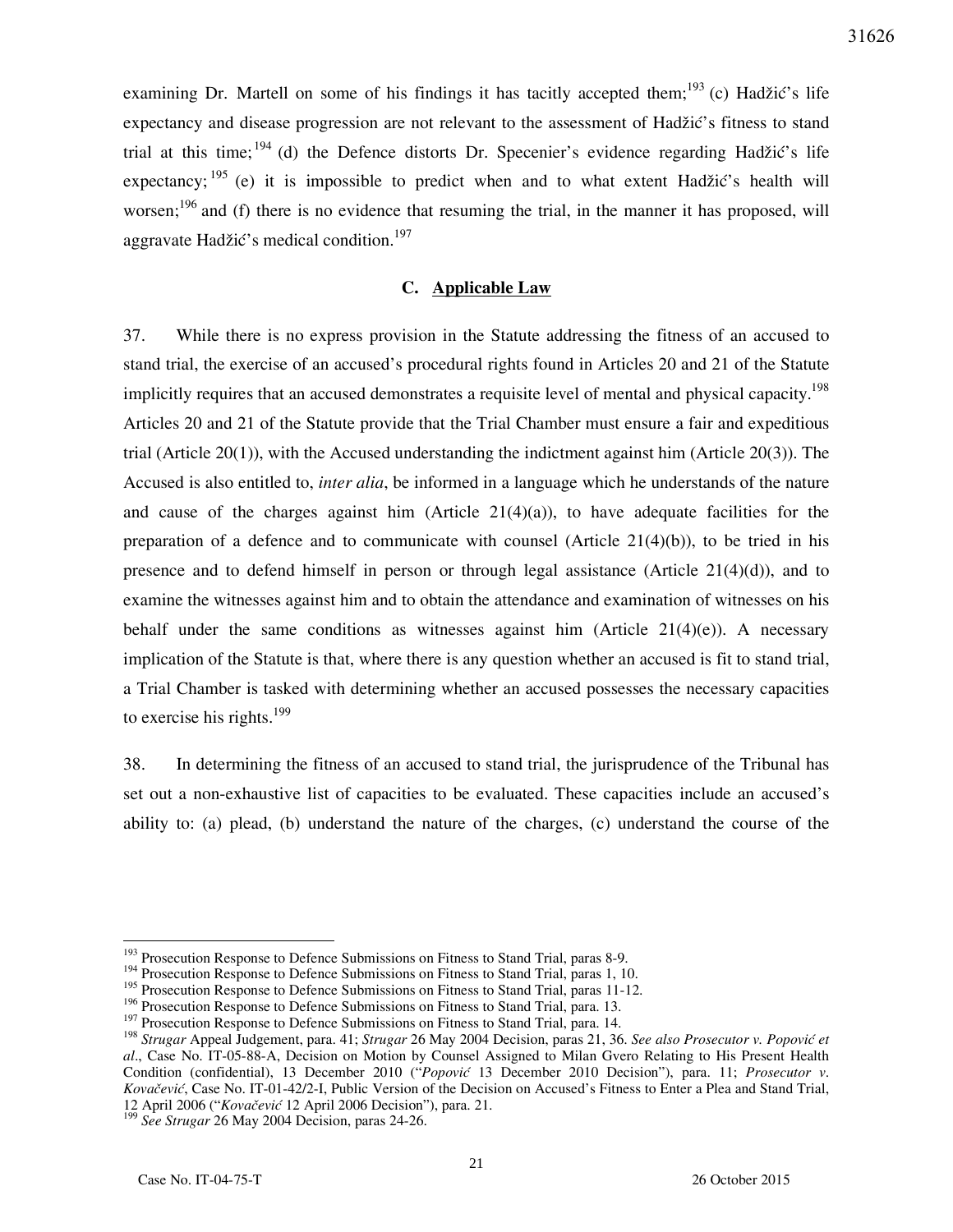examining Dr. Martell on some of his findings it has tacitly accepted them;[193] (c) Hadžić's life expectancy and disease progression are not relevant to the assessment of Hadžić's fitness to stand trial at this time;[194] (d) the Defence distorts Dr. Specenier's evidence regarding Hadžić's life expectancy;[195] (e) it is impossible to predict when and to what extent Hadžić's health will worsen;[196] and (f) there is no evidence that resuming the trial, in the manner it has proposed, will aggravate Hadžić's medical condition.[197]

## C. Applicable Law

37. While there is no express provision in the Statute addressing the fitness of an accused to stand trial, the exercise of an accused's procedural rights found in Articles 20 and 21 of the Statute implicitly requires that an accused demonstrates a requisite level of mental and physical capacity.[198] Articles 20 and 21 of the Statute provide that the Trial Chamber must ensure a fair and expeditious trial (Article 20(1)), with the Accused understanding the indictment against him (Article 20(3)). The Accused is also entitled to, *inter alia*, be informed in a language which he understands of the nature and cause of the charges against him (Article 21(4)(a)), to have adequate facilities for the preparation of a defence and to communicate with counsel (Article 21(4)(b)), to be tried in his presence and to defend himself in person or through legal assistance (Article 21(4)(d)), and to examine the witnesses against him and to obtain the attendance and examination of witnesses on his behalf under the same conditions as witnesses against him (Article 21(4)(e)). A necessary implication of the Statute is that, where there is any question whether an accused is fit to stand trial, a Trial Chamber is tasked with determining whether an accused possesses the necessary capacities to exercise his rights.[199]

38. In determining the fitness of an accused to stand trial, the jurisprudence of the Tribunal has set out a non-exhaustive list of capacities to be evaluated. These capacities include an accused's ability to: (a) plead, (b) understand the nature of the charges, (c) understand the course of the

---

[193] Prosecution Response to Defence Submissions on Fitness to Stand Trial, paras 8-9.
[194] Prosecution Response to Defence Submissions on Fitness to Stand Trial, paras 1, 10.
[195] Prosecution Response to Defence Submissions on Fitness to Stand Trial, paras 11-12.
[196] Prosecution Response to Defence Submissions on Fitness to Stand Trial, para. 13.
[197] Prosecution Response to Defence Submissions on Fitness to Stand Trial, para. 14.
[198] *Strugar* Appeal Judgement, para. 41; *Strugar* 26 May 2004 Decision, paras 21, 36. *See also Prosecutor v. Popović et al*., Case No. IT-05-88-A, Decision on Motion by Counsel Assigned to Milan Gvero Relating to His Present Health Condition (confidential), 13 December 2010 ("*Popović* 13 December 2010 Decision"), para. 11; *Prosecutor v. Kovačević*, Case No. IT-01-42/2-I, Public Version of the Decision on Accused's Fitness to Enter a Plea and Stand Trial, 12 April 2006 ("*Kovačević* 12 April 2006 Decision"), para. 21.
[199] *See Strugar* 26 May 2004 Decision, paras 24-26.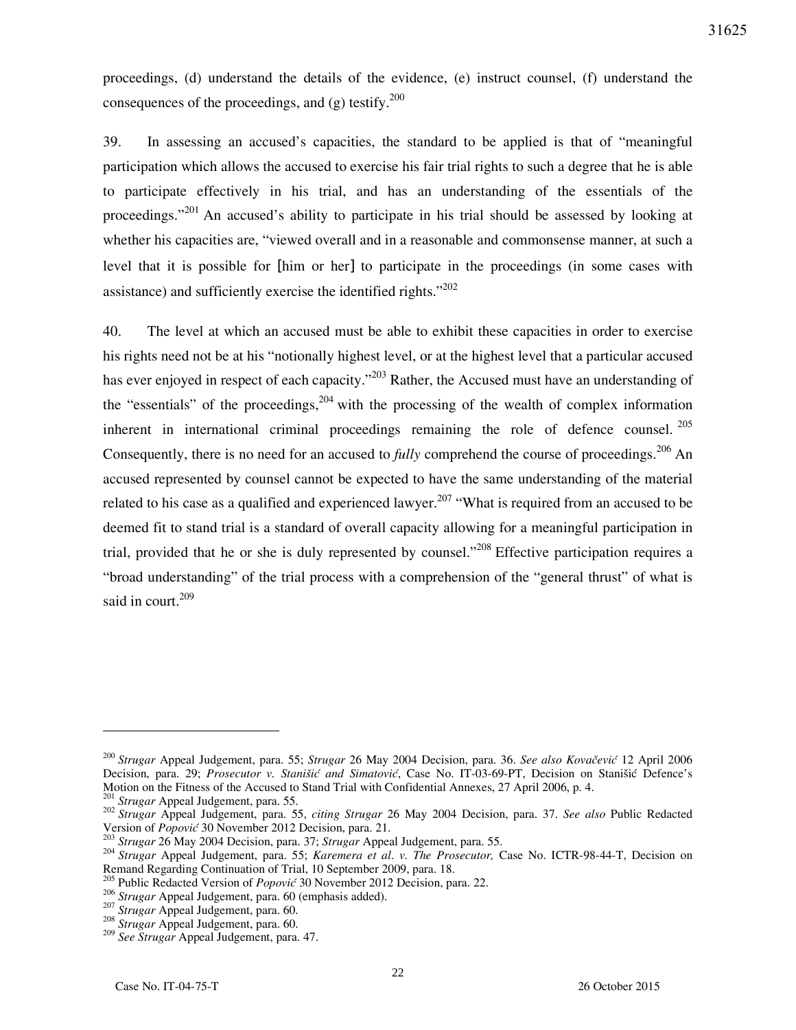proceedings, (d) understand the details of the evidence, (e) instruct counsel, (f) understand the consequences of the proceedings, and (g) testify.[200]

39. In assessing an accused's capacities, the standard to be applied is that of "meaningful participation which allows the accused to exercise his fair trial rights to such a degree that he is able to participate effectively in his trial, and has an understanding of the essentials of the proceedings."[201] An accused's ability to participate in his trial should be assessed by looking at whether his capacities are, "viewed overall and in a reasonable and commonsense manner, at such a level that it is possible for [him or her] to participate in the proceedings (in some cases with assistance) and sufficiently exercise the identified rights."[202]

40. The level at which an accused must be able to exhibit these capacities in order to exercise his rights need not be at his "notionally highest level, or at the highest level that a particular accused has ever enjoyed in respect of each capacity."[203] Rather, the Accused must have an understanding of the "essentials" of the proceedings,[204] with the processing of the wealth of complex information inherent in international criminal proceedings remaining the role of defence counsel.[205] Consequently, there is no need for an accused to *fully* comprehend the course of proceedings.[206] An accused represented by counsel cannot be expected to have the same understanding of the material related to his case as a qualified and experienced lawyer.[207] "What is required from an accused to be deemed fit to stand trial is a standard of overall capacity allowing for a meaningful participation in trial, provided that he or she is duly represented by counsel."[208] Effective participation requires a "broad understanding" of the trial process with a comprehension of the "general thrust" of what is said in court.[209]

---

[200] *Strugar* Appeal Judgement, para. 55; *Strugar* 26 May 2004 Decision, para. 36. *See also Kovačević* 12 April 2006 Decision, para. 29; *Prosecutor v. Stanišić and Simatović*, Case No. IT-03-69-PT, Decision on Stanišić Defence's Motion on the Fitness of the Accused to Stand Trial with Confidential Annexes, 27 April 2006, p. 4.

[201] *Strugar* Appeal Judgement, para. 55.

[202] *Strugar* Appeal Judgement, para. 55, *citing Strugar* 26 May 2004 Decision, para. 37. *See also* Public Redacted Version of *Popović* 30 November 2012 Decision, para. 21.

[203] *Strugar* 26 May 2004 Decision, para. 37; *Strugar* Appeal Judgement, para. 55.

[204] *Strugar* Appeal Judgement, para. 55; *Karemera et al. v. The Prosecutor,* Case No. ICTR-98-44-T, Decision on Remand Regarding Continuation of Trial, 10 Sepetember 2009, para. 18.

[205] Public Redacted Version of *Popović* 30 November 2012 Decision, para. 22.

[206] *Strugar* Appeal Judgement, para. 60 (emphasis added).

[207] *Strugar* Appeal Judgement, para. 60.

[208] *Strugar* Appeal Judgement, para. 60.

[209] *See Strugar* Appeal Judgement, para. 47.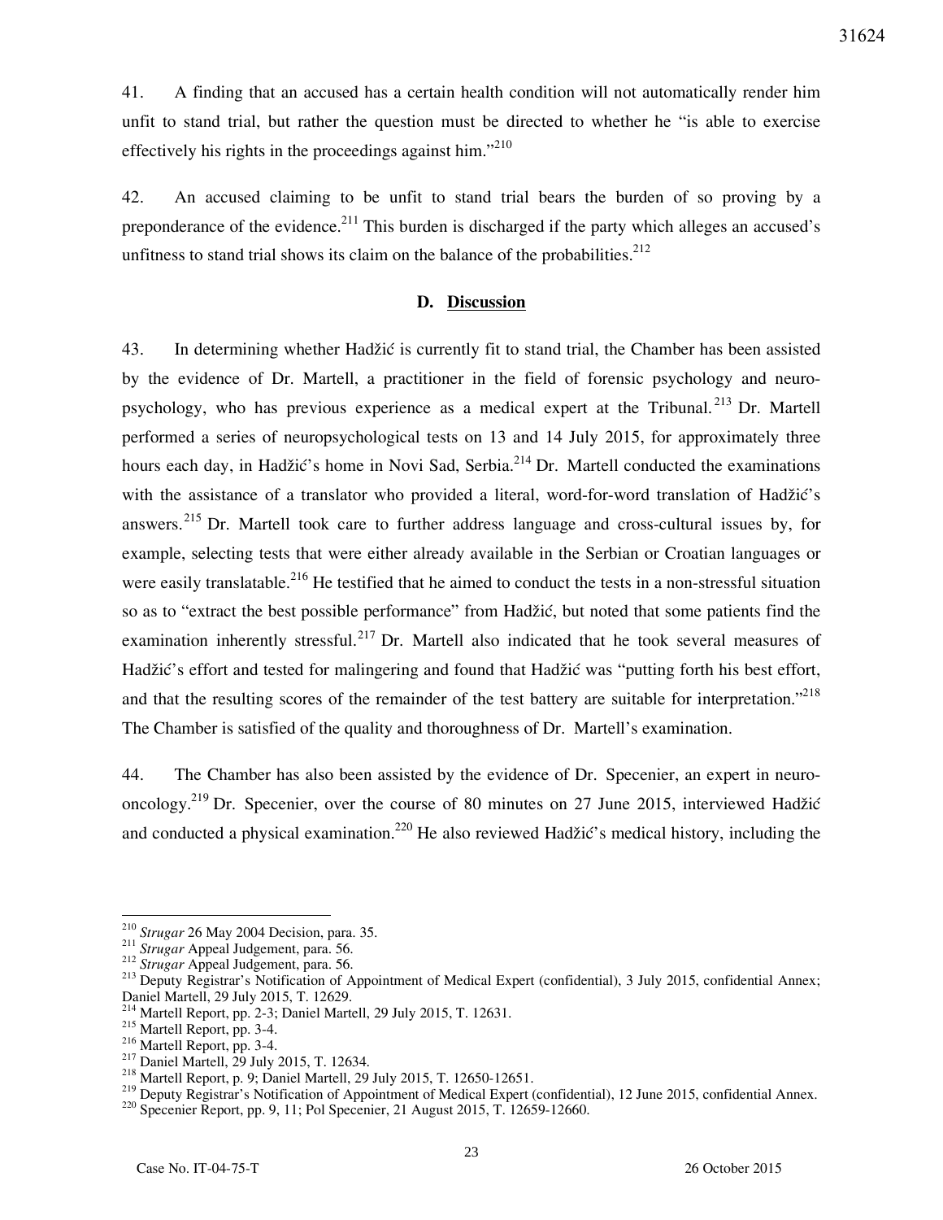41. A finding that an accused has a certain health condition will not automatically render him unfit to stand trial, but rather the question must be directed to whether he "is able to exercise effectively his rights in the proceedings against him."[210]

42. An accused claiming to be unfit to stand trial bears the burden of so proving by a preponderance of the evidence.[211] This burden is discharged if the party which alleges an accused's unfitness to stand trial shows its claim on the balance of the probabilities.[212]

### D. Discussion

43. In determining whether Hadžić is currently fit to stand trial, the Chamber has been assisted by the evidence of Dr. Martell, a practitioner in the field of forensic psychology and neuropsychology, who has previous experience as a medical expert at the Tribunal.[213] Dr. Martell performed a series of neuropsychological tests on 13 and 14 July 2015, for approximately three hours each day, in Hadžić's home in Novi Sad, Serbia.[214] Dr. Martell conducted the examinations with the assistance of a translator who provided a literal, word-for-word translation of Hadžić's answers.[215] Dr. Martell took care to further address language and cross-cultural issues by, for example, selecting tests that were either already available in the Serbian or Croatian languages or were easily translatable.[216] He testified that he aimed to conduct the tests in a non-stressful situation so as to "extract the best possible performance" from Hadžić, but noted that some patients find the examination inherently stressful.[217] Dr. Martell also indicated that he took several measures of Hadžić's effort and tested for malingering and found that Hadžić was "putting forth his best effort, and that the resulting scores of the remainder of the test battery are suitable for interpretation."[218] The Chamber is satisfied of the quality and thoroughness of Dr. Martell's examination.

44. The Chamber has also been assisted by the evidence of Dr. Specenier, an expert in neuro-oncology.[219] Dr. Specenier, over the course of 80 minutes on 27 June 2015, interviewed Hadžić and conducted a physical examination.[220] He also reviewed Hadžić's medical history, including the

---

[210] *Strugar* 26 May 2004 Decision, para. 35.
[211] *Strugar* Appeal Judgement, para. 56.
[212] *Strugar* Appeal Judgement, para. 56.
[213] Deputy Registrar's Notification of Appointment of Medical Expert (confidential), 3 July 2015, confidential Annex; Daniel Martell, 29 July 2015, T. 12629.
[214] Martell Report, pp. 2-3; Daniel Martell, 29 July 2015, T. 12631.
[215] Martell Report, pp. 3-4.
[216] Martell Report, pp. 3-4.
[217] Daniel Martell, 29 July 2015, T. 12634.
[218] Martell Report, p. 9; Daniel Martell, 29 July 2015, T. 12650-12651.
[219] Deputy Registrar's Notification of Appointment of Medical Expert (confidential), 12 June 2015, confidential Annex.
[220] Specenier Report, pp. 9, 11; Pol Specenier, 21 August 2015, T. 12659-12660.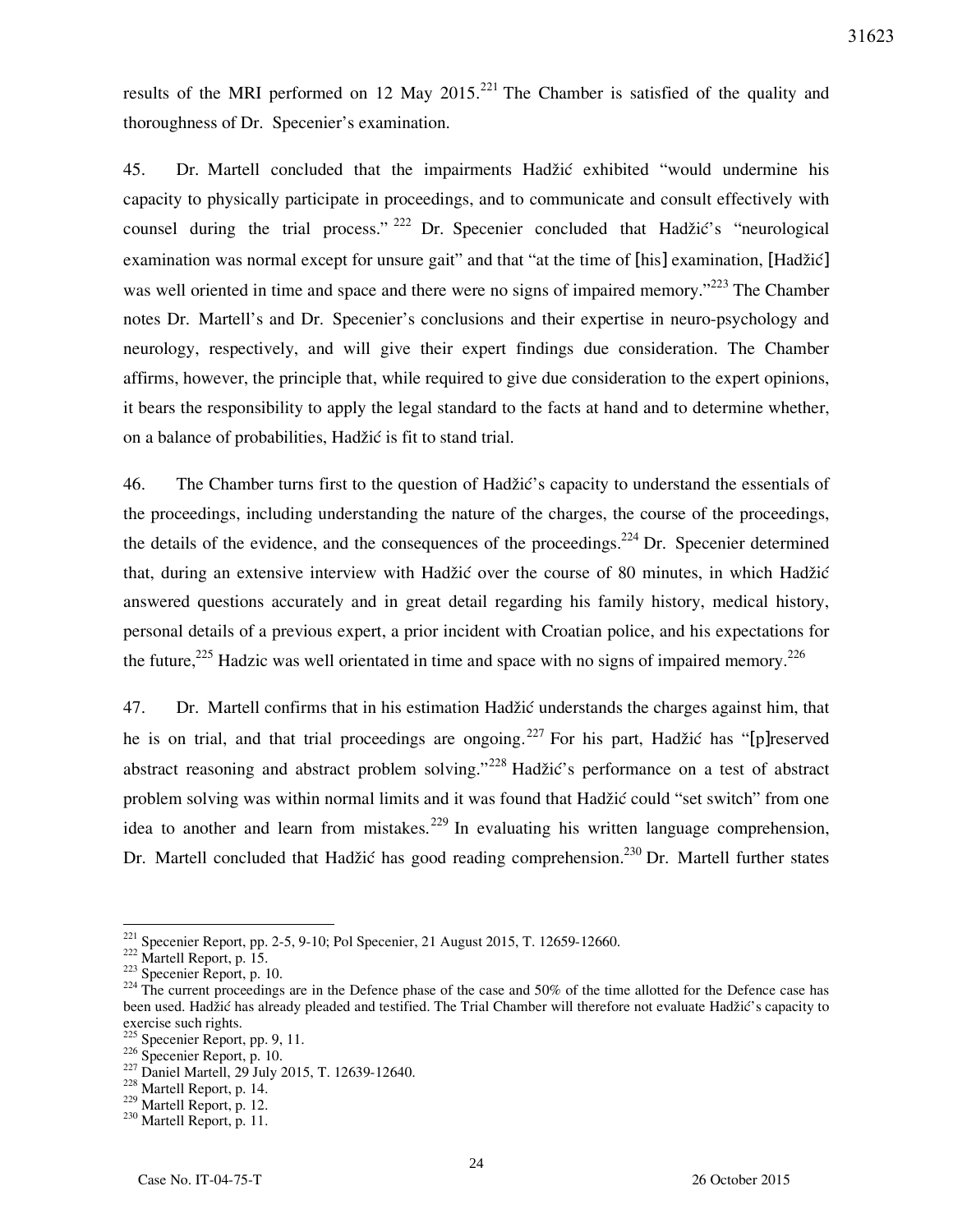results of the MRI performed on 12 May 2015.[221] The Chamber is satisfied of the quality and thoroughness of Dr. Specenier's examination.

45. Dr. Martell concluded that the impairments Hadžić exhibited "would undermine his capacity to physically participate in proceedings, and to communicate and consult effectively with counsel during the trial process." [222] Dr. Specenier concluded that Hadžić's "neurological examination was normal except for unsure gait" and that "at the time of [his] examination, [Hadžić] was well oriented in time and space and there were no signs of impaired memory."[223] The Chamber notes Dr. Martell's and Dr. Specenier's conclusions and their expertise in neuro-psychology and neurology, respectively, and will give their expert findings due consideration. The Chamber affirms, however, the principle that, while required to give due consideration to the expert opinions, it bears the responsibility to apply the legal standard to the facts at hand and to determine whether, on a balance of probabilities, Hadžić is fit to stand trial.

46. The Chamber turns first to the question of Hadžić's capacity to understand the essentials of the proceedings, including understanding the nature of the charges, the course of the proceedings, the details of the evidence, and the consequences of the proceedings.[224] Dr. Specenier determined that, during an extensive interview with Hadžić over the course of 80 minutes, in which Hadžić answered questions accurately and in great detail regarding his family history, medical history, personal details of a previous expert, a prior incident with Croatian police, and his expectations for the future,[225] Hadzic was well orientated in time and space with no signs of impaired memory.[226]

47. Dr. Martell confirms that in his estimation Hadžić understands the charges against him, that he is on trial, and that trial proceedings are ongoing.[227] For his part, Hadžić has "[p]reserved abstract reasoning and abstract problem solving."[228] Hadžić's performance on a test of abstract problem solving was within normal limits and it was found that Hadžić could "set switch" from one idea to another and learn from mistakes.[229] In evaluating his written language comprehension, Dr. Martell concluded that Hadžić has good reading comprehension.[230] Dr. Martell further states

---

[221] Specenier Report, pp. 2-5, 9-10; Pol Specenier, 21 August 2015, T. 12659-12660.
[222] Martell Report, p. 15.
[223] Specenier Report, p. 10.
[224] The current proceedings are in the Defence phase of the case and 50% of the time allotted for the Defence case has been used. Hadžić has already pleaded and testified. The Trial Chamber will therefore not evaluate Hadžić's capacity to exercise such rights.
[225] Specenier Report, pp. 9, 11.
[226] Specenier Report, p. 10.
[227] Daniel Martell, 29 July 2015, T. 12639-12640.
[228] Martell Report, p. 14.
[229] Martell Report, p. 12.
[230] Martell Report, p. 11.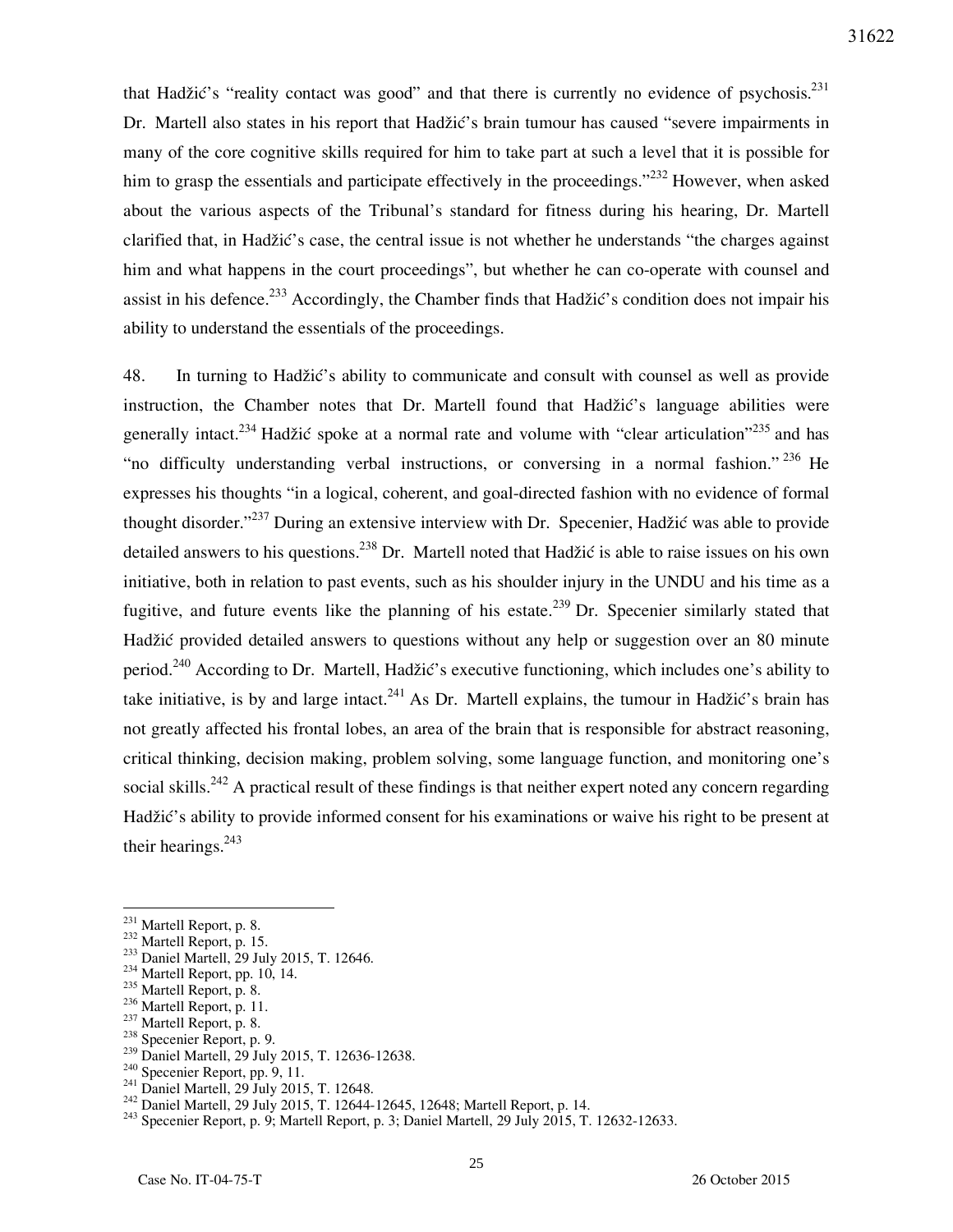that Hadžić's "reality contact was good" and that there is currently no evidence of psychosis.[231] Dr. Martell also states in his report that Hadžić's brain tumour has caused "severe impairments in many of the core cognitive skills required for him to take part at such a level that it is possible for him to grasp the essentials and participate effectively in the proceedings."[232] However, when asked about the various aspects of the Tribunal's standard for fitness during his hearing, Dr. Martell clarified that, in Hadžić's case, the central issue is not whether he understands "the charges against him and what happens in the court proceedings", but whether he can co-operate with counsel and assist in his defence.[233] Accordingly, the Chamber finds that Hadžić's condition does not impair his ability to understand the essentials of the proceedings.

48. In turning to Hadžić's ability to communicate and consult with counsel as well as provide instruction, the Chamber notes that Dr. Martell found that Hadžić's language abilities were generally intact.[234] Hadžić spoke at a normal rate and volume with "clear articulation"[235] and has "no difficulty understanding verbal instructions, or conversing in a normal fashion."[236] He expresses his thoughts "in a logical, coherent, and goal-directed fashion with no evidence of formal thought disorder."[237] During an extensive interview with Dr. Specenier, Hadžić was able to provide detailed answers to his questions.[238] Dr. Martell noted that Hadžić is able to raise issues on his own initiative, both in relation to past events, such as his shoulder injury in the UNDU and his time as a fugitive, and future events like the planning of his estate.[239] Dr. Specenier similarly stated that Hadžić provided detailed answers to questions without any help or suggestion over an 80 minute period.[240] According to Dr. Martell, Hadžić's executive functioning, which includes one's ability to take initiative, is by and large intact.[241] As Dr. Martell explains, the tumour in Hadžić's brain has not greatly affected his frontal lobes, an area of the brain that is responsible for abstract reasoning, critical thinking, decision making, problem solving, some language function, and monitoring one's social skills.[242] A practical result of these findings is that neither expert noted any concern regarding Hadžić's ability to provide informed consent for his examinations or waive his right to be present at their hearings.[243]

---

[231] Martell Report, p. 8.
[232] Martell Report, p. 15.
[233] Daniel Martell, 29 July 2015, T. 12646.
[234] Martell Report, pp. 10, 14.
[235] Martell Report, p. 8.
[236] Martell Report, p. 11.
[237] Martell Report, p. 8.
[238] Specenier Report, p. 9.
[239] Daniel Martell, 29 July 2015, T. 12636-12638.
[240] Specenier Report, pp. 9, 11.
[241] Daniel Martell, 29 July 2015, T. 12648.
[242] Daniel Martell, 29 July 2015, T. 12644-12645, 12648; Martell Report, p. 14.
[243] Specenier Report, p. 9; Martell Report, p. 3; Daniel Martell, 29 July 2015, T. 12632-12633.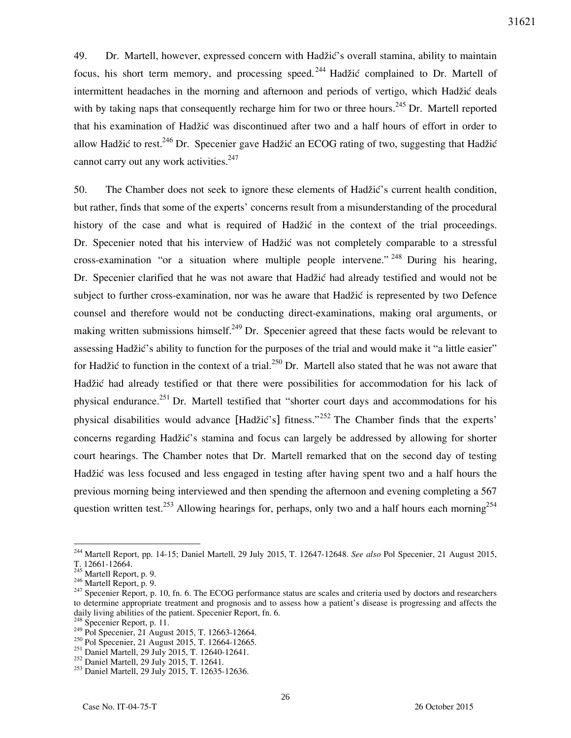49. Dr. Martell, however, expressed concern with Hadžić's overall stamina, ability to maintain focus, his short term memory, and processing speed.[244] Hadžić complained to Dr. Martell of intermittent headaches in the morning and afternoon and periods of vertigo, which Hadžić deals with by taking naps that consequently recharge him for two or three hours.[245] Dr. Martell reported that his examination of Hadžić was discontinued after two and a half hours of effort in order to allow Hadžić to rest.[246] Dr. Specenier gave Hadžić an ECOG rating of two, suggesting that Hadžić cannot carry out any work activities.[247]

50. The Chamber does not seek to ignore these elements of Hadžić's current health condition, but rather, finds that some of the experts' concerns result from a misunderstanding of the procedural history of the case and what is required of Hadžić in the context of the trial proceedings. Dr. Specenier noted that his interview of Hadžić was not completely comparable to a stressful cross-examination "or a situation where multiple people intervene."[248] During his hearing, Dr. Specenier clarified that he was not aware that Hadžić had already testified and would not be subject to further cross-examination, nor was he aware that Hadžić is represented by two Defence counsel and therefore would not be conducting direct-examinations, making oral arguments, or making written submissions himself.[249] Dr. Specenier agreed that these facts would be relevant to assessing Hadžić's ability to function for the purposes of the trial and would make it "a little easier" for Hadžić to function in the context of a trial.[250] Dr. Martell also stated that he was not aware that Hadžić had already testified or that there were possibilities for accommodation for his lack of physical endurance.[251] Dr. Martell testified that "shorter court days and accommodations for his physical disabilities would advance [Hadžić's] fitness."[252] The Chamber finds that the experts' concerns regarding Hadžić's stamina and focus can largely be addressed by allowing for shorter court hearings. The Chamber notes that Dr. Martell remarked that on the second day of testing Hadžić was less focused and less engaged in testing after having spent two and a half hours the previous morning being interviewed and then spending the afternoon and evening completing a 567 question written test.[253] Allowing hearings for, perhaps, only two and a half hours each morning[254]

---

[244] Martell Report, pp. 14-15; Daniel Martell, 29 July 2015, T. 12647-12648. *See also* Pol Specenier, 21 August 2015, T. 12661-12664.

[245] Martell Report, p. 9.

[246] Martell Report, p. 9.

[247] Specenier Report, p. 10, fn. 6. The ECOG performance status are scales and criteria used by doctors and researchers to determine appropriate treatment and prognosis and to assess how a patient's disease is progressing and affects the daily living abilities of the patient. Specenier Report, fn. 6.

[248] Specenier Report, p. 11.

[249] Pol Specenier, 21 August 2015, T. 12663-12664.

[250] Pol Specenier, 21 August 2015, T. 12664-12665.

[251] Daniel Martell, 29 July 2015, T. 12640-12641.

[252] Daniel Martell, 29 July 2015, T. 12641.

[253] Daniel Martell, 29 July 2015, T. 12635-12636.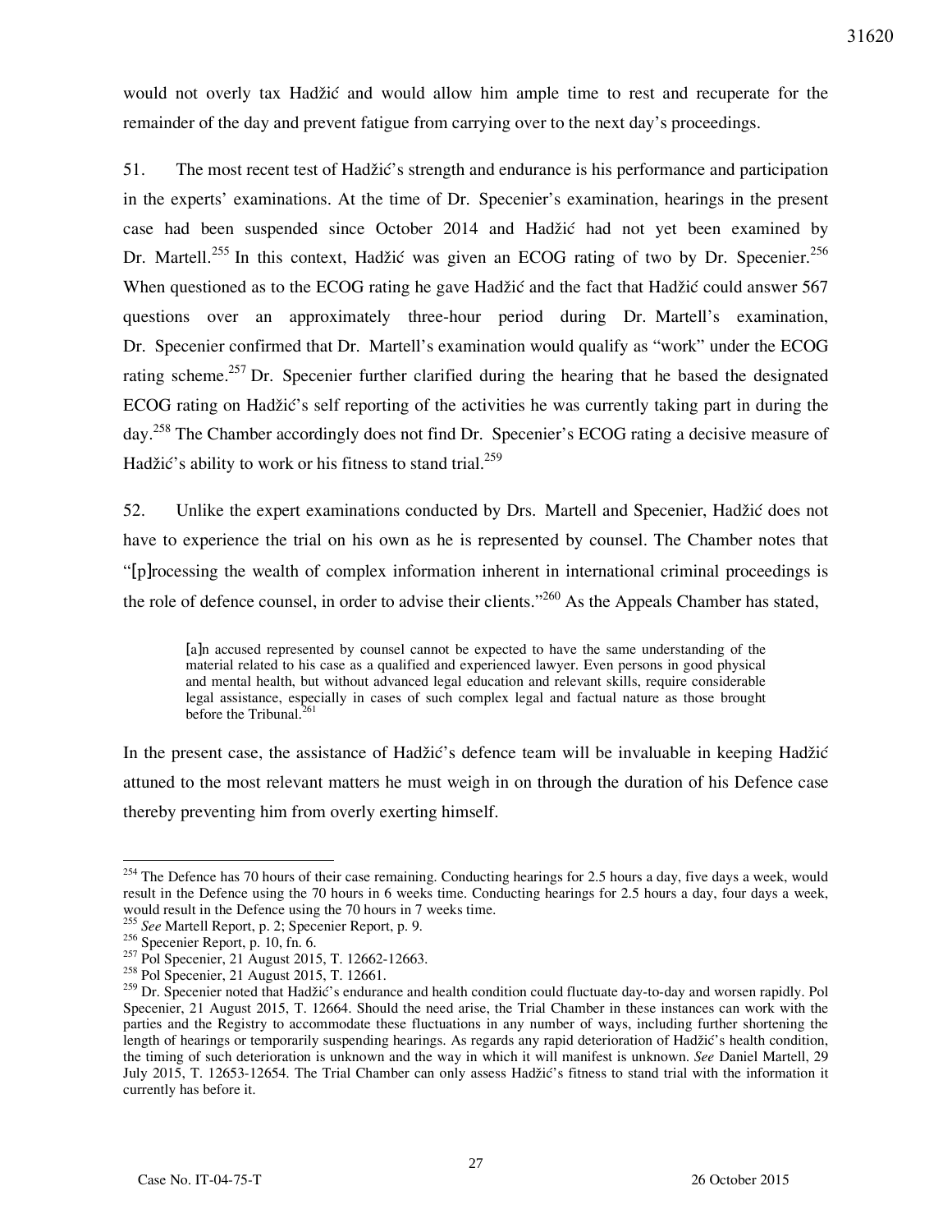would not overly tax Hadžić and would allow him ample time to rest and recuperate for the remainder of the day and prevent fatigue from carrying over to the next day's proceedings.

51. The most recent test of Hadžić's strength and endurance is his performance and participation in the experts' examinations. At the time of Dr. Specenier's examination, hearings in the present case had been suspended since October 2014 and Hadžić had not yet been examined by Dr. Martell.[255] In this context, Hadžić was given an ECOG rating of two by Dr. Specenier.[256] When questioned as to the ECOG rating he gave Hadžić and the fact that Hadžić could answer 567 questions over an approximately three-hour period during Dr. Martell's examination, Dr. Specenier confirmed that Dr. Martell's examination would qualify as "work" under the ECOG rating scheme.[257] Dr. Specenier further clarified during the hearing that he based the designated ECOG rating on Hadžić's self reporting of the activities he was currently taking part in during the day.[258] The Chamber accordingly does not find Dr. Specenier's ECOG rating a decisive measure of Hadžić's ability to work or his fitness to stand trial.[259]

52. Unlike the expert examinations conducted by Drs. Martell and Specenier, Hadžić does not have to experience the trial on his own as he is represented by counsel. The Chamber notes that "[p]rocessing the wealth of complex information inherent in international criminal proceedings is the role of defence counsel, in order to advise their clients."[260] As the Appeals Chamber has stated,

> [a]n accused represented by counsel cannot be expected to have the same understanding of the material related to his case as a qualified and experienced lawyer. Even persons in good physical and mental health, but without advanced legal education and relevant skills, require considerable legal assistance, especially in cases of such complex legal and factual nature as those brought before the Tribunal.[261]

In the present case, the assistance of Hadžić's defence team will be invaluable in keeping Hadžić attuned to the most relevant matters he must weigh in on through the duration of his Defence case thereby preventing him from overly exerting himself.

---

[254] The Defence has 70 hours of their case remaining. Conducting hearings for 2.5 hours a day, five days a week, would result in the Defence using the 70 hours in 6 weeks time. Conducting hearings for 2.5 hours a day, four days a week, would result in the Defence using the 70 hours in 7 weeks time.

[255] *See* Martell Report, p. 2; Specenier Report, p. 9.

[256] Specenier Report, p. 10, fn. 6.

[257] Pol Specenier, 21 August 2015, T. 12662-12663.

[258] Pol Specenier, 21 August 2015, T. 12661.

[259] Dr. Specenier noted that Hadžić's endurance and health condition could fluctuate day-to-day and worsen rapidly. Pol Specenier, 21 August 2015, T. 12664. Should the need arise, the Trial Chamber in these instances can work with the parties and the Registry to accommodate these fluctuations in any number of ways, including further shortening the length of hearings or temporarily suspending hearings. As regards any rapid deterioration of Hadžić's health condition, the timing of such deterioration is unknown and the way in which it will manifest is unknown. *See* Daniel Martell, 29 July 2015, T. 12653-12654. The Trial Chamber can only assess Hadžić's fitness to stand trial with the information it currently has before it.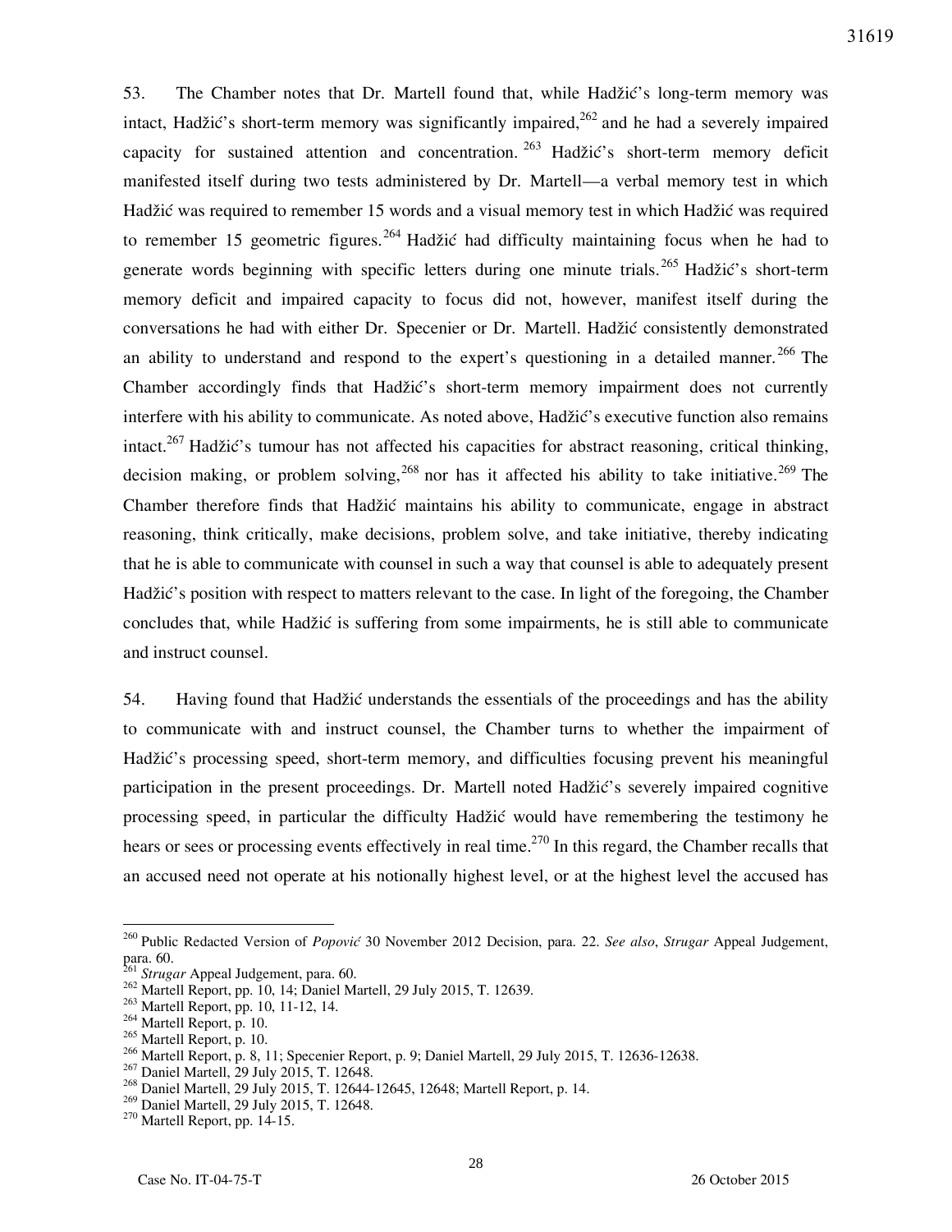53. The Chamber notes that Dr. Martell found that, while Hadžić's long-term memory was intact, Hadžić's short-term memory was significantly impaired,[262] and he had a severely impaired capacity for sustained attention and concentration.[263] Hadžić's short-term memory deficit manifested itself during two tests administered by Dr. Martell—a verbal memory test in which Hadžić was required to remember 15 words and a visual memory test in which Hadžić was required to remember 15 geometric figures.[264] Hadžić had difficulty maintaining focus when he had to generate words beginning with specific letters during one minute trials.[265] Hadžić's short-term memory deficit and impaired capacity to focus did not, however, manifest itself during the conversations he had with either Dr. Specenier or Dr. Martell. Hadžić consistently demonstrated an ability to understand and respond to the expert's questioning in a detailed manner.[266] The Chamber accordingly finds that Hadžić's short-term memory impairment does not currently interfere with his ability to communicate. As noted above, Hadžić's executive function also remains intact.[267] Hadžić's tumour has not affected his capacities for abstract reasoning, critical thinking, decision making, or problem solving,[268] nor has it affected his ability to take initiative.[269] The Chamber therefore finds that Hadžić maintains his ability to communicate, engage in abstract reasoning, think critically, make decisions, problem solve, and take initiative, thereby indicating that he is able to communicate with counsel in such a way that counsel is able to adequately present Hadžić's position with respect to matters relevant to the case. In light of the foregoing, the Chamber concludes that, while Hadžić is suffering from some impairments, he is still able to communicate and instruct counsel.

54. Having found that Hadžić understands the essentials of the proceedings and has the ability to communicate with and instruct counsel, the Chamber turns to whether the impairment of Hadžić's processing speed, short-term memory, and difficulties focusing prevent his meaningful participation in the present proceedings. Dr. Martell noted Hadžić's severely impaired cognitive processing speed, in particular the difficulty Hadžić would have remembering the testimony he hears or sees or processing events effectively in real time.[270] In this regard, the Chamber recalls that an accused need not operate at his notionally highest level, or at the highest level the accused has

---

[260] Public Redacted Version of *Popović* 30 November 2012 Decision, para. 22. *See also*, *Strugar* Appeal Judgement, para. 60.

[261] *Strugar* Appeal Judgement, para. 60.

[262] Martell Report, pp. 10, 14; Daniel Martell, 29 July 2015, T. 12639.

[263] Martell Report, pp. 10, 11-12, 14.

[264] Martell Report, p. 10.

[265] Martell Report, p. 10.

[266] Martell Report, p. 8, 11; Specenier Report, p. 9; Daniel Martell, 29 July 2015, T. 12636-12638.

[267] Daniel Martell, 29 July 2015, T. 12648.

[268] Daniel Martell, 29 July 2015, T. 12644-12645, 12648; Martell Report, p. 14.

[269] Daniel Martell, 29 July 2015, T. 12648.

[270] Martell Report, pp. 14-15.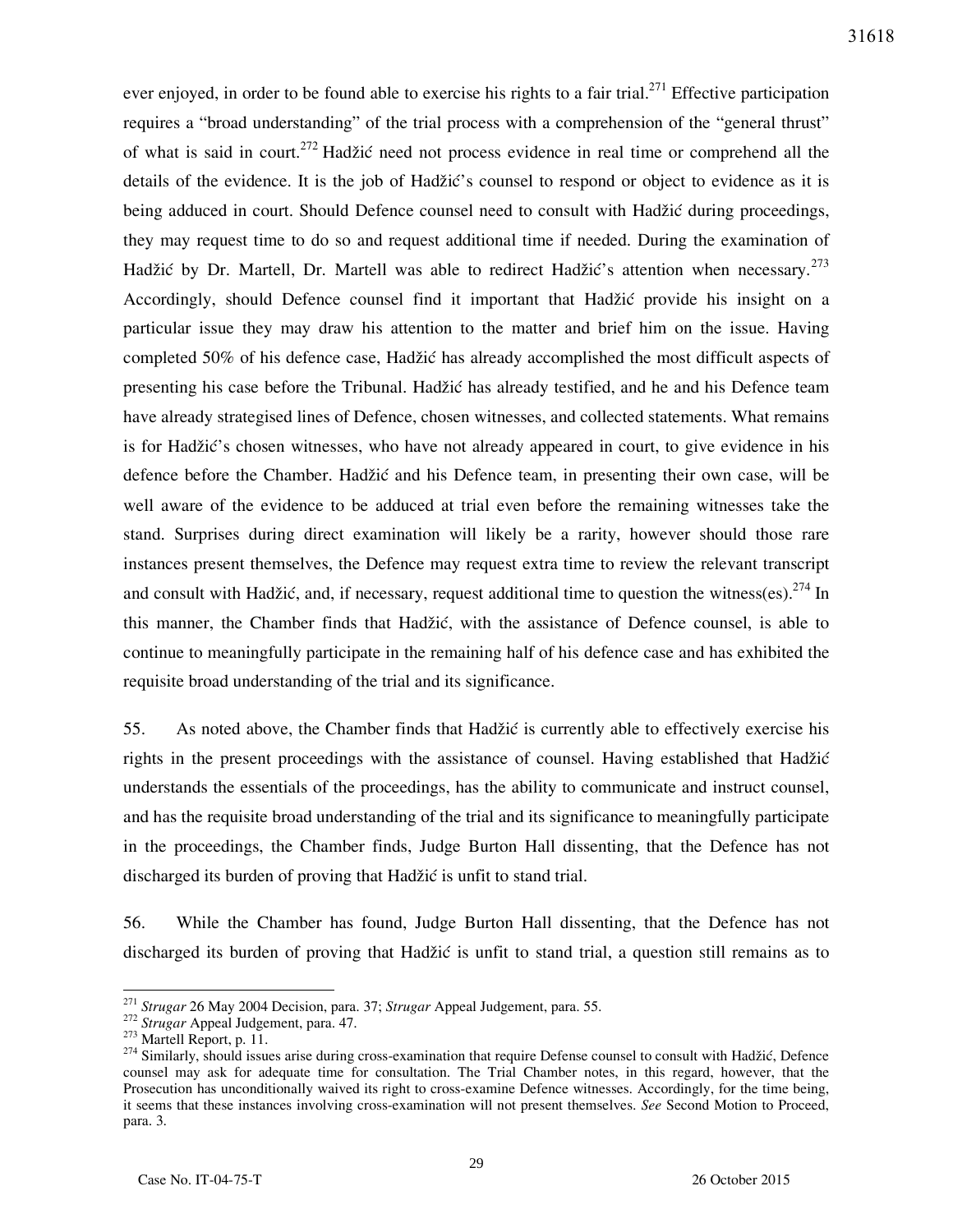ever enjoyed, in order to be found able to exercise his rights to a fair trial.[271] Effective participation requires a "broad understanding" of the trial process with a comprehension of the "general thrust" of what is said in court.[272] Hadžić need not process evidence in real time or comprehend all the details of the evidence. It is the job of Hadžić's counsel to respond or object to evidence as it is being adduced in court. Should Defence counsel need to consult with Hadžić during proceedings, they may request time to do so and request additional time if needed. During the examination of Hadžić by Dr. Martell, Dr. Martell was able to redirect Hadžić's attention when necessary.[273] Accordingly, should Defence counsel find it important that Hadžić provide his insight on a particular issue they may draw his attention to the matter and brief him on the issue. Having completed 50% of his defence case, Hadžić has already accomplished the most difficult aspects of presenting his case before the Tribunal. Hadžić has already testified, and he and his Defence team have already strategised lines of Defence, chosen witnesses, and collected statements. What remains is for Hadžić's chosen witnesses, who have not already appeared in court, to give evidence in his defence before the Chamber. Hadžić and his Defence team, in presenting their own case, will be well aware of the evidence to be adduced at trial even before the remaining witnesses take the stand. Surprises during direct examination will likely be a rarity, however should those rare instances present themselves, the Defence may request extra time to review the relevant transcript and consult with Hadžić, and, if necessary, request additional time to question the witness(es).[274] In this manner, the Chamber finds that Hadžić, with the assistance of Defence counsel, is able to continue to meaningfully participate in the remaining half of his defence case and has exhibited the requisite broad understanding of the trial and its significance.

55. As noted above, the Chamber finds that Hadžić is currently able to effectively exercise his rights in the present proceedings with the assistance of counsel. Having established that Hadžić understands the essentials of the proceedings, has the ability to communicate and instruct counsel, and has the requisite broad understanding of the trial and its significance to meaningfully participate in the proceedings, the Chamber finds, Judge Burton Hall dissenting, that the Defence has not discharged its burden of proving that Hadžić is unfit to stand trial.

56. While the Chamber has found, Judge Burton Hall dissenting, that the Defence has not discharged its burden of proving that Hadžić is unfit to stand trial, a question still remains as to

---

[271] *Strugar* 26 May 2004 Decision, para. 37; *Strugar* Appeal Judgement, para. 55.

[272] *Strugar* Appeal Judgement, para. 47.

[273] Martell Report, p. 11.

[274] Similarly, should issues arise during cross-examination that require Defense counsel to consult with Hadžić, Defence counsel may ask for adequate time for consultation. The Trial Chamber notes, in this regard, however, that the Prosecution has unconditionally waived its right to cross-examine Defence witnesses. Accordingly, for the time being, it seems that these instances involving cross-examination will not present themselves. *See* Second Motion to Proceed, para. 3.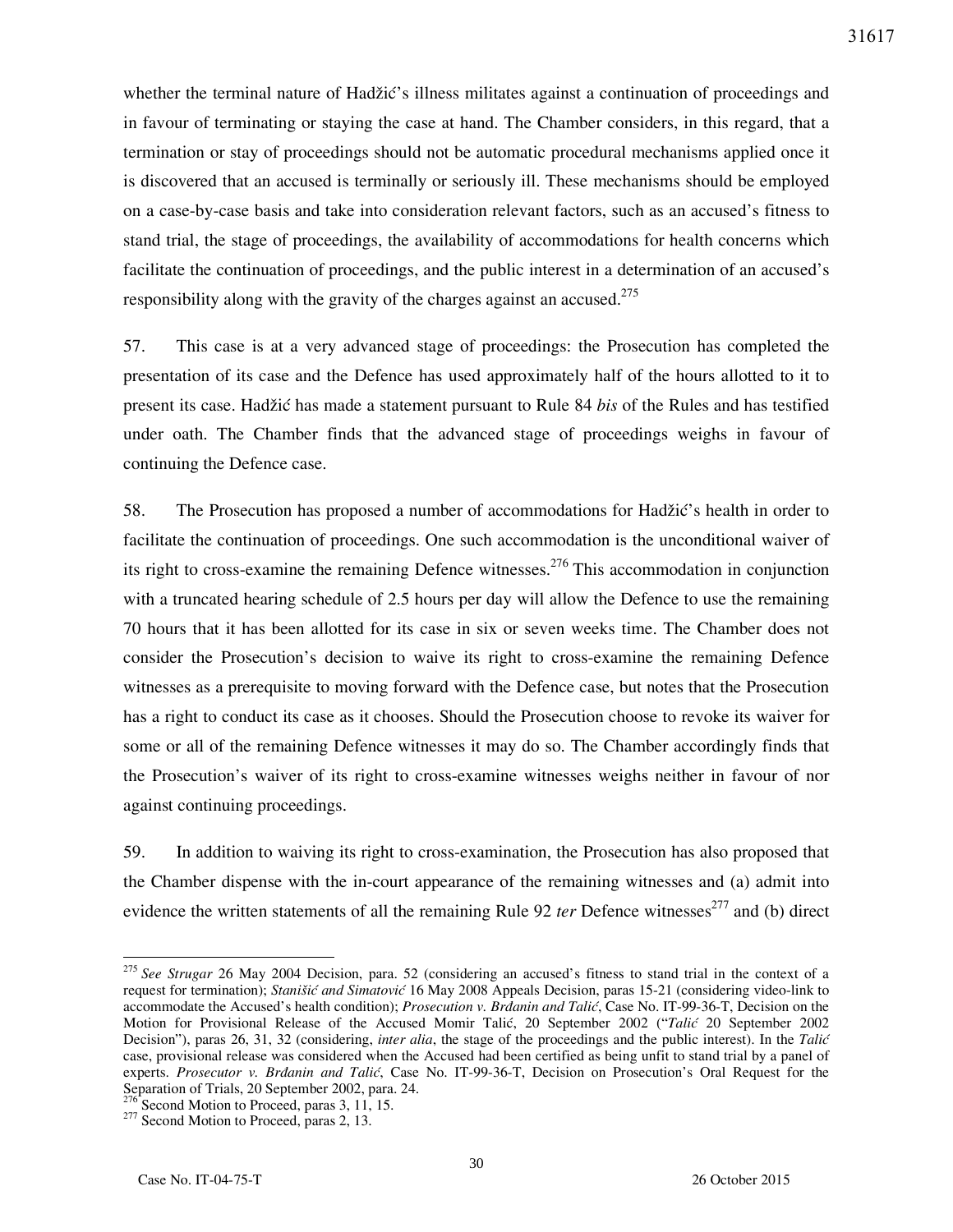whether the terminal nature of Hadžić's illness militates against a continuation of proceedings and in favour of terminating or staying the case at hand. The Chamber considers, in this regard, that a termination or stay of proceedings should not be automatic procedural mechanisms applied once it is discovered that an accused is terminally or seriously ill. These mechanisms should be employed on a case-by-case basis and take into consideration relevant factors, such as an accused's fitness to stand trial, the stage of proceedings, the availability of accommodations for health concerns which facilitate the continuation of proceedings, and the public interest in a determination of an accused's responsibility along with the gravity of the charges against an accused.[275]

57. This case is at a very advanced stage of proceedings: the Prosecution has completed the presentation of its case and the Defence has used approximately half of the hours allotted to it to present its case. Hadžić has made a statement pursuant to Rule 84 *bis* of the Rules and has testified under oath. The Chamber finds that the advanced stage of proceedings weighs in favour of continuing the Defence case.

58. The Prosecution has proposed a number of accommodations for Hadžić's health in order to facilitate the continuation of proceedings. One such accommodation is the unconditional waiver of its right to cross-examine the remaining Defence witnesses.[276] This accommodation in conjunction with a truncated hearing schedule of 2.5 hours per day will allow the Defence to use the remaining 70 hours that it has been allotted for its case in six or seven weeks time. The Chamber does not consider the Prosecution's decision to waive its right to cross-examine the remaining Defence witnesses as a prerequisite to moving forward with the Defence case, but notes that the Prosecution has a right to conduct its case as it chooses. Should the Prosecution choose to revoke its waiver for some or all of the remaining Defence witnesses it may do so. The Chamber accordingly finds that the Prosecution's waiver of its right to cross-examine witnesses weighs neither in favour of nor against continuing proceedings.

59. In addition to waiving its right to cross-examination, the Prosecution has also proposed that the Chamber dispense with the in-court appearance of the remaining witnesses and (a) admit into evidence the written statements of all the remaining Rule 92 *ter* Defence witnesses[277] and (b) direct

---

[275] *See Strugar* 26 May 2004 Decision, para. 52 (considering an accused's fitness to stand trial in the context of a request for termination); *Stanišić and Simatović* 16 May 2008 Appeals Decision, paras 15-21 (considering video-link to accommodate the Accused's health condition); *Prosecution v. Brđanin and Talić*, Case No. IT-99-36-T, Decision on the Motion for Provisional Release of the Accused Momir Talić, 20 September 2002 ("*Talić* 20 September 2002 Decision"), paras 26, 31, 32 (considering, *inter alia*, the stage of the proceedings and the public interest). In the *Talić* case, provisional release was considered when the Accused had been certified as being unfit to stand trial by a panel of experts. *Prosecutor v. Brđanin and Talić*, Case No. IT-99-36-T, Decision on Prosecution's Oral Request for the Separation of Trials, 20 September 2002, para. 24.

[276] Second Motion to Proceed, paras 3, 11, 15.

[277] Second Motion to Proceed, paras 2, 13.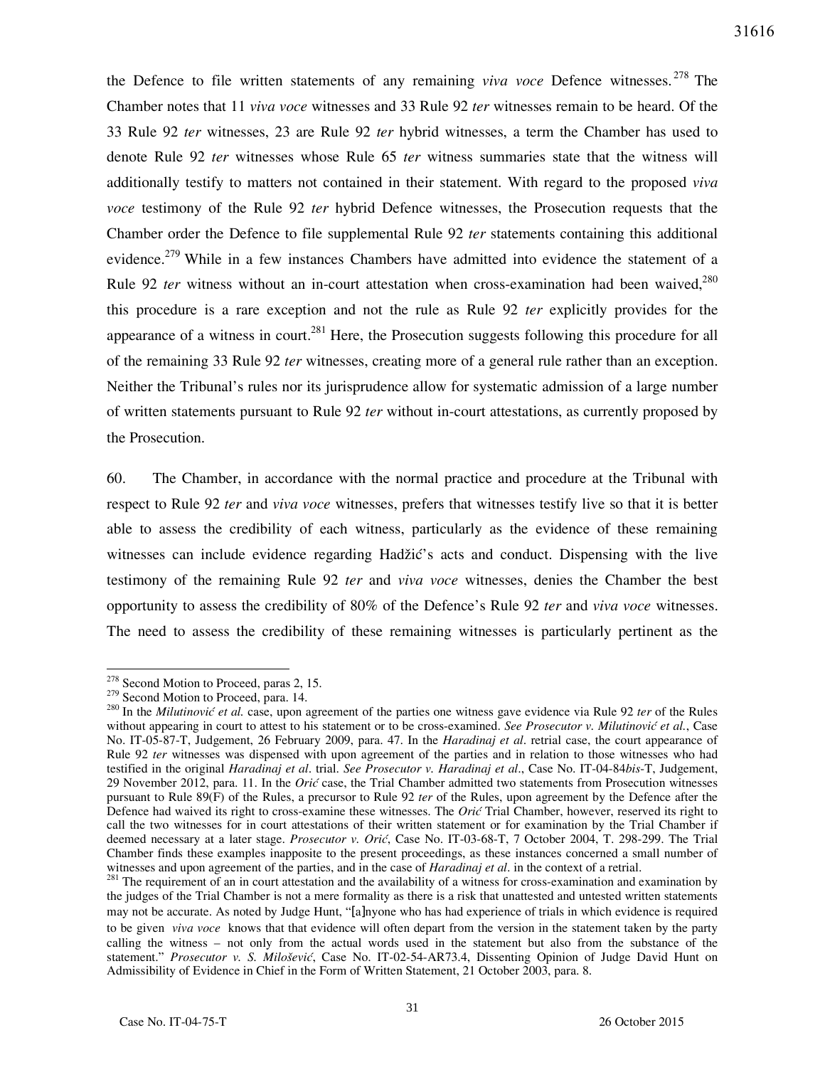the Defence to file written statements of any remaining *viva voce* Defence witnesses.[278] The Chamber notes that 11 *viva voce* witnesses and 33 Rule 92 *ter* witnesses remain to be heard. Of the 33 Rule 92 *ter* witnesses, 23 are Rule 92 *ter* hybrid witnesses, a term the Chamber has used to denote Rule 92 *ter* witnesses whose Rule 65 *ter* witness summaries state that the witness will additionally testify to matters not contained in their statement. With regard to the proposed *viva voce* testimony of the Rule 92 *ter* hybrid Defence witnesses, the Prosecution requests that the Chamber order the Defence to file supplemental Rule 92 *ter* statements containing this additional evidence.[279] While in a few instances Chambers have admitted into evidence the statement of a Rule 92 *ter* witness without an in-court attestation when cross-examination had been waived,[280] this procedure is a rare exception and not the rule as Rule 92 *ter* explicitly provides for the appearance of a witness in court.[281] Here, the Prosecution suggests following this procedure for all of the remaining 33 Rule 92 *ter* witnesses, creating more of a general rule rather than an exception. Neither the Tribunal's rules nor its jurisprudence allow for systematic admission of a large number of written statements pursuant to Rule 92 *ter* without in-court attestations, as currently proposed by the Prosecution.

60. The Chamber, in accordance with the normal practice and procedure at the Tribunal with respect to Rule 92 *ter* and *viva voce* witnesses, prefers that witnesses testify live so that it is better able to assess the credibility of each witness, particularly as the evidence of these remaining witnesses can include evidence regarding Hadžić's acts and conduct. Dispensing with the live testimony of the remaining Rule 92 *ter* and *viva voce* witnesses, denies the Chamber the best opportunity to assess the credibility of 80% of the Defence's Rule 92 *ter* and *viva voce* witnesses. The need to assess the credibility of these remaining witnesses is particularly pertinent as the

---

[278] Second Motion to Proceed, paras 2, 15.

[279] Second Motion to Proceed, para. 14.

[280] In the *Milutinović et al.* case, upon agreement of the parties one witness gave evidence via Rule 92 *ter* of the Rules without appearing in court to attest to his statement or to be cross-examined. *See Prosecutor v. Milutinović et al.*, Case No. IT-05-87-T, Judgement, 26 February 2009, para. 47. In the *Haradinaj et al.* retrial case, the court appearance of Rule 92 *ter* witnesses was dispensed with upon agreement of the parties and in relation to those witnesses who had testified in the original *Haradinaj et al.* trial. *See Prosecutor v. Haradinaj et al.*, Case No. IT-04-84*bis*-T, Judgement, 29 November 2012, para. 11. In the *Orić* case, the Trial Chamber admitted two statements from Prosecution witnesses pursuant to Rule 89(F) of the Rules, a precursor to Rule 92 *ter* of the Rules, upon agreement by the Defence after the Defence had waived its right to cross-examine these witnesses. The *Orić* Trial Chamber, however, reserved its right to call the two witnesses for in court attestations of their written statement or for examination by the Trial Chamber if deemed necessary at a later stage. *Prosecutor v. Orić*, Case No. IT-03-68-T, 7 October 2004, T. 298-299. The Trial Chamber finds these examples inapposite to the present proceedings, as these instances concerned a small number of witnesses and upon agreement of the parties, and in the case of *Haradinaj et al.* in the context of a retrial.

[281] The requirement of an in court attestation and the availability of a witness for cross-examination and examination by the judges of the Trial Chamber is not a mere formality as there is a risk that unattested and untested written statements may not be accurate. As noted by Judge Hunt, "[a]nyone who has had experience of trials in which evidence is required to be given *viva voce* knows that that evidence will often depart from the version in the statement taken by the party calling the witness – not only from the actual words used in the statement but also from the substance of the statement." *Prosecutor v. S. Milošević*, Case No. IT-02-54-AR73.4, Dissenting Opinion of Judge David Hunt on Admissibility of Evidence in Chief in the Form of Written Statement, 21 October 2003, para. 8.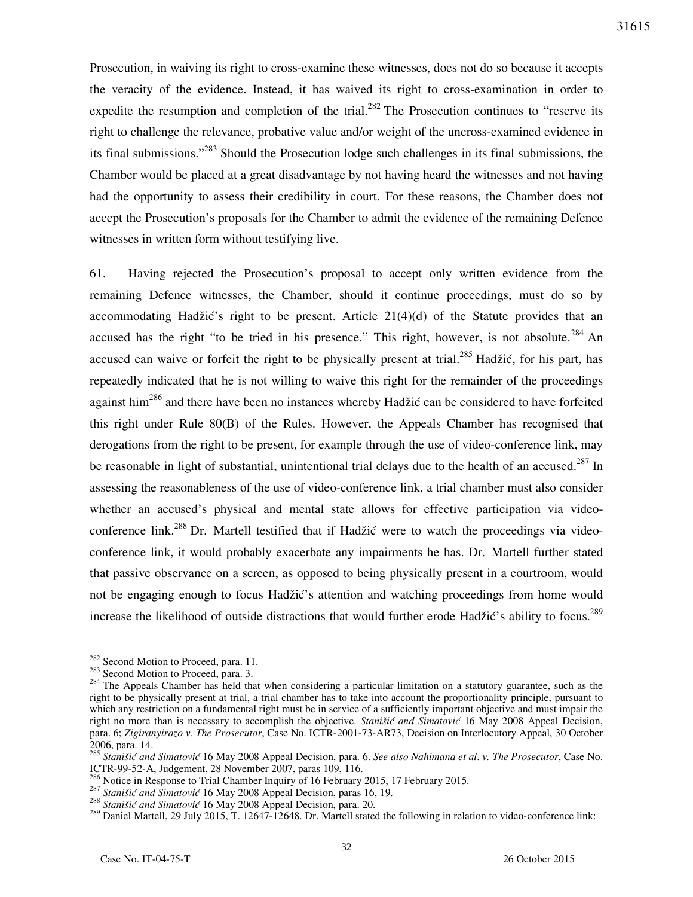Prosecution, in waiving its right to cross-examine these witnesses, does not do so because it accepts the veracity of the evidence. Instead, it has waived its right to cross-examination in order to expedite the resumption and completion of the trial.[282] The Prosecution continues to "reserve its right to challenge the relevance, probative value and/or weight of the uncross-examined evidence in its final submissions."[283] Should the Prosecution lodge such challenges in its final submissions, the Chamber would be placed at a great disadvantage by not having heard the witnesses and not having had the opportunity to assess their credibility in court. For these reasons, the Chamber does not accept the Prosecution's proposals for the Chamber to admit the evidence of the remaining Defence witnesses in written form without testifying live.

61. Having rejected the Prosecution's proposal to accept only written evidence from the remaining Defence witnesses, the Chamber, should it continue proceedings, must do so by accommodating Hadžić's right to be present. Article 21(4)(d) of the Statute provides that an accused has the right "to be tried in his presence." This right, however, is not absolute.[284] An accused can waive or forfeit the right to be physically present at trial.[285] Hadžić, for his part, has repeatedly indicated that he is not willing to waive this right for the remainder of the proceedings against him[286] and there have been no instances whereby Hadžić can be considered to have forfeited this right under Rule 80(B) of the Rules. However, the Appeals Chamber has recognised that derogations from the right to be present, for example through the use of video-conference link, may be reasonable in light of substantial, unintentional trial delays due to the health of an accused.[287] In assessing the reasonableness of the use of video-conference link, a trial chamber must also consider whether an accused's physical and mental state allows for effective participation via video-conference link.[288] Dr. Martell testified that if Hadžić were to watch the proceedings via video-conference link, it would probably exacerbate any impairments he has. Dr. Martell further stated that passive observance on a screen, as opposed to being physically present in a courtroom, would not be engaging enough to focus Hadžić's attention and watching proceedings from home would increase the likelihood of outside distractions that would further erode Hadžić's ability to focus.[289]

---

[282] Second Motion to Proceed, para. 11.

[283] Second Motion to Proceed, para. 3.

[284] The Appeals Chamber has held that when considering a particular limitation on a statutory guarantee, such as the right to be physically present at trial, a trial chamber has to take into account the proportionality principle, pursuant to which any restriction on a fundamental right must be in service of a sufficiently important objective and must impair the right no more than is necessary to accomplish the objective. *Stanišić and Simatović* 16 May 2008 Appeal Decision, para. 6; *Zigiranyirazo v. The Prosecutor*, Case No. ICTR-2001-73-AR73, Decision on Interlocutory Appeal, 30 October 2006, para. 14.

[285] *Stanišić and Simatović* 16 May 2008 Appeal Decision, para. 6. *See also Nahimana et al. v. The Prosecutor*, Case No. ICTR-99-52-A, Judgement, 28 November 2007, paras 109, 116.

[286] Notice in Response to Trial Chamber Inquiry of 16 February 2015, 17 February 2015.

[287] *Stanišić and Simatović* 16 May 2008 Appeal Decision, paras 16, 19.

[288] *Stanišić and Simatović* 16 May 2008 Appeal Decision, para. 20.

[289] Daniel Martell, 29 July 2015, T. 12647-12648. Dr. Martell stated the following in relation to video-conference link: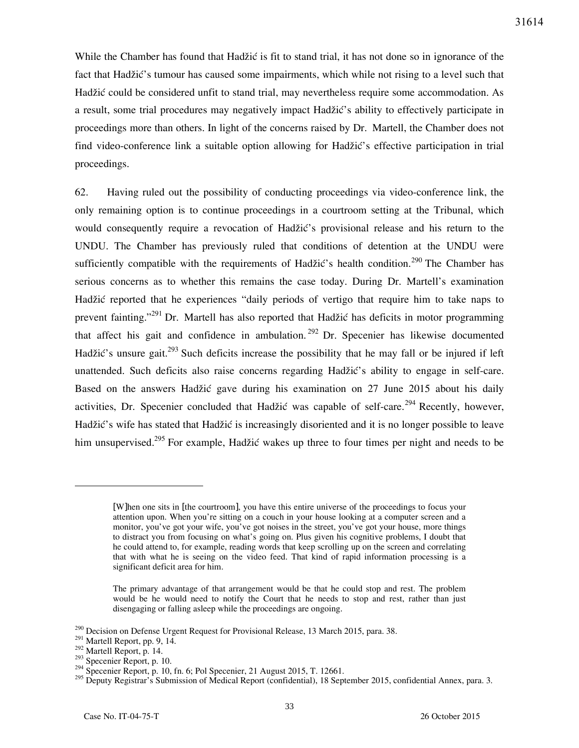While the Chamber has found that Hadžić is fit to stand trial, it has not done so in ignorance of the fact that Hadžić's tumour has caused some impairments, which while not rising to a level such that Hadžić could be considered unfit to stand trial, may nevertheless require some accommodation. As a result, some trial procedures may negatively impact Hadžić's ability to effectively participate in proceedings more than others. In light of the concerns raised by Dr. Martell, the Chamber does not find video-conference link a suitable option allowing for Hadžić's effective participation in trial proceedings.

62. Having ruled out the possibility of conducting proceedings via video-conference link, the only remaining option is to continue proceedings in a courtroom setting at the Tribunal, which would consequently require a revocation of Hadžić's provisional release and his return to the UNDU. The Chamber has previously ruled that conditions of detention at the UNDU were sufficiently compatible with the requirements of Hadžić's health condition.[290] The Chamber has serious concerns as to whether this remains the case today. During Dr. Martell's examination Hadžić reported that he experiences "daily periods of vertigo that require him to take naps to prevent fainting."[291] Dr. Martell has also reported that Hadžić has deficits in motor programming that affect his gait and confidence in ambulation.[292] Dr. Specenier has likewise documented Hadžić's unsure gait.[293] Such deficits increase the possibility that he may fall or be injured if left unattended. Such deficits also raise concerns regarding Hadžić's ability to engage in self-care. Based on the answers Hadžić gave during his examination on 27 June 2015 about his daily activities, Dr. Specenier concluded that Hadžić was capable of self-care.[294] Recently, however, Hadžić's wife has stated that Hadžić is increasingly disoriented and it is no longer possible to leave him unsupervised.[295] For example, Hadžić wakes up three to four times per night and needs to be

---

> [W]hen one sits in [the courtroom], you have this entire universe of the proceedings to focus your attention upon. When you're sitting on a couch in your house looking at a computer screen and a monitor, you've got your wife, you've got noises in the street, you've got your house, more things to distract you from focusing on what's going on. Plus given his cognitive problems, I doubt that he could attend to, for example, reading words that keep scrolling up on the screen and correlating that with what he is seeing on the video feed. That kind of rapid information processing is a significant deficit area for him.
>
> The primary advantage of that arrangement would be that he could stop and rest. The problem would be he would need to notify the Court that he needs to stop and rest, rather than just disengaging or falling asleep while the proceedings are ongoing.

[290] Decision on Defense Urgent Request for Provisional Release, 13 March 2015, para. 38.

[291] Martell Report, pp. 9, 14.

[292] Martell Report, p. 14.

[293] Specenier Report, p. 10.

[294] Specenier Report, p. 10, fn. 6; Pol Specenier, 21 August 2015, T. 12661.

[295] Deputy Registrar's Submission of Medical Report (confidential), 18 September 2015, confidential Annex, para. 3.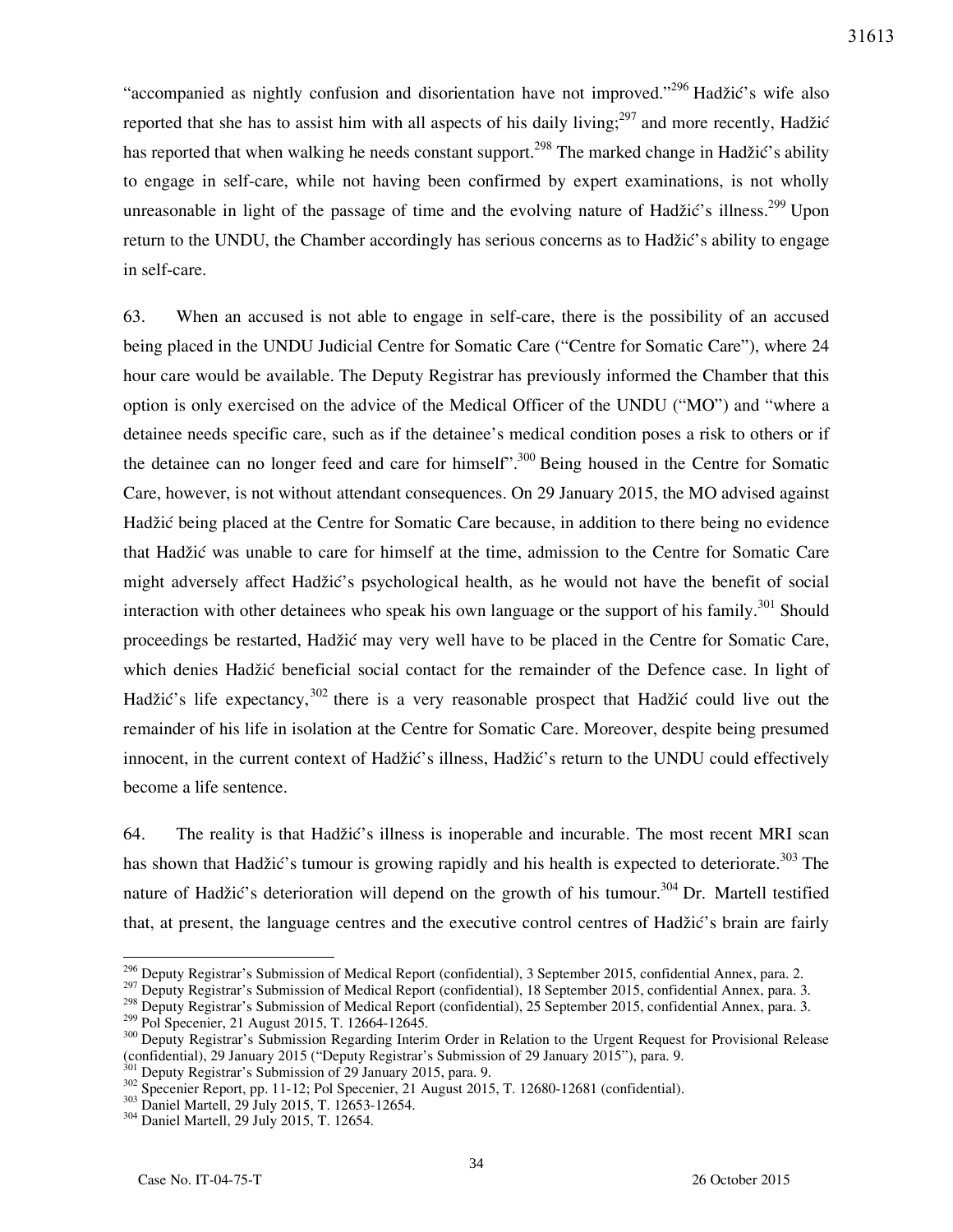"accompanied as nightly confusion and disorientation have not improved."[296] Hadžić's wife also reported that she has to assist him with all aspects of his daily living;[297] and more recently, Hadžić has reported that when walking he needs constant support.[298] The marked change in Hadžić's ability to engage in self-care, while not having been confirmed by expert examinations, is not wholly unreasonable in light of the passage of time and the evolving nature of Hadžić's illness.[299] Upon return to the UNDU, the Chamber accordingly has serious concerns as to Hadžić's ability to engage in self-care.

63. When an accused is not able to engage in self-care, there is the possibility of an accused being placed in the UNDU Judicial Centre for Somatic Care ("Centre for Somatic Care"), where 24 hour care would be available. The Deputy Registrar has previously informed the Chamber that this option is only exercised on the advice of the Medical Officer of the UNDU ("MO") and "where a detainee needs specific care, such as if the detainee's medical condition poses a risk to others or if the detainee can no longer feed and care for himself".[300] Being housed in the Centre for Somatic Care, however, is not without attendant consequences. On 29 January 2015, the MO advised against Hadžić being placed at the Centre for Somatic Care because, in addition to there being no evidence that Hadžić was unable to care for himself at the time, admission to the Centre for Somatic Care might adversely affect Hadžić's psychological health, as he would not have the benefit of social interaction with other detainees who speak his own language or the support of his family.[301] Should proceedings be restarted, Hadžić may very well have to be placed in the Centre for Somatic Care, which denies Hadžić beneficial social contact for the remainder of the Defence case. In light of Hadžić's life expectancy,[302] there is a very reasonable prospect that Hadžić could live out the remainder of his life in isolation at the Centre for Somatic Care. Moreover, despite being presumed innocent, in the current context of Hadžić's illness, Hadžić's return to the UNDU could effectively become a life sentence.

64. The reality is that Hadžić's illness is inoperable and incurable. The most recent MRI scan has shown that Hadžić's tumour is growing rapidly and his health is expected to deteriorate.[303] The nature of Hadžić's deterioration will depend on the growth of his tumour.[304] Dr. Martell testified that, at present, the language centres and the executive control centres of Hadžić's brain are fairly

---

[296] Deputy Registrar's Submission of Medical Report (confidential), 3 September 2015, confidential Annex, para. 2.

[297] Deputy Registrar's Submission of Medical Report (confidential), 18 September 2015, confidential Annex, para. 3.

[298] Deputy Registrar's Submission of Medical Report (confidential), 25 September 2015, confidential Annex, para. 3.

[299] Pol Specenier, 21 August 2015, T. 12664-12645.

[300] Deputy Registrar's Submission Regarding Interim Order in Relation to the Urgent Request for Provisional Release (confidential), 29 January 2015 ("Deputy Registrar's Submission of 29 January 2015"), para. 9.

[301] Deputy Registrar's Submission of 29 January 2015, para. 9.

[302] Specenier Report, pp. 11-12; Pol Specenier, 21 August 2015, T. 12680-12681 (confidential).

[303] Daniel Martell, 29 July 2015, T. 12653-12654.

[304] Daniel Martell, 29 July 2015, T. 12654.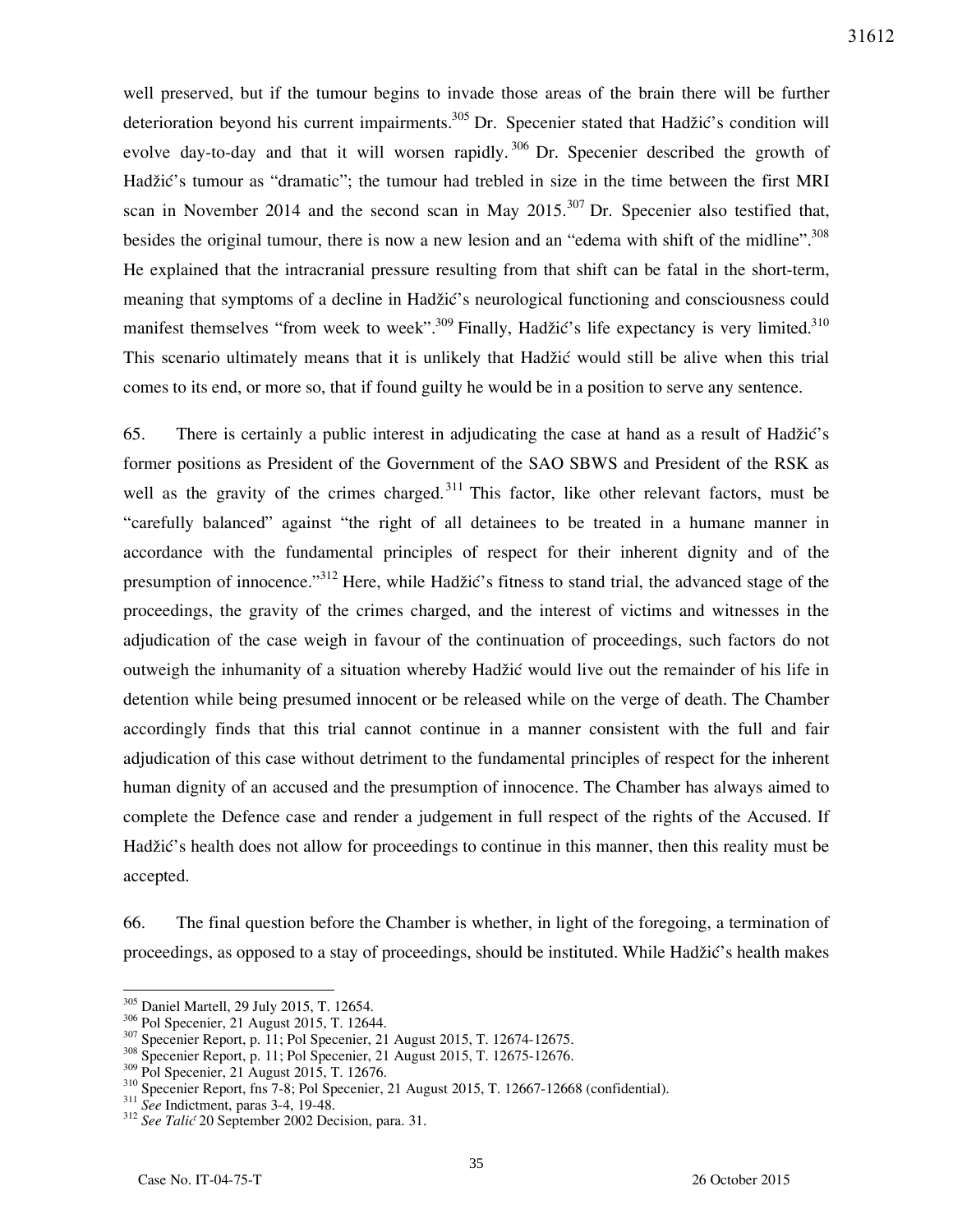well preserved, but if the tumour begins to invade those areas of the brain there will be further deterioration beyond his current impairments.[305] Dr. Specenier stated that Hadžić's condition will evolve day-to-day and that it will worsen rapidly.[306] Dr. Specenier described the growth of Hadžić's tumour as "dramatic"; the tumour had trebled in size in the time between the first MRI scan in November 2014 and the second scan in May 2015.[307] Dr. Specenier also testified that, besides the original tumour, there is now a new lesion and an "edema with shift of the midline".[308] He explained that the intracranial pressure resulting from that shift can be fatal in the short-term, meaning that symptoms of a decline in Hadžić's neurological functioning and consciousness could manifest themselves "from week to week".[309] Finally, Hadžić's life expectancy is very limited.[310] This scenario ultimately means that it is unlikely that Hadžić would still be alive when this trial comes to its end, or more so, that if found guilty he would be in a position to serve any sentence.

65. There is certainly a public interest in adjudicating the case at hand as a result of Hadžić's former positions as President of the Government of the SAO SBWS and President of the RSK as well as the gravity of the crimes charged.[311] This factor, like other relevant factors, must be "carefully balanced" against "the right of all detainees to be treated in a humane manner in accordance with the fundamental principles of respect for their inherent dignity and of the presumption of innocence."[312] Here, while Hadžić's fitness to stand trial, the advanced stage of the proceedings, the gravity of the crimes charged, and the interest of victims and witnesses in the adjudication of the case weigh in favour of the continuation of proceedings, such factors do not outweigh the inhumanity of a situation whereby Hadžić would live out the remainder of his life in detention while being presumed innocent or be released while on the verge of death. The Chamber accordingly finds that this trial cannot continue in a manner consistent with the full and fair adjudication of this case without detriment to the fundamental principles of respect for the inherent human dignity of an accused and the presumption of innocence. The Chamber has always aimed to complete the Defence case and render a judgement in full respect of the rights of the Accused. If Hadžić's health does not allow for proceedings to continue in this manner, then this reality must be accepted.

66. The final question before the Chamber is whether, in light of the foregoing, a termination of proceedings, as opposed to a stay of proceedings, should be instituted. While Hadžić's health makes

---

[305] Daniel Martell, 29 July 2015, T. 12654.

[306] Pol Specenier, 21 August 2015, T. 12644.

[307] Specenier Report, p. 11; Pol Specenier, 21 August 2015, T. 12674-12675.

[308] Specenier Report, p. 11; Pol Specenier, 21 August 2015, T. 12675-12676.

[309] Pol Specenier, 21 August 2015, T. 12676.

[310] Specenier Report, fns 7-8; Pol Specenier, 21 August 2015, T. 12667-12668 (confidential).

[311] *See* Indictment, paras 3-4, 19-48.

[312] *See Talić* 20 September 2002 Decision, para. 31.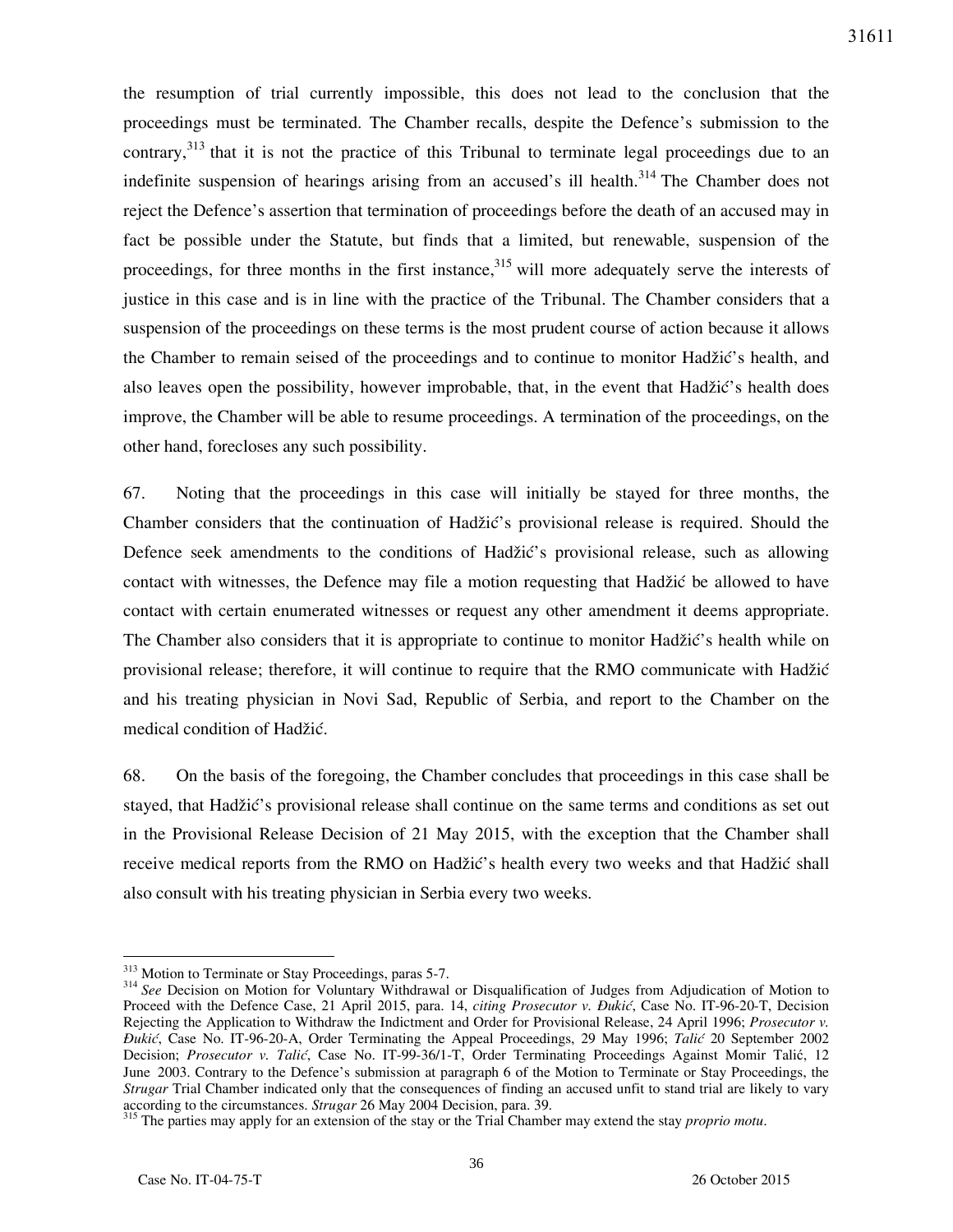the resumption of trial currently impossible, this does not lead to the conclusion that the proceedings must be terminated. The Chamber recalls, despite the Defence's submission to the contrary,[313] that it is not the practice of this Tribunal to terminate legal proceedings due to an indefinite suspension of hearings arising from an accused's ill health.[314] The Chamber does not reject the Defence's assertion that termination of proceedings before the death of an accused may in fact be possible under the Statute, but finds that a limited, but renewable, suspension of the proceedings, for three months in the first instance,[315] will more adequately serve the interests of justice in this case and is in line with the practice of the Tribunal. The Chamber considers that a suspension of the proceedings on these terms is the most prudent course of action because it allows the Chamber to remain seised of the proceedings and to continue to monitor Hadžić's health, and also leaves open the possibility, however improbable, that, in the event that Hadžić's health does improve, the Chamber will be able to resume proceedings. A termination of the proceedings, on the other hand, forecloses any such possibility.

67. Noting that the proceedings in this case will initially be stayed for three months, the Chamber considers that the continuation of Hadžić's provisional release is required. Should the Defence seek amendments to the conditions of Hadžić's provisional release, such as allowing contact with witnesses, the Defence may file a motion requesting that Hadžić be allowed to have contact with certain enumerated witnesses or request any other amendment it deems appropriate. The Chamber also considers that it is appropriate to continue to monitor Hadžić's health while on provisional release; therefore, it will continue to require that the RMO communicate with Hadžić and his treating physician in Novi Sad, Republic of Serbia, and report to the Chamber on the medical condition of Hadžić.

68. On the basis of the foregoing, the Chamber concludes that proceedings in this case shall be stayed, that Hadžić's provisional release shall continue on the same terms and conditions as set out in the Provisional Release Decision of 21 May 2015, with the exception that the Chamber shall receive medical reports from the RMO on Hadžić's health every two weeks and that Hadžić shall also consult with his treating physician in Serbia every two weeks.

---

[313] Motion to Terminate or Stay Proceedings, paras 5-7.

[314] *See* Decision on Motion for Voluntary Withdrawal or Disqualification of Judges from Adjudication of Motion to Proceed with the Defence Case, 21 April 2015, para. 14, *citing Prosecutor v. Đukić*, Case No. IT-96-20-T, Decision Rejecting the Application to Withdraw the Indictment and Order for Provisional Release, 24 April 1996; *Prosecutor v. Đukić*, Case No. IT-96-20-A, Order Terminating the Appeal Proceedings, 29 May 1996; *Talić* 20 September 2002 Decision; *Prosecutor v. Talić*, Case No. IT-99-36/1-T, Order Terminating Proceedings Against Momir Talić, 12 June 2003. Contrary to the Defence's submission at paragraph 6 of the Motion to Terminate or Stay Proceedings, the *Strugar* Trial Chamber indicated only that the consequences of finding an accused unfit to stand trial are likely to vary according to the circumstances. *Strugar* 26 May 2004 Decision, para. 39.

[315] The parties may apply for an extension of the stay or the Trial Chamber may extend the stay *proprio motu*.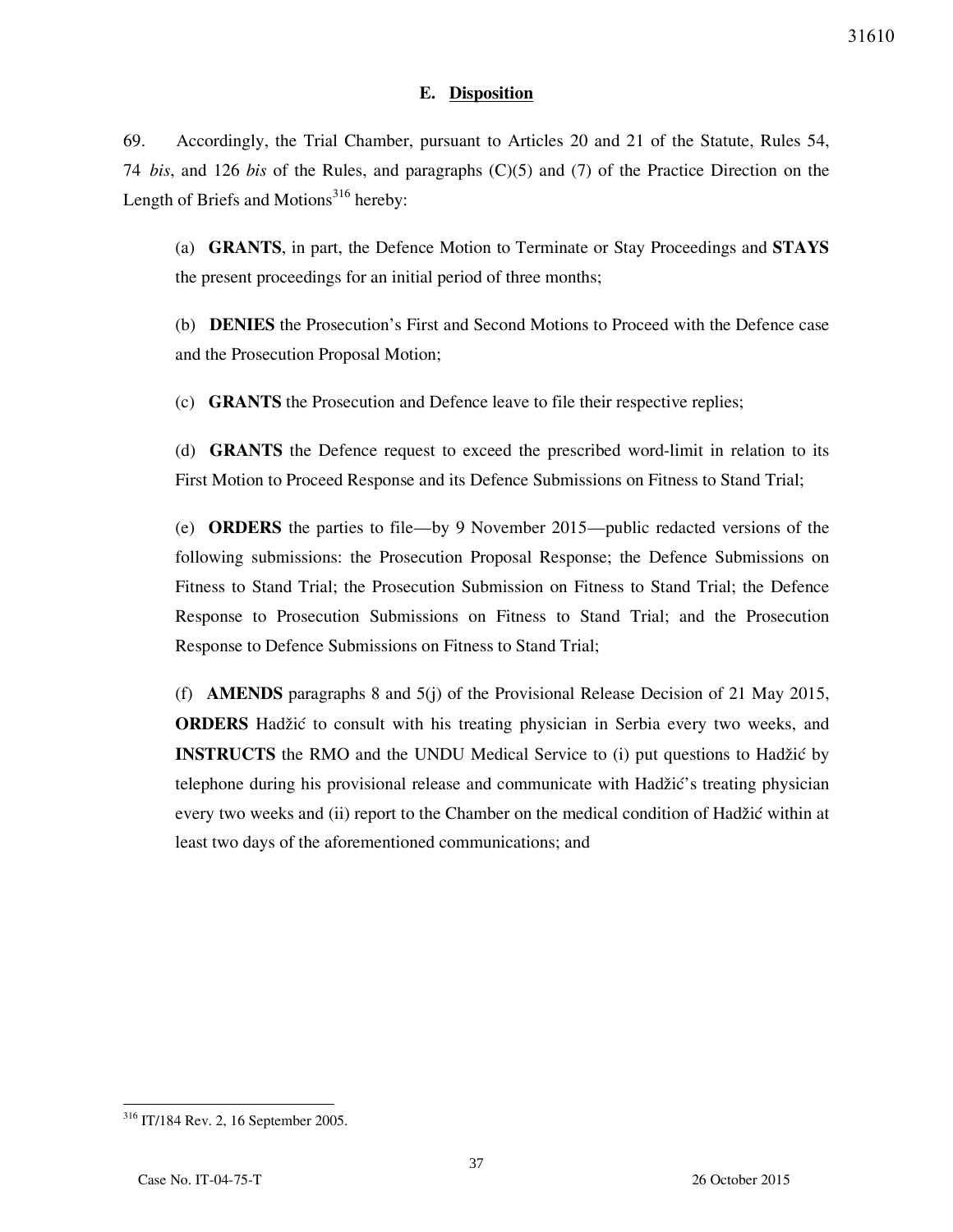### E. Disposition

69. Accordingly, the Trial Chamber, pursuant to Articles 20 and 21 of the Statute, Rules 54, 74 *bis*, and 126 *bis* of the Rules, and paragraphs (C)(5) and (7) of the Practice Direction on the Length of Briefs and Motions[316] hereby:

(a) **GRANTS**, in part, the Defence Motion to Terminate or Stay Proceedings and **STAYS** the present proceedings for an initial period of three months;

(b) **DENIES** the Prosecution's First and Second Motions to Proceed with the Defence case and the Prosecution Proposal Motion;

(c) **GRANTS** the Prosecution and Defence leave to file their respective replies;

(d) **GRANTS** the Defence request to exceed the prescribed word-limit in relation to its First Motion to Proceed Response and its Defence Submissions on Fitness to Stand Trial;

(e) **ORDERS** the parties to file—by 9 November 2015—public redacted versions of the following submissions: the Prosecution Proposal Response; the Defence Submissions on Fitness to Stand Trial; the Prosecution Submission on Fitness to Stand Trial; the Defence Response to Prosecution Submissions on Fitness to Stand Trial; and the Prosecution Response to Defence Submissions on Fitness to Stand Trial;

(f) **AMENDS** paragraphs 8 and 5(j) of the Provisional Release Decision of 21 May 2015, **ORDERS** Hadžić to consult with his treating physician in Serbia every two weeks, and **INSTRUCTS** the RMO and the UNDU Medical Service to (i) put questions to Hadžić by telephone during his provisional release and communicate with Hadžić's treating physician every two weeks and (ii) report to the Chamber on the medical condition of Hadžić within at least two days of the aforementioned communications; and

---

[316] IT/184 Rev. 2, 16 September 2005.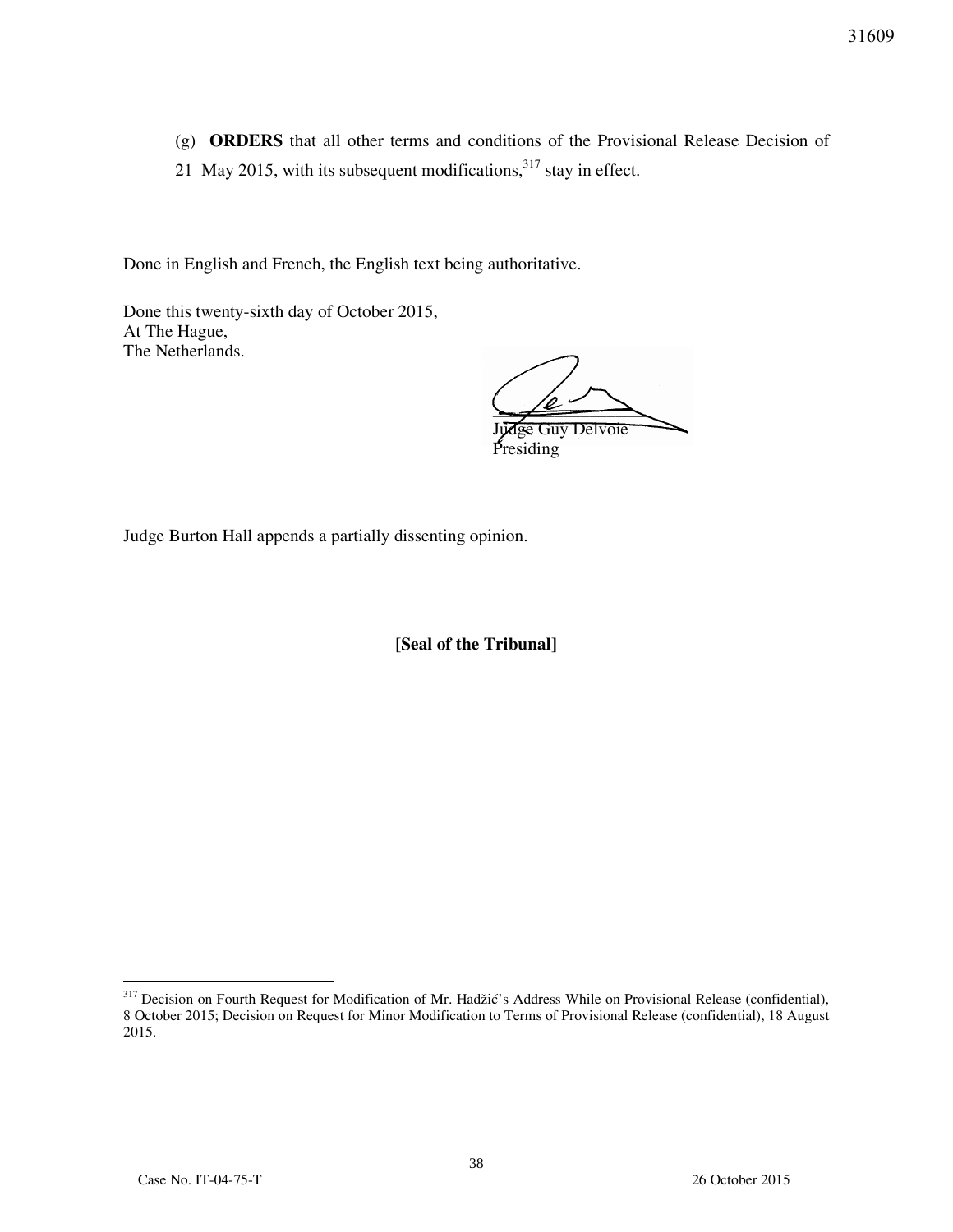(g) **ORDERS** that all other terms and conditions of the Provisional Release Decision of 21 May 2015, with its subsequent modifications,[317] stay in effect.

Done in English and French, the English text being authoritative.

Done this twenty-sixth day of October 2015,
At The Hague,
The Netherlands.

Judge Guy Delvoie
Presiding

Judge Burton Hall appends a partially dissenting opinion.

**[Seal of the Tribunal]**

---

[317] Decision on Fourth Request for Modification of Mr. Hadžić's Address While on Provisional Release (confidential), 8 October 2015; Decision on Request for Minor Modification to Terms of Provisional Release (confidential), 18 August 2015.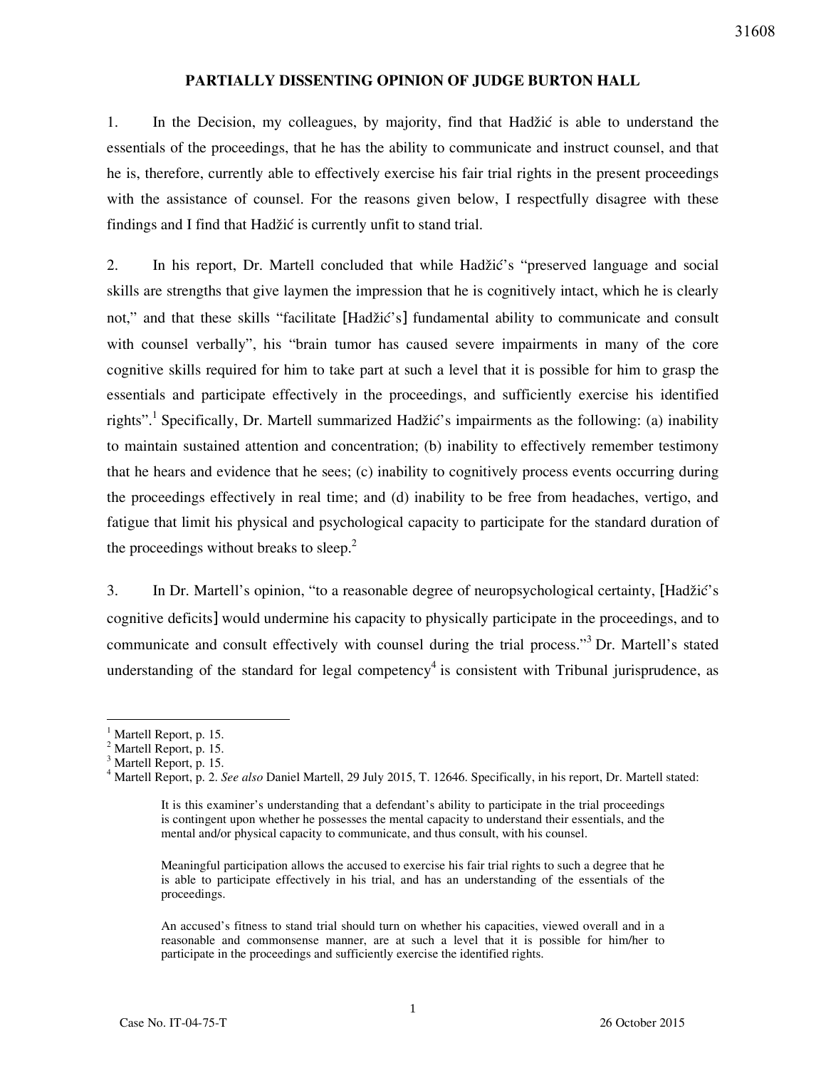# PARTIALLY DISSENTING OPINION OF JUDGE BURTON HALL

1. In the Decision, my colleagues, by majority, find that Hadžić is able to understand the essentials of the proceedings, that he has the ability to communicate and instruct counsel, and that he is, therefore, currently able to effectively exercise his fair trial rights in the present proceedings with the assistance of counsel. For the reasons given below, I respectfully disagree with these findings and I find that Hadžić is currently unfit to stand trial.

2. In his report, Dr. Martell concluded that while Hadžić's "preserved language and social skills are strengths that give laymen the impression that he is cognitively intact, which he is clearly not," and that these skills "facilitate [Hadžić's] fundamental ability to communicate and consult with counsel verbally", his "brain tumor has caused severe impairments in many of the core cognitive skills required for him to take part at such a level that it is possible for him to grasp the essentials and participate effectively in the proceedings, and sufficiently exercise his identified rights".[1] Specifically, Dr. Martell summarized Hadžić's impairments as the following: (a) inability to maintain sustained attention and concentration; (b) inability to effectively remember testimony that he hears and evidence that he sees; (c) inability to cognitively process events occurring during the proceedings effectively in real time; and (d) inability to be free from headaches, vertigo, and fatigue that limit his physical and psychological capacity to participate for the standard duration of the proceedings without breaks to sleep.[2]

3. In Dr. Martell's opinion, "to a reasonable degree of neuropsychological certainty, [Hadžić's cognitive deficits] would undermine his capacity to physically participate in the proceedings, and to communicate and consult effectively with counsel during the trial process."[3] Dr. Martell's stated understanding of the standard for legal competency[4] is consistent with Tribunal jurisprudence, as

---

[1] Martell Report, p. 15.

[2] Martell Report, p. 15.

[3] Martell Report, p. 15.

[4] Martell Report, p. 2. *See also* Daniel Martell, 29 July 2015, T. 12646. Specifically, in his report, Dr. Martell stated:

> It is this examiner's understanding that a defendant's ability to participate in the trial proceedings is contingent upon whether he possesses the mental capacity to understand their essentials, and the mental and/or physical capacity to communicate, and thus consult, with his counsel.
>
> Meaningful participation allows the accused to exercise his fair trial rights to such a degree that he is able to participate effectively in his trial, and has an understanding of the essentials of the proceedings.
>
> An accused's fitness to stand trial should turn on whether his capacities, viewed overall and in a reasonable and commonsense manner, are at such a level that it is possible for him/her to participate in the proceedings and sufficiently exercise the identified rights.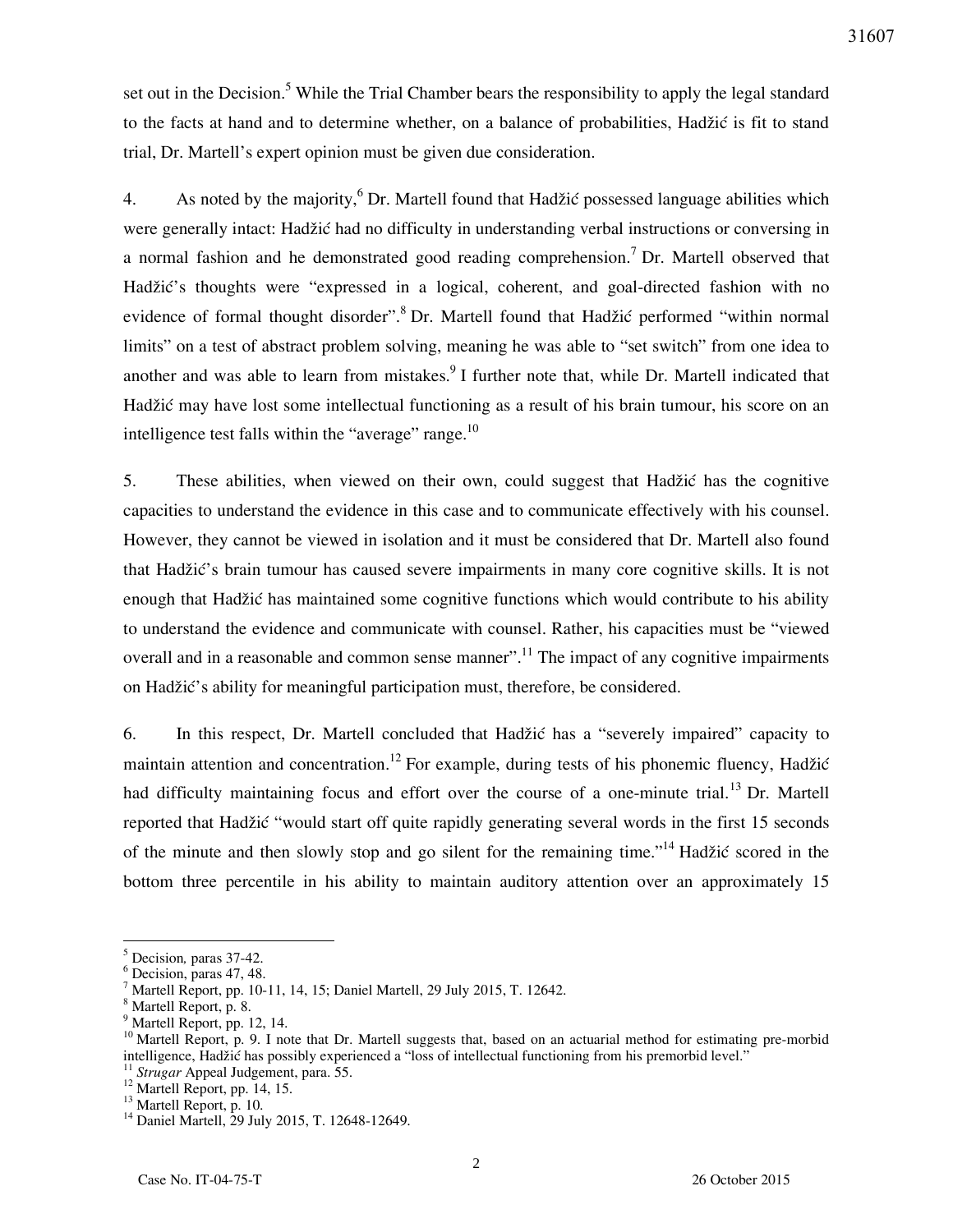set out in the Decision.[5] While the Trial Chamber bears the responsibility to apply the legal standard to the facts at hand and to determine whether, on a balance of probabilities, Hadžić is fit to stand trial, Dr. Martell's expert opinion must be given due consideration.

4. As noted by the majority,[6] Dr. Martell found that Hadžić possessed language abilities which were generally intact: Hadžić had no difficulty in understanding verbal instructions or conversing in a normal fashion and he demonstrated good reading comprehension.[7] Dr. Martell observed that Hadžić's thoughts were "expressed in a logical, coherent, and goal-directed fashion with no evidence of formal thought disorder".[8] Dr. Martell found that Hadžić performed "within normal limits" on a test of abstract problem solving, meaning he was able to "set switch" from one idea to another and was able to learn from mistakes.[9] I further note that, while Dr. Martell indicated that Hadžić may have lost some intellectual functioning as a result of his brain tumour, his score on an intelligence test falls within the "average" range.[10]

5. These abilities, when viewed on their own, could suggest that Hadžić has the cognitive capacities to understand the evidence in this case and to communicate effectively with his counsel. However, they cannot be viewed in isolation and it must be considered that Dr. Martell also found that Hadžić's brain tumour has caused severe impairments in many core cognitive skills. It is not enough that Hadžić has maintained some cognitive functions which would contribute to his ability to understand the evidence and communicate with counsel. Rather, his capacities must be "viewed overall and in a reasonable and common sense manner".[11] The impact of any cognitive impairments on Hadžić's ability for meaningful participation must, therefore, be considered.

6. In this respect, Dr. Martell concluded that Hadžić has a "severely impaired" capacity to maintain attention and concentration.[12] For example, during tests of his phonemic fluency, Hadžić had difficulty maintaining focus and effort over the course of a one-minute trial.[13] Dr. Martell reported that Hadžić "would start off quite rapidly generating several words in the first 15 seconds of the minute and then slowly stop and go silent for the remaining time."[14] Hadžić scored in the bottom three percentile in his ability to maintain auditory attention over an approximately 15

---

[5] Decision, paras 37-42.

[6] Decision, paras 47, 48.

[7] Martell Report, pp. 10-11, 14, 15; Daniel Martell, 29 July 2015, T. 12642.

[8] Martell Report, p. 8.

[9] Martell Report, pp. 12, 14.

[10] Martell Report, p. 9. I note that Dr. Martell suggests that, based on an actuarial method for estimating pre-morbid intelligence, Hadžić has possibly experienced a "loss of intellectual functioning from his premorbid level."

[11] *Strugar* Appeal Judgement, para. 55.

[12] Martell Report, pp. 14, 15.

[13] Martell Report, p. 10.

[14] Daniel Martell, 29 July 2015, T. 12648-12649.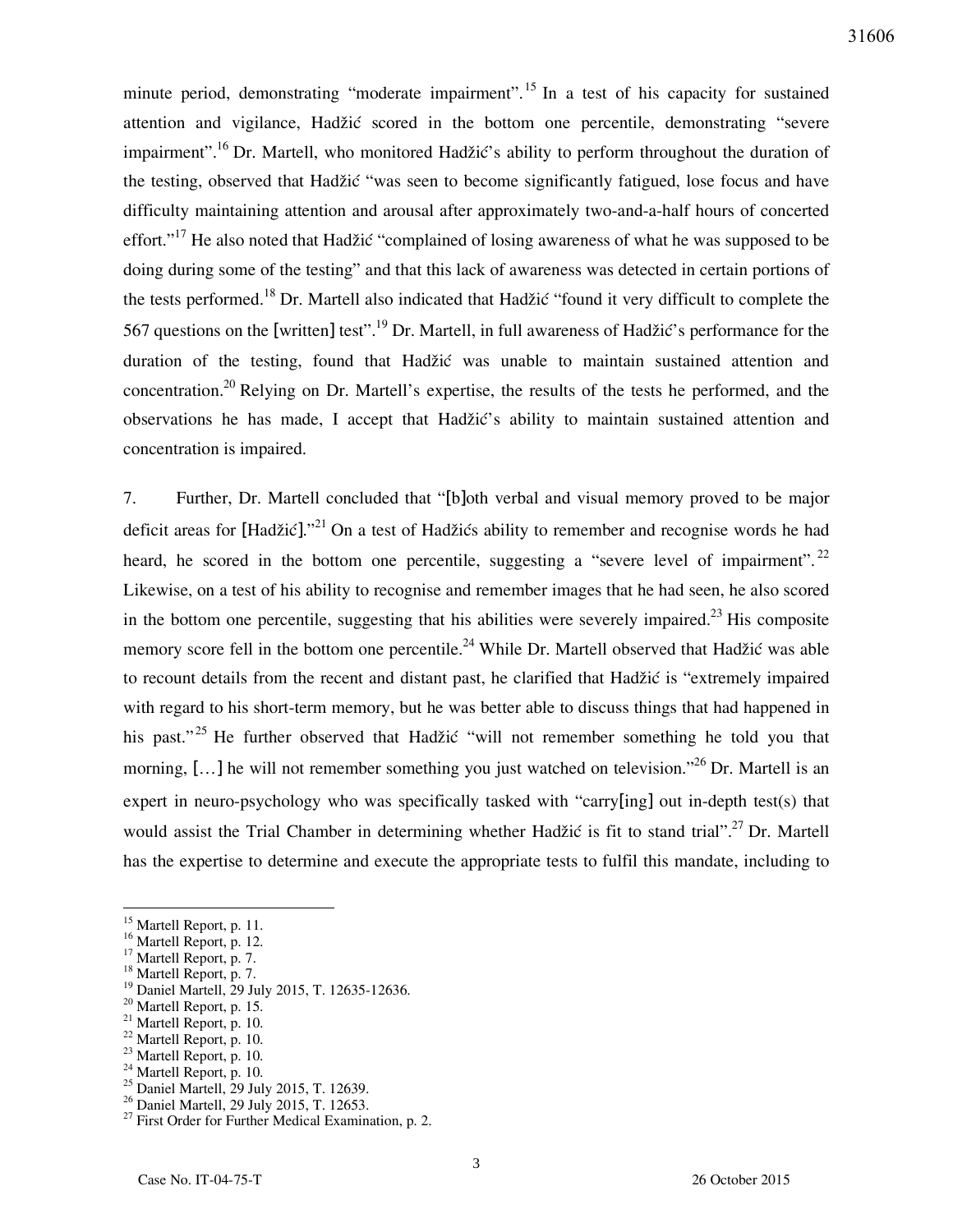minute period, demonstrating "moderate impairment".[15] In a test of his capacity for sustained attention and vigilance, Hadžić scored in the bottom one percentile, demonstrating "severe impairment".[16] Dr. Martell, who monitored Hadžić's ability to perform throughout the duration of the testing, observed that Hadžić "was seen to become significantly fatigued, lose focus and have difficulty maintaining attention and arousal after approximately two-and-a-half hours of concerted effort."[17] He also noted that Hadžić "complained of losing awareness of what he was supposed to be doing during some of the testing" and that this lack of awareness was detected in certain portions of the tests performed.[18] Dr. Martell also indicated that Hadžić "found it very difficult to complete the 567 questions on the [written] test".[19] Dr. Martell, in full awareness of Hadžić's performance for the duration of the testing, found that Hadžić was unable to maintain sustained attention and concentration.[20] Relying on Dr. Martell's expertise, the results of the tests he performed, and the observations he has made, I accept that Hadžić's ability to maintain sustained attention and concentration is impaired.

7. Further, Dr. Martell concluded that "[b]oth verbal and visual memory proved to be major deficit areas for [Hadžić]."[21] On a test of Hadžićs ability to remember and recognise words he had heard, he scored in the bottom one percentile, suggesting a "severe level of impairment".[22] Likewise, on a test of his ability to recognise and remember images that he had seen, he also scored in the bottom one percentile, suggesting that his abilities were severely impaired.[23] His composite memory score fell in the bottom one percentile.[24] While Dr. Martell observed that Hadžić was able to recount details from the recent and distant past, he clarified that Hadžić is "extremely impaired with regard to his short-term memory, but he was better able to discuss things that had happened in his past."[25] He further observed that Hadžić "will not remember something he told you that morning, […] he will not remember something you just watched on television."[26] Dr. Martell is an expert in neuro-psychology who was specifically tasked with "carry[ing] out in-depth test(s) that would assist the Trial Chamber in determining whether Hadžić is fit to stand trial".[27] Dr. Martell has the expertise to determine and execute the appropriate tests to fulfil this mandate, including to

[15] Martell Report, p. 11.
[16] Martell Report, p. 12.
[17] Martell Report, p. 7.
[18] Martell Report, p. 7.
[19] Daniel Martell, 29 July 2015, T. 12635-12636.
[20] Martell Report, p. 15.
[21] Martell Report, p. 10.
[22] Martell Report, p. 10.
[23] Martell Report, p. 10.
[24] Martell Report, p. 10.
[25] Daniel Martell, 29 July 2015, T. 12639.
[26] Daniel Martell, 29 July 2015, T. 12653.
[27] First Order for Further Medical Examination, p. 2.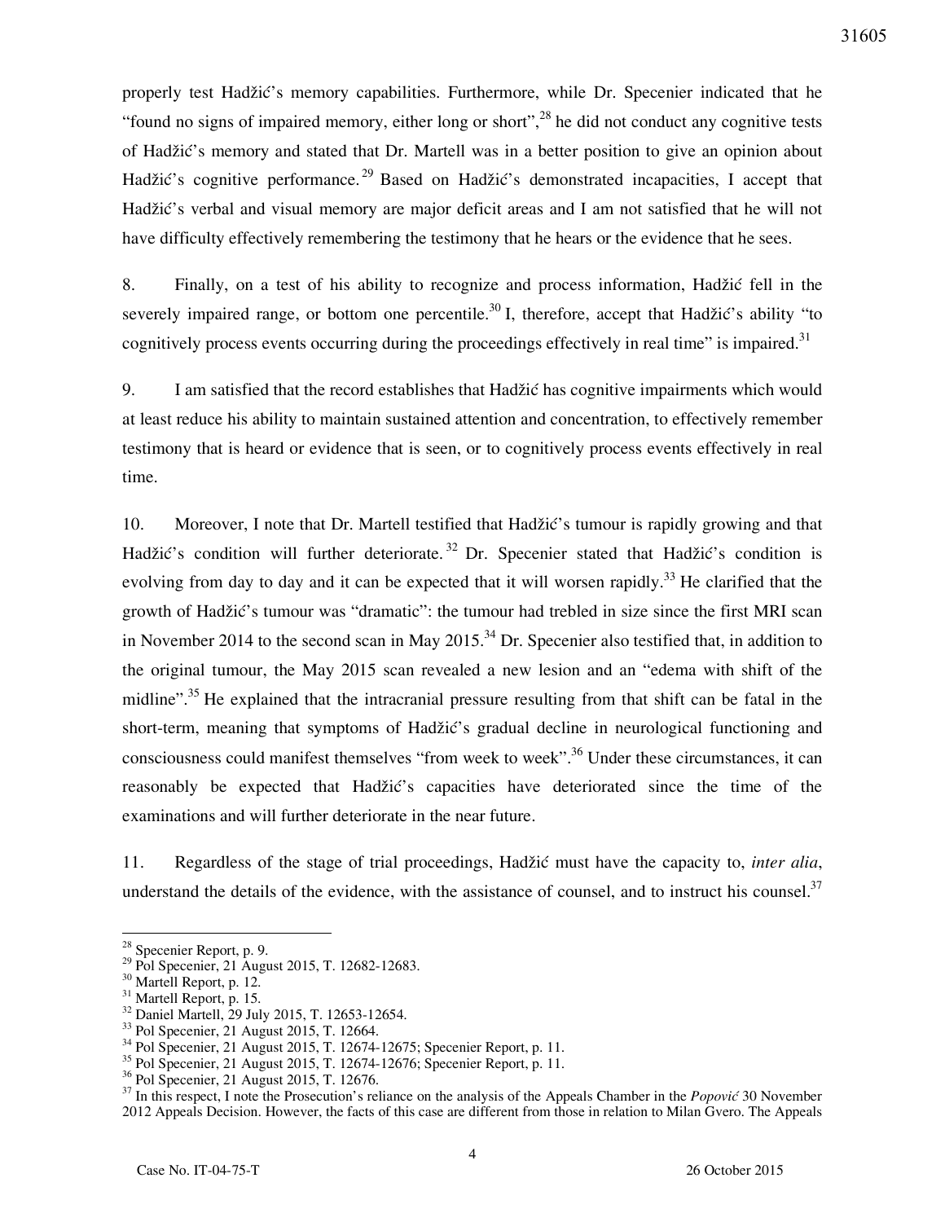properly test Hadžić's memory capabilities. Furthermore, while Dr. Specenier indicated that he "found no signs of impaired memory, either long or short",[28] he did not conduct any cognitive tests of Hadžić's memory and stated that Dr. Martell was in a better position to give an opinion about Hadžić's cognitive performance.[29] Based on Hadžić's demonstrated incapacities, I accept that Hadžić's verbal and visual memory are major deficit areas and I am not satisfied that he will not have difficulty effectively remembering the testimony that he hears or the evidence that he sees.

8. Finally, on a test of his ability to recognize and process information, Hadžić fell in the severely impaired range, or bottom one percentile.[30] I, therefore, accept that Hadžić's ability "to cognitively process events occurring during the proceedings effectively in real time" is impaired.[31]

9. I am satisfied that the record establishes that Hadžić has cognitive impairments which would at least reduce his ability to maintain sustained attention and concentration, to effectively remember testimony that is heard or evidence that is seen, or to cognitively process events effectively in real time.

10. Moreover, I note that Dr. Martell testified that Hadžić's tumour is rapidly growing and that Hadžić's condition will further deteriorate.[32] Dr. Specenier stated that Hadžić's condition is evolving from day to day and it can be expected that it will worsen rapidly.[33] He clarified that the growth of Hadžić's tumour was "dramatic": the tumour had trebled in size since the first MRI scan in November 2014 to the second scan in May 2015.[34] Dr. Specenier also testified that, in addition to the original tumour, the May 2015 scan revealed a new lesion and an "edema with shift of the midline".[35] He explained that the intracranial pressure resulting from that shift can be fatal in the short-term, meaning that symptoms of Hadžić's gradual decline in neurological functioning and consciousness could manifest themselves "from week to week".[36] Under these circumstances, it can reasonably be expected that Hadžić's capacities have deteriorated since the time of the examinations and will further deteriorate in the near future.

11. Regardless of the stage of trial proceedings, Hadžić must have the capacity to, *inter alia*, understand the details of the evidence, with the assistance of counsel, and to instruct his counsel.[37]

---

[28] Specenier Report, p. 9.

[29] Pol Specenier, 21 August 2015, T. 12682-12683.

[30] Martell Report, p. 12.

[31] Martell Report, p. 15.

[32] Daniel Martell, 29 July 2015, T. 12653-12654.

[33] Pol Specenier, 21 August 2015, T. 12664.

[34] Pol Specenier, 21 August 2015, T. 12674-12675; Specenier Report, p. 11.

[35] Pol Specenier, 21 August 2015, T. 12674-12676; Specenier Report, p. 11.

[36] Pol Specenier, 21 August 2015, T. 12676.

[37] In this respect, I note the Prosecution's reliance on the analysis of the Appeals Chamber in the *Popović* 30 November 2012 Appeals Decision. However, the facts of this case are different from those in relation to Milan Gvero. The Appeals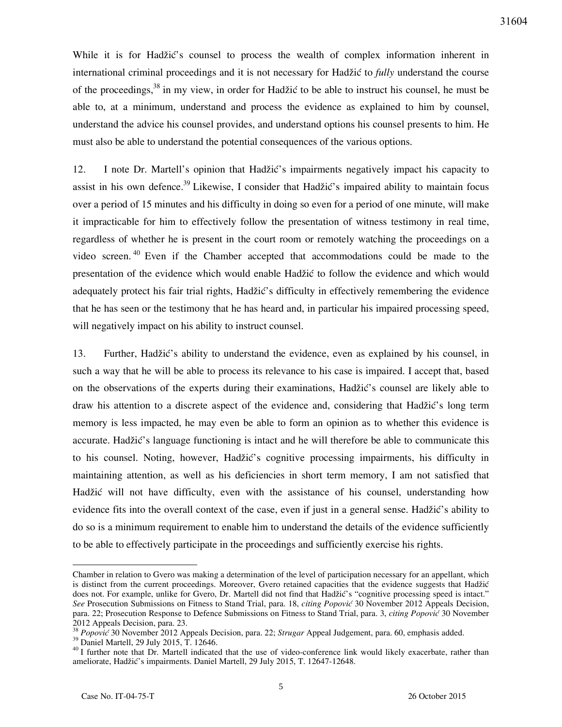While it is for Hadžić's counsel to process the wealth of complex information inherent in international criminal proceedings and it is not necessary for Hadžić to *fully* understand the course of the proceedings,[38] in my view, in order for Hadžić to be able to instruct his counsel, he must be able to, at a minimum, understand and process the evidence as explained to him by counsel, understand the advice his counsel provides, and understand options his counsel presents to him. He must also be able to understand the potential consequences of the various options.

12. I note Dr. Martell's opinion that Hadžić's impairments negatively impact his capacity to assist in his own defence.[39] Likewise, I consider that Hadžić's impaired ability to maintain focus over a period of 15 minutes and his difficulty in doing so even for a period of one minute, will make it impracticable for him to effectively follow the presentation of witness testimony in real time, regardless of whether he is present in the court room or remotely watching the proceedings on a video screen.[40] Even if the Chamber accepted that accommodations could be made to the presentation of the evidence which would enable Hadžić to follow the evidence and which would adequately protect his fair trial rights, Hadžić's difficulty in effectively remembering the evidence that he has seen or the testimony that he has heard and, in particular his impaired processing speed, will negatively impact on his ability to instruct counsel.

13. Further, Hadžić's ability to understand the evidence, even as explained by his counsel, in such a way that he will be able to process its relevance to his case is impaired. I accept that, based on the observations of the experts during their examinations, Hadžić's counsel are likely able to draw his attention to a discrete aspect of the evidence and, considering that Hadžić's long term memory is less impacted, he may even be able to form an opinion as to whether this evidence is accurate. Hadžić's language functioning is intact and he will therefore be able to communicate this to his counsel. Noting, however, Hadžić's cognitive processing impairments, his difficulty in maintaining attention, as well as his deficiencies in short term memory, I am not satisfied that Hadžić will not have difficulty, even with the assistance of his counsel, understanding how evidence fits into the overall context of the case, even if just in a general sense. Hadžić's ability to do so is a minimum requirement to enable him to understand the details of the evidence sufficiently to be able to effectively participate in the proceedings and sufficiently exercise his rights.

---

Chamber in relation to Gvero was making a determination of the level of participation necessary for an appellant, which is distinct from the current proceedings. Moreover, Gvero retained capacities that the evidence suggests that Hadžić does not. For example, unlike for Gvero, Dr. Martell did not find that Hadžić's "cognitive processing speed is intact." *See* Prosecution Submissions on Fitness to Stand Trial, para. 18, *citing Popović* 30 November 2012 Appeals Decision, para. 22; Prosecution Response to Defence Submissions on Fitness to Stand Trial, para. 3, *citing Popović* 30 November 2012 Appeals Decision, para. 23.

[38] *Popović* 30 November 2012 Appeals Decision, para. 22; *Strugar* Appeal Judgement, para. 60, emphasis added.

[39] Daniel Martell, 29 July 2015, T. 12646.

[40] I further note that Dr. Martell indicated that the use of video-conference link would likely exacerbate, rather than ameliorate, Hadžić's impairments. Daniel Martell, 29 July 2015, T. 12647-12648.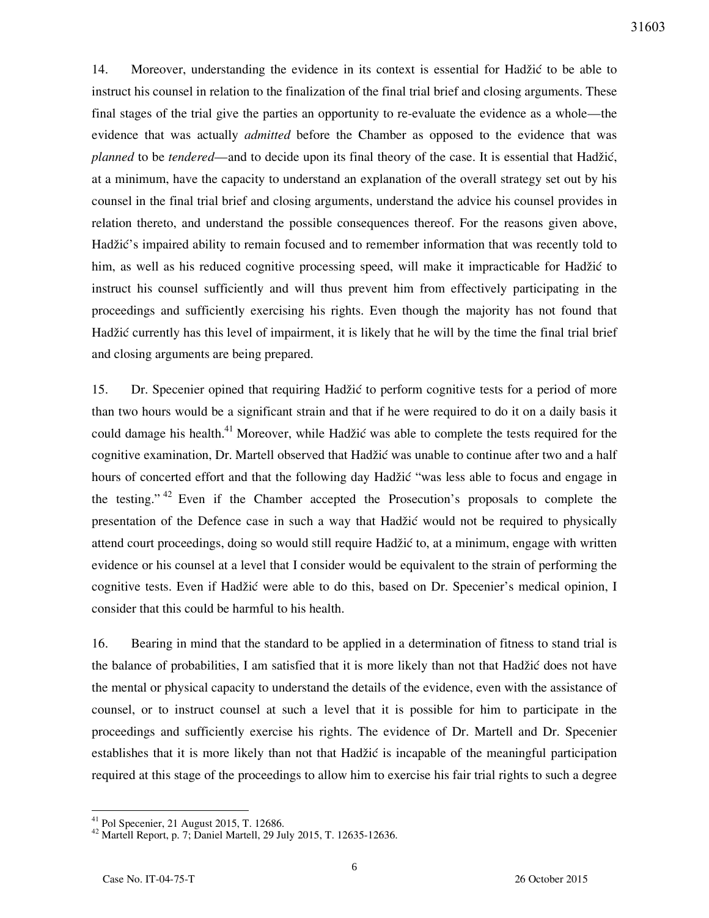14. Moreover, understanding the evidence in its context is essential for Hadžić to be able to instruct his counsel in relation to the finalization of the final trial brief and closing arguments. These final stages of the trial give the parties an opportunity to re-evaluate the evidence as a whole—the evidence that was actually *admitted* before the Chamber as opposed to the evidence that was *planned* to be *tendered*—and to decide upon its final theory of the case. It is essential that Hadžić, at a minimum, have the capacity to understand an explanation of the overall strategy set out by his counsel in the final trial brief and closing arguments, understand the advice his counsel provides in relation thereto, and understand the possible consequences thereof. For the reasons given above, Hadžić's impaired ability to remain focused and to remember information that was recently told to him, as well as his reduced cognitive processing speed, will make it impracticable for Hadžić to instruct his counsel sufficiently and will thus prevent him from effectively participating in the proceedings and sufficiently exercising his rights. Even though the majority has not found that Hadžić currently has this level of impairment, it is likely that he will by the time the final trial brief and closing arguments are being prepared.

15. Dr. Specenier opined that requiring Hadžić to perform cognitive tests for a period of more than two hours would be a significant strain and that if he were required to do it on a daily basis it could damage his health.[41] Moreover, while Hadžić was able to complete the tests required for the cognitive examination, Dr. Martell observed that Hadžić was unable to continue after two and a half hours of concerted effort and that the following day Hadžić "was less able to focus and engage in the testing."[42] Even if the Chamber accepted the Prosecution's proposals to complete the presentation of the Defence case in such a way that Hadžić would not be required to physically attend court proceedings, doing so would still require Hadžić to, at a minimum, engage with written evidence or his counsel at a level that I consider would be equivalent to the strain of performing the cognitive tests. Even if Hadžić were able to do this, based on Dr. Specenier's medical opinion, I consider that this could be harmful to his health.

16. Bearing in mind that the standard to be applied in a determination of fitness to stand trial is the balance of probabilities, I am satisfied that it is more likely than not that Hadžić does not have the mental or physical capacity to understand the details of the evidence, even with the assistance of counsel, or to instruct counsel at such a level that it is possible for him to participate in the proceedings and sufficiently exercise his rights. The evidence of Dr. Martell and Dr. Specenier establishes that it is more likely than not that Hadžić is incapable of the meaningful participation required at this stage of the proceedings to allow him to exercise his fair trial rights to such a degree

---

[41] Pol Specenier, 21 August 2015, T. 12686.

[42] Martell Report, p. 7; Daniel Martell, 29 July 2015, T. 12635-12636.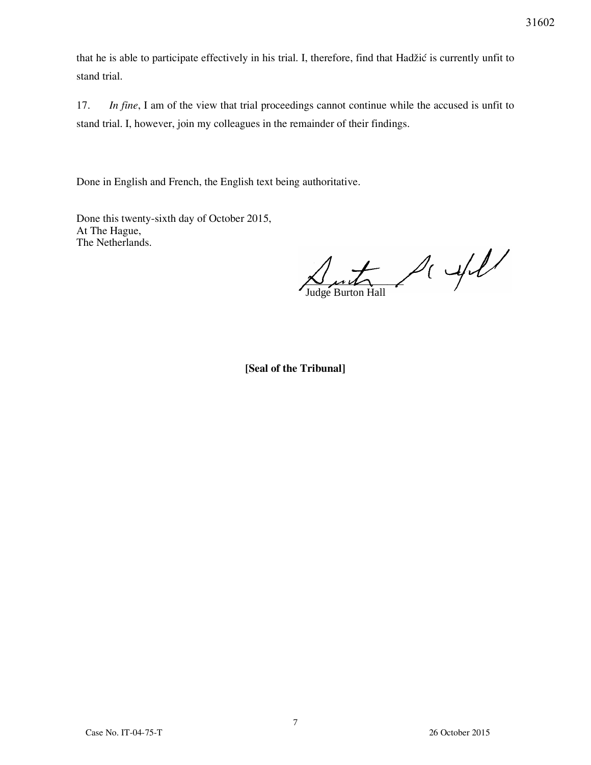that he is able to participate effectively in his trial. I, therefore, find that Hadžić is currently unfit to stand trial.

17. *In fine*, I am of the view that trial proceedings cannot continue while the accused is unfit to stand trial. I, however, join my colleagues in the remainder of their findings.

Done in English and French, the English text being authoritative.

Done this twenty-sixth day of October 2015,
At The Hague,
The Netherlands.

Judge Burton Hall

**[Seal of the Tribunal]**